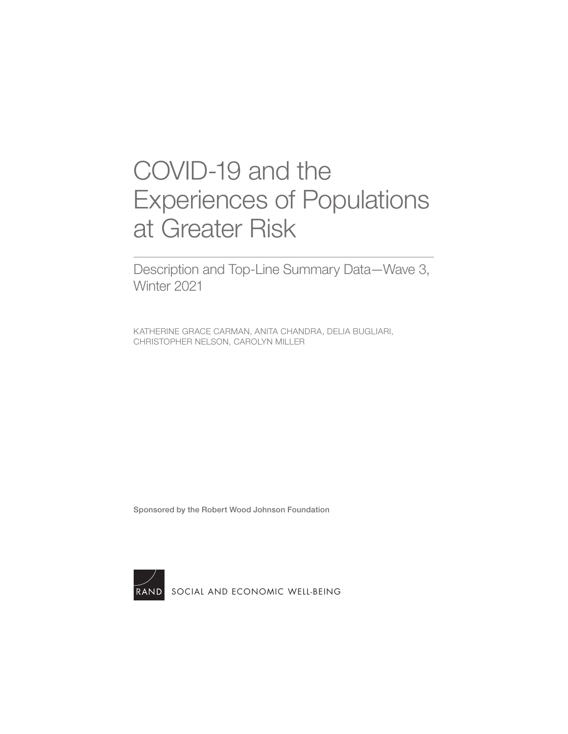# COVID-19 and the Experiences of Populations at Greater Risk

## Description and Top-Line Summary Data—Wave 3, Winter 2021

KATHERINE GRACE CARMAN, ANITA CHANDRA, DELIA BUGLIARI, CHRISTOPHER NELSON, CAROLYN MILLER

Sponsored by the Robert Wood Johnson Foundation

RAND SOCIAL AND ECONOMIC WELL-BEING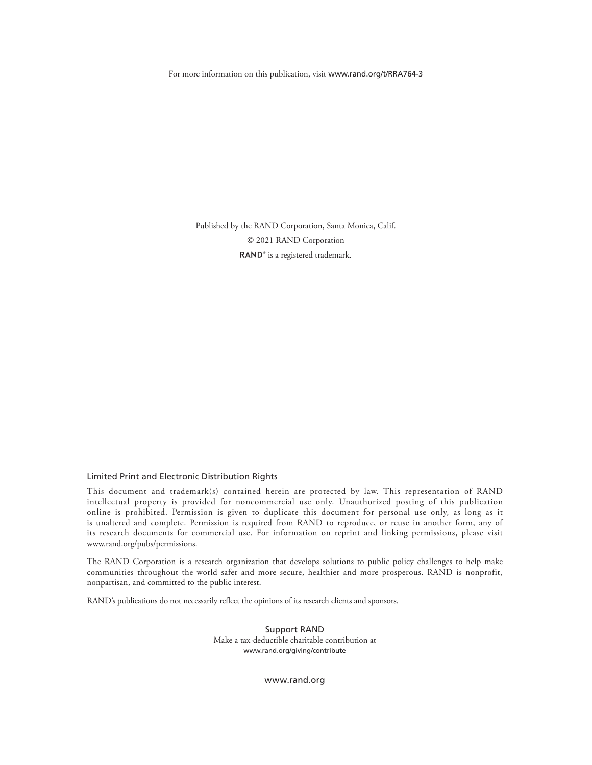For more information on this publication, visit www.rand.org/t/RRA764-3

Published by the RAND Corporation, Santa Monica, Calif.

© 2021 RAND Corporation

RAND® is a registered trademark.

### Limited Print and Electronic Distribution Rights

This document and trademark(s) contained herein are protected by law. This representation of RAND intellectual property is provided for noncommercial use only. Unauthorized posting of this publication online is prohibited. Permission is given to duplicate this document for personal use only, as long as it is unaltered and complete. Permission is required from RAND to reproduce, or reuse in another form, any of its research documents for commercial use. For information on reprint and linking permissions, please visit www.rand.org/pubs/permissions.

The RAND Corporation is a research organization that develops solutions to public policy challenges to help make communities throughout the world safer and more secure, healthier and more prosperous. RAND is nonprofit, nonpartisan, and committed to the public interest.

RAND's publications do not necessarily reflect the opinions of its research clients and sponsors.

Support RAND

Make a tax-deductible charitable contribution at

www.rand.org/giving/contribute

www.rand.org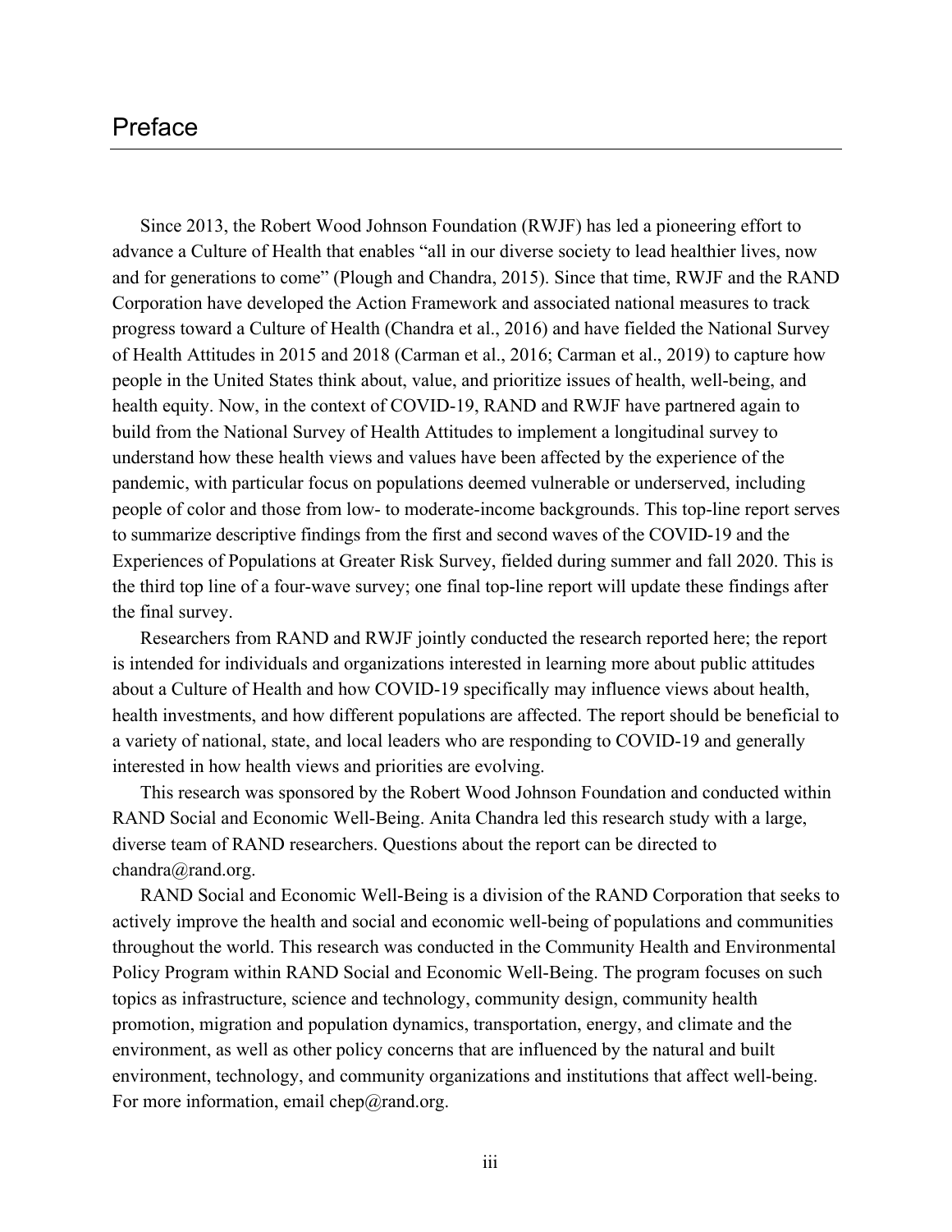# Preface

Since 2013, the Robert Wood Johnson Foundation (RWJF) has led a pioneering effort to advance a Culture of Health that enables "all in our diverse society to lead healthier lives, now and for generations to come" (Plough and Chandra, 2015). Since that time, RWJF and the RAND Corporation have developed the Action Framework and associated national measures to track progress toward a Culture of Health (Chandra et al., 2016) and have fielded the National Survey of Health Attitudes in 2015 and 2018 (Carman et al., 2016; Carman et al., 2019) to capture how people in the United States think about, value, and prioritize issues of health, well-being, and health equity. Now, in the context of COVID-19, RAND and RWJF have partnered again to build from the National Survey of Health Attitudes to implement a longitudinal survey to understand how these health views and values have been affected by the experience of the pandemic, with particular focus on populations deemed vulnerable or underserved, including people of color and those from low- to moderate-income backgrounds. This top-line report serves to summarize descriptive findings from the first and second waves of the COVID-19 and the Experiences of Populations at Greater Risk Survey, fielded during summer and fall 2020. This is the third top line of a four-wave survey; one final top-line report will update these findings after the final survey.

Researchers from RAND and RWJF jointly conducted the research reported here; the report is intended for individuals and organizations interested in learning more about public attitudes about a Culture of Health and how COVID-19 specifically may influence views about health, health investments, and how different populations are affected. The report should be beneficial to a variety of national, state, and local leaders who are responding to COVID-19 and generally interested in how health views and priorities are evolving.

This research was sponsored by the Robert Wood Johnson Foundation and conducted within RAND Social and Economic Well-Being. Anita Chandra led this research study with a large, diverse team of RAND researchers. Questions about the report can be directed to chandra@rand.org.

RAND Social and Economic Well-Being is a division of the RAND Corporation that seeks to actively improve the health and social and economic well-being of populations and communities throughout the world. This research was conducted in the Community Health and Environmental Policy Program within RAND Social and Economic Well-Being. The program focuses on such topics as infrastructure, science and technology, community design, community health promotion, migration and population dynamics, transportation, energy, and climate and the environment, as well as other policy concerns that are influenced by the natural and built environment, technology, and community organizations and institutions that affect well-being. For more information, email chep@rand.org.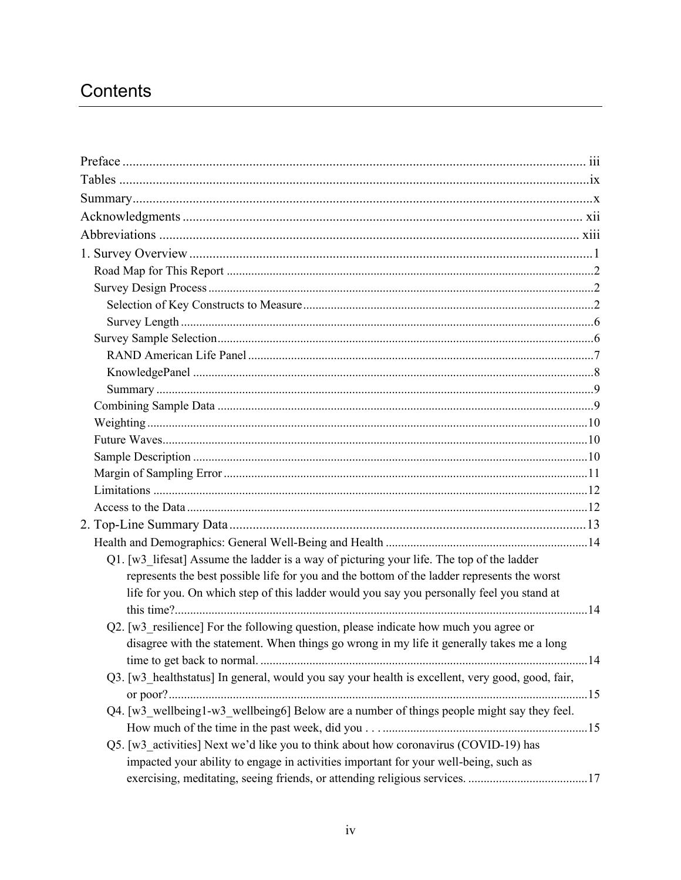# Contents

Preface ........................................................................................................................................ iii
Tables .........................................................................................................................................ix
Summary.......................................................................................................................................x
Acknowledgments ..................................................................................................................... xii
Abbreviations ........................................................................................................................... xiii
1. Survey Overview ......................................................................................................................1
   Road Map for This Report ......................................................................................................2
   Survey Design Process ............................................................................................................2
      Selection of Key Constructs to Measure ..............................................................................2
      Survey Length .....................................................................................................................6
   Survey Sample Selection.........................................................................................................6
      RAND American Life Panel ................................................................................................7
      KnowledgePanel ..................................................................................................................8
      Summary ..............................................................................................................................9
   Combining Sample Data .........................................................................................................9
   Weighting..............................................................................................................................10
   Future Waves.........................................................................................................................10
   Sample Description ...............................................................................................................10
   Margin of Sampling Error .....................................................................................................11
   Limitations ............................................................................................................................12
   Access to the Data .................................................................................................................12
2. Top-Line Summary Data ........................................................................................................13
   Health and Demographics: General Well-Being and Health .................................................14
      Q1. [w3_lifesat] Assume the ladder is a way of picturing your life. The top of the ladder represents the best possible life for you and the bottom of the ladder represents the worst life for you. On which step of this ladder would you say you personally feel you stand at this time?......................................................................................................................14
      Q2. [w3_resilience] For the following question, please indicate how much you agree or disagree with the statement. When things go wrong in my life it generally takes me a long time to get back to normal. ..........................................................................................14
      Q3. [w3_healthstatus] In general, would you say your health is excellent, very good, good, fair, or poor?........................................................................................................................15
      Q4. [w3_wellbeing1-w3_wellbeing6] Below are a number of things people might say they feel. How much of the time in the past week, did you . . . ..................................................................15
      Q5. [w3_activities] Next we'd like you to think about how coronavirus (COVID-19) has impacted your ability to engage in activities important for your well-being, such as exercising, meditating, seeing friends, or attending religious services. .......................................17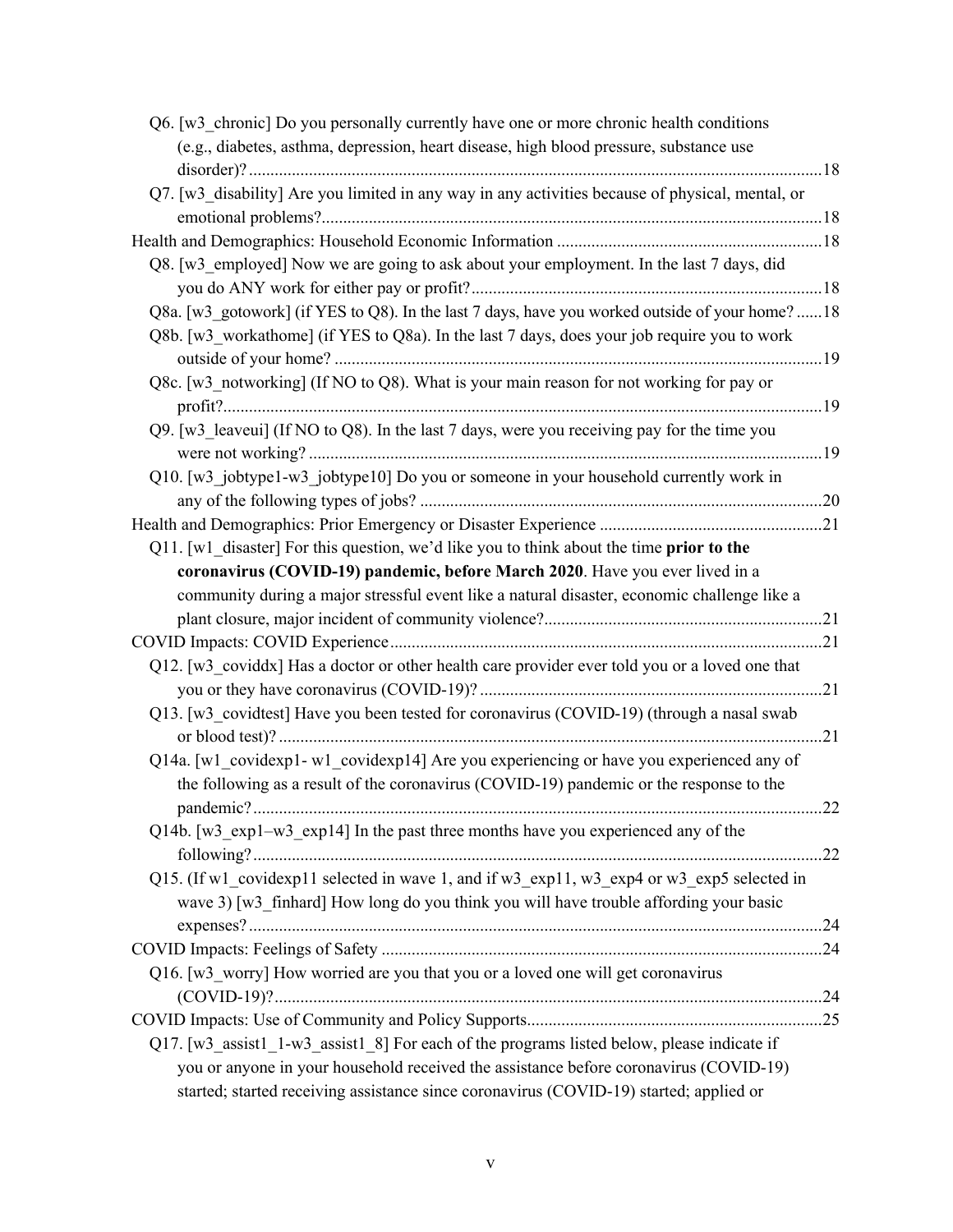Q6. [w3_chronic] Do you personally currently have one or more chronic health conditions (e.g., diabetes, asthma, depression, heart disease, high blood pressure, substance use disorder)? ........ 18

Q7. [w3_disability] Are you limited in any way in any activities because of physical, mental, or emotional problems? ........ 18

Health and Demographics: Household Economic Information ........ 18

Q8. [w3_employed] Now we are going to ask about your employment. In the last 7 days, did you do ANY work for either pay or profit? ........ 18

Q8a. [w3_gotowork] (if YES to Q8). In the last 7 days, have you worked outside of your home? ...... 18

Q8b. [w3_workathome] (if YES to Q8a). In the last 7 days, does your job require you to work outside of your home? ........ 19

Q8c. [w3_notworking] (If NO to Q8). What is your main reason for not working for pay or profit? ........ 19

Q9. [w3_leaveui] (If NO to Q8). In the last 7 days, were you receiving pay for the time you were not working? ........ 19

Q10. [w3_jobtype1-w3_jobtype10] Do you or someone in your household currently work in any of the following types of jobs? ........ 20

Health and Demographics: Prior Emergency or Disaster Experience ........ 21

Q11. [w1_disaster] For this question, we'd like you to think about the time **prior to the coronavirus (COVID-19) pandemic, before March 2020**. Have you ever lived in a community during a major stressful event like a natural disaster, economic challenge like a plant closure, major incident of community violence? ........ 21

COVID Impacts: COVID Experience ........ 21

Q12. [w3_coviddx] Has a doctor or other health care provider ever told you or a loved one that you or they have coronavirus (COVID-19)? ........ 21

Q13. [w3_covidtest] Have you been tested for coronavirus (COVID-19) (through a nasal swab or blood test)? ........ 21

Q14a. [w1_covidexp1- w1_covidexp14] Are you experiencing or have you experienced any of the following as a result of the coronavirus (COVID-19) pandemic or the response to the pandemic? ........ 22

Q14b. [w3_exp1–w3_exp14] In the past three months have you experienced any of the following? ........ 22

Q15. (If w1_covidexp11 selected in wave 1, and if w3_exp11, w3_exp4 or w3_exp5 selected in wave 3) [w3_finhard] How long do you think you will have trouble affording your basic expenses? ........ 24

COVID Impacts: Feelings of Safety ........ 24

Q16. [w3_worry] How worried are you that you or a loved one will get coronavirus (COVID-19)? ........ 24

COVID Impacts: Use of Community and Policy Supports ........ 25

Q17. [w3_assist1_1-w3_assist1_8] For each of the programs listed below, please indicate if you or anyone in your household received the assistance before coronavirus (COVID-19) started; started receiving assistance since coronavirus (COVID-19) started; applied or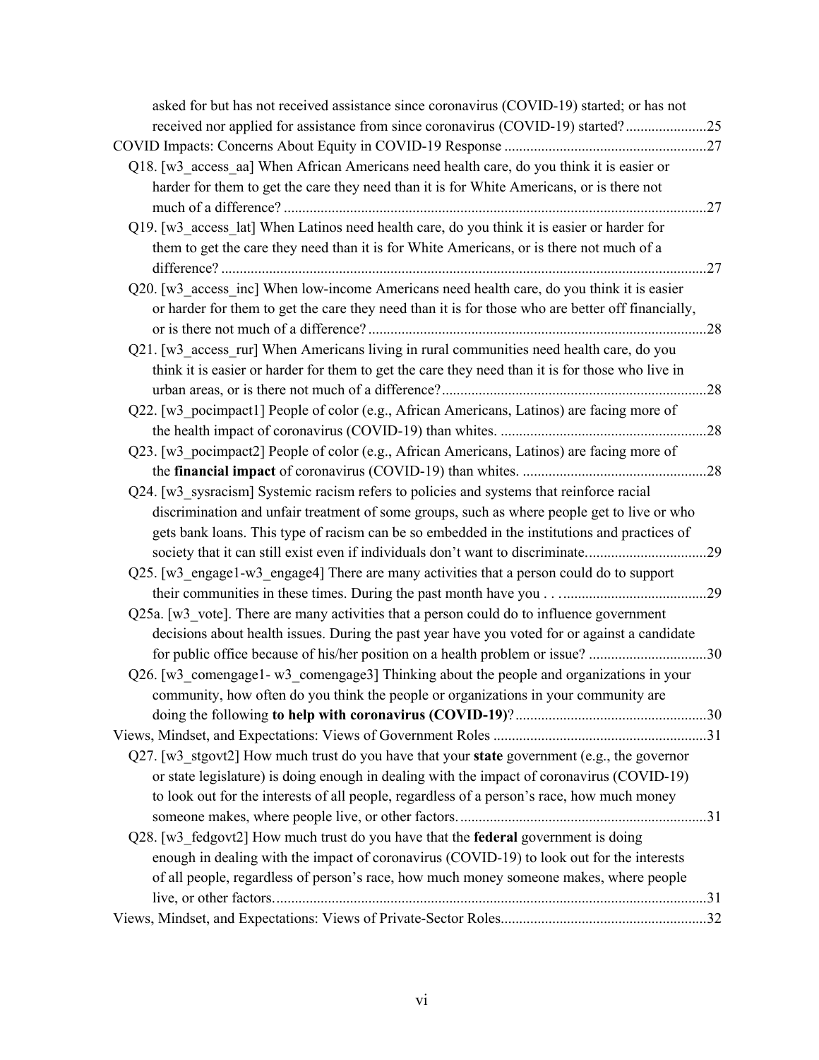asked for but has not received assistance since coronavirus (COVID-19) started; or has not received nor applied for assistance from since coronavirus (COVID-19) started? ...................... 25

COVID Impacts: Concerns About Equity in COVID-19 Response ....................................................... 27

Q18. [w3_access_aa] When African Americans need health care, do you think it is easier or harder for them to get the care they need than it is for White Americans, or is there not much of a difference? ................................................................................................................. 27

Q19. [w3_access_lat] When Latinos need health care, do you think it is easier or harder for them to get the care they need than it is for White Americans, or is there not much of a difference? ................................................................................................................. 27

Q20. [w3_access_inc] When low-income Americans need health care, do you think it is easier or harder for them to get the care they need than it is for those who are better off financially, or is there not much of a difference? ........................................................................................ 28

Q21. [w3_access_rur] When Americans living in rural communities need health care, do you think it is easier or harder for them to get the care they need than it is for those who live in urban areas, or is there not much of a difference? ....................................................................... 28

Q22. [w3_pocimpact1] People of color (e.g., African Americans, Latinos) are facing more of the health impact of coronavirus (COVID-19) than whites. ........................................................ 28

Q23. [w3_pocimpact2] People of color (e.g., African Americans, Latinos) are facing more of the **financial impact** of coronavirus (COVID-19) than whites. .................................................. 28

Q24. [w3_sysracism] Systemic racism refers to policies and systems that reinforce racial discrimination and unfair treatment of some groups, such as where people get to live or who gets bank loans. This type of racism can be so embedded in the institutions and practices of society that it can still exist even if individuals don't want to discriminate. ................................ 29

Q25. [w3_engage1-w3_engage4] There are many activities that a person could do to support their communities in these times. During the past month have you . . . ....................................... 29

Q25a. [w3_vote]. There are many activities that a person could do to influence government decisions about health issues. During the past year have you voted for or against a candidate for public office because of his/her position on a health problem or issue? ................................ 30

Q26. [w3_comengage1- w3_comengage3] Thinking about the people and organizations in your community, how often do you think the people or organizations in your community are doing the following **to help with coronavirus (COVID-19)**? .................................................... 30

Views, Mindset, and Expectations: Views of Government Roles .......................................................... 31

Q27. [w3_stgovt2] How much trust do you have that your **state** government (e.g., the governor or state legislature) is doing enough in dealing with the impact of coronavirus (COVID-19) to look out for the interests of all people, regardless of a person's race, how much money someone makes, where people live, or other factors. .................................................................. 31

Q28. [w3_fedgovt2] How much trust do you have that the **federal** government is doing enough in dealing with the impact of coronavirus (COVID-19) to look out for the interests of all people, regardless of person's race, how much money someone makes, where people live, or other factors. .................................................................................................................... 31

Views, Mindset, and Expectations: Views of Private-Sector Roles ........................................................ 32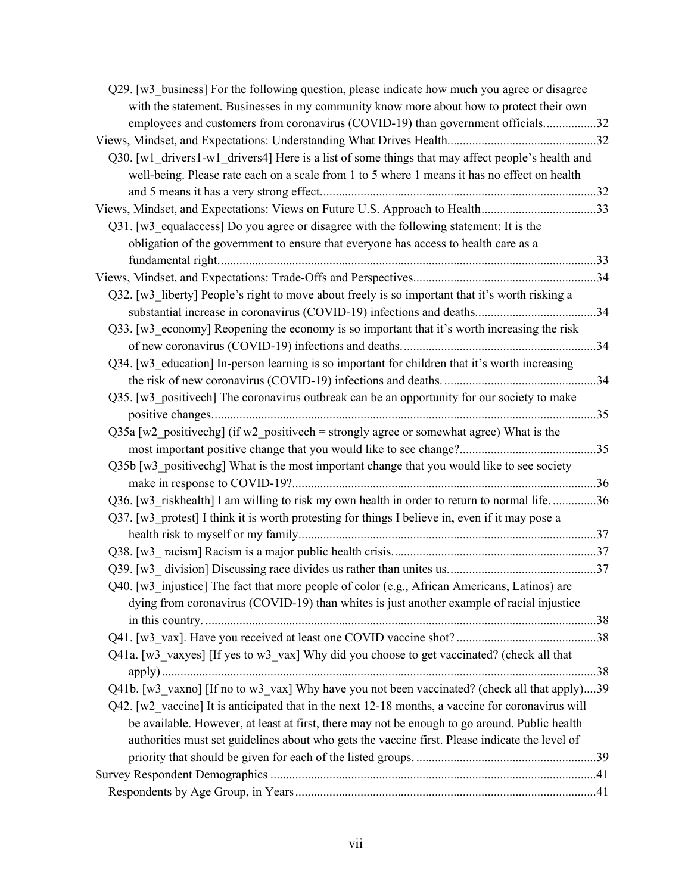Q29. [w3_business] For the following question, please indicate how much you agree or disagree with the statement. Businesses in my community know more about how to protect their own employees and customers from coronavirus (COVID-19) than government officials.................32

Views, Mindset, and Expectations: Understanding What Drives Health................................................32

Q30. [w1_drivers1-w1_drivers4] Here is a list of some things that may affect people's health and well-being. Please rate each on a scale from 1 to 5 where 1 means it has no effect on health and 5 means it has a very strong effect........................................................................................32

Views, Mindset, and Expectations: Views on Future U.S. Approach to Health.....................................33

Q31. [w3_equalaccess] Do you agree or disagree with the following statement: It is the obligation of the government to ensure that everyone has access to health care as a fundamental right.........................................................................................................................33

Views, Mindset, and Expectations: Trade-Offs and Perspectives..........................................................34

Q32. [w3_liberty] People's right to move about freely is so important that it's worth risking a substantial increase in coronavirus (COVID-19) infections and deaths.......................................34

Q33. [w3_economy] Reopening the economy is so important that it's worth increasing the risk of new coronavirus (COVID-19) infections and deaths..............................................................34

Q34. [w3_education] In-person learning is so important for children that it's worth increasing the risk of new coronavirus (COVID-19) infections and deaths.................................................34

Q35. [w3_positivech] The coronavirus outbreak can be an opportunity for our society to make positive changes...........................................................................................................................35

Q35a [w2_positivechg] (if w2_positivech = strongly agree or somewhat agree) What is the most important positive change that you would like to see change?............................................35

Q35b [w3_positivechg] What is the most important change that you would like to see society make in response to COVID-19?.................................................................................................36

Q36. [w3_riskhealth] I am willing to risk my own health in order to return to normal life. ..............36

Q37. [w3_protest] I think it is worth protesting for things I believe in, even if it may pose a health risk to myself or my family................................................................................................37

Q38. [w3_ racism] Racism is a major public health crisis..................................................................37

Q39. [w3_ division] Discussing race divides us rather than unites us................................................37

Q40. [w3_injustice] The fact that more people of color (e.g., African Americans, Latinos) are dying from coronavirus (COVID-19) than whites is just another example of racial injustice in this country. .............................................................................................................................38

Q41. [w3_vax]. Have you received at least one COVID vaccine shot? .............................................38

Q41a. [w3_vaxyes] [If yes to w3_vax] Why did you choose to get vaccinated? (check all that apply)...........................................................................................................................................38

Q41b. [w3_vaxno] [If no to w3_vax] Why have you not been vaccinated? (check all that apply)....39

Q42. [w2_vaccine] It is anticipated that in the next 12-18 months, a vaccine for coronavirus will be available. However, at least at first, there may not be enough to go around. Public health authorities must set guidelines about who gets the vaccine first. Please indicate the level of priority that should be given for each of the listed groups. ..........................................................39

Survey Respondent Demographics ........................................................................................................41

Respondents by Age Group, in Years................................................................................................41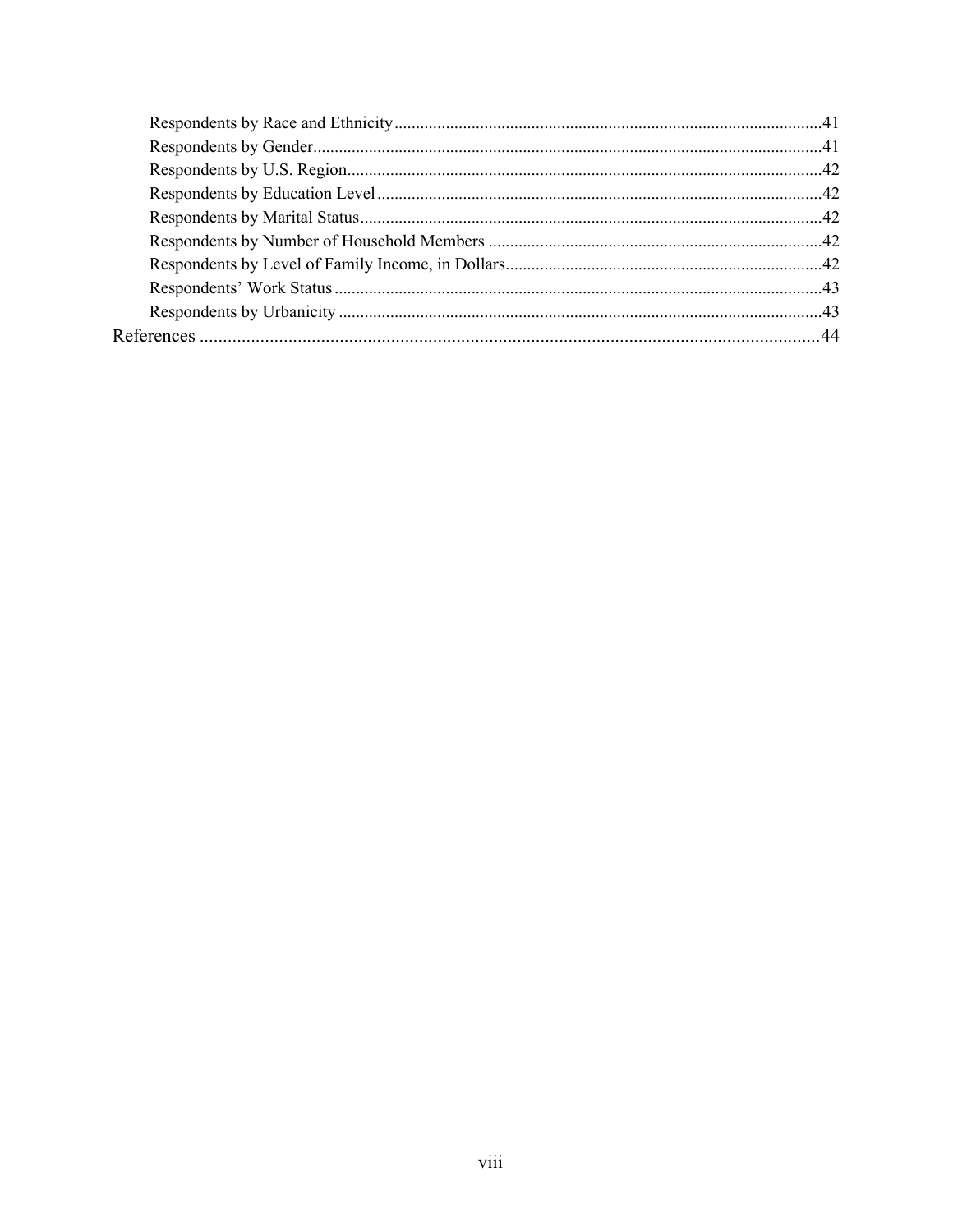Respondents by Race and Ethnicity....................................................................................................41
Respondents by Gender......................................................................................................................41
Respondents by U.S. Region..............................................................................................................42
Respondents by Education Level.......................................................................................................42
Respondents by Marital Status...........................................................................................................42
Respondents by Number of Household Members .............................................................................42
Respondents by Level of Family Income, in Dollars.........................................................................42
Respondents' Work Status .................................................................................................................43
Respondents by Urbanicity ................................................................................................................43

References ........................................................................................................................................44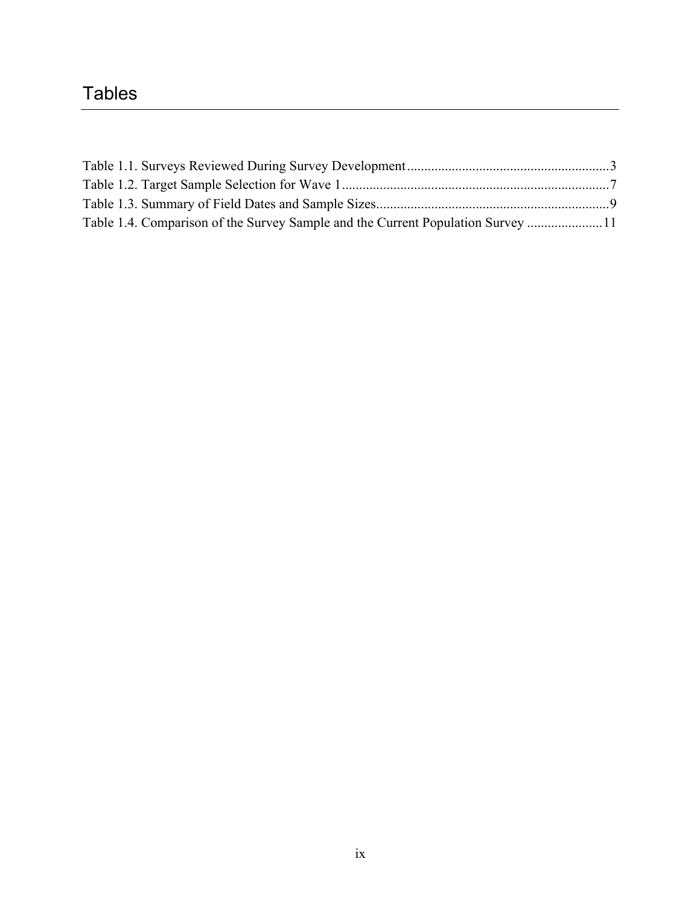# Tables

Table 1.1. Surveys Reviewed During Survey Development ........................................................... 3
Table 1.2. Target Sample Selection for Wave 1 .............................................................................. 7
Table 1.3. Summary of Field Dates and Sample Sizes .................................................................... 9
Table 1.4. Comparison of the Survey Sample and the Current Population Survey ...................... 11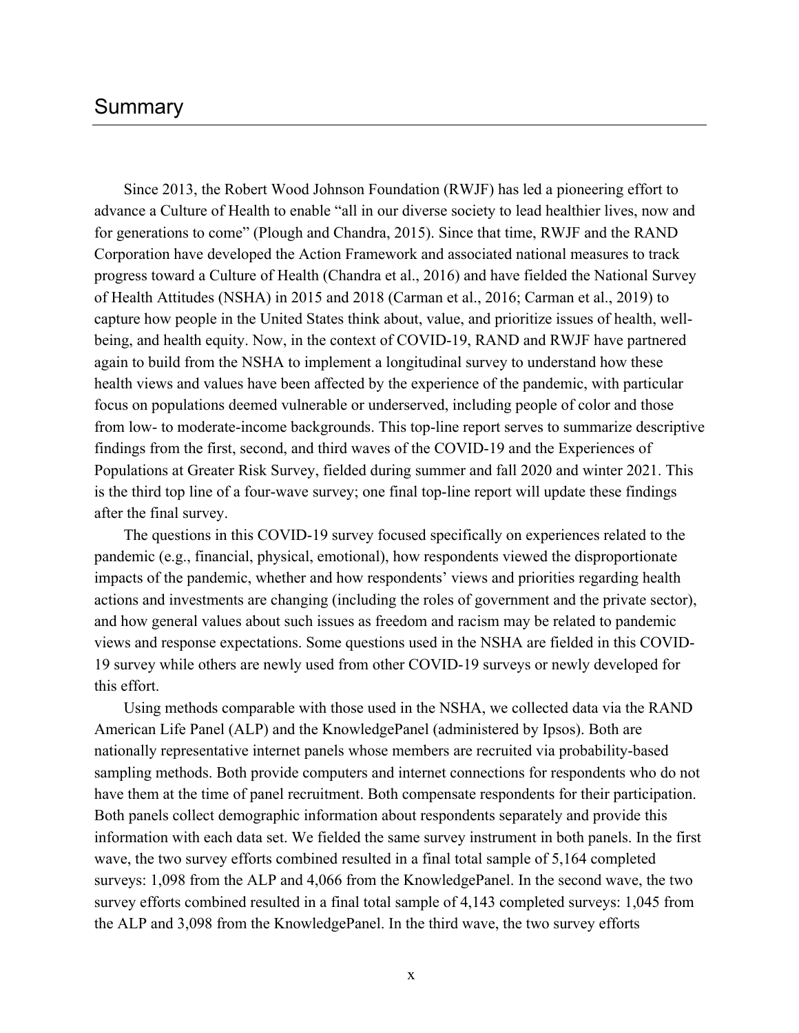# Summary

Since 2013, the Robert Wood Johnson Foundation (RWJF) has led a pioneering effort to advance a Culture of Health to enable "all in our diverse society to lead healthier lives, now and for generations to come" (Plough and Chandra, 2015). Since that time, RWJF and the RAND Corporation have developed the Action Framework and associated national measures to track progress toward a Culture of Health (Chandra et al., 2016) and have fielded the National Survey of Health Attitudes (NSHA) in 2015 and 2018 (Carman et al., 2016; Carman et al., 2019) to capture how people in the United States think about, value, and prioritize issues of health, well-being, and health equity. Now, in the context of COVID-19, RAND and RWJF have partnered again to build from the NSHA to implement a longitudinal survey to understand how these health views and values have been affected by the experience of the pandemic, with particular focus on populations deemed vulnerable or underserved, including people of color and those from low- to moderate-income backgrounds. This top-line report serves to summarize descriptive findings from the first, second, and third waves of the COVID-19 and the Experiences of Populations at Greater Risk Survey, fielded during summer and fall 2020 and winter 2021. This is the third top line of a four-wave survey; one final top-line report will update these findings after the final survey.

The questions in this COVID-19 survey focused specifically on experiences related to the pandemic (e.g., financial, physical, emotional), how respondents viewed the disproportionate impacts of the pandemic, whether and how respondents' views and priorities regarding health actions and investments are changing (including the roles of government and the private sector), and how general values about such issues as freedom and racism may be related to pandemic views and response expectations. Some questions used in the NSHA are fielded in this COVID-19 survey while others are newly used from other COVID-19 surveys or newly developed for this effort.

Using methods comparable with those used in the NSHA, we collected data via the RAND American Life Panel (ALP) and the KnowledgePanel (administered by Ipsos). Both are nationally representative internet panels whose members are recruited via probability-based sampling methods. Both provide computers and internet connections for respondents who do not have them at the time of panel recruitment. Both compensate respondents for their participation. Both panels collect demographic information about respondents separately and provide this information with each data set. We fielded the same survey instrument in both panels. In the first wave, the two survey efforts combined resulted in a final total sample of 5,164 completed surveys: 1,098 from the ALP and 4,066 from the KnowledgePanel. In the second wave, the two survey efforts combined resulted in a final total sample of 4,143 completed surveys: 1,045 from the ALP and 3,098 from the KnowledgePanel. In the third wave, the two survey efforts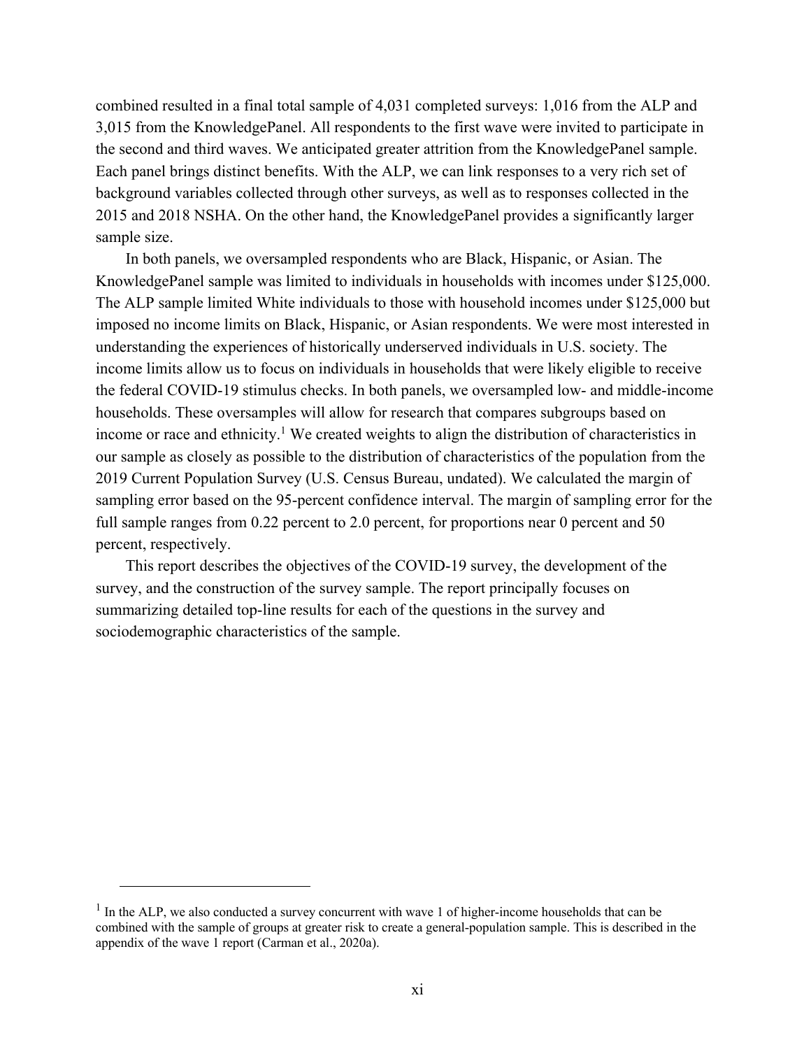combined resulted in a final total sample of 4,031 completed surveys: 1,016 from the ALP and 3,015 from the KnowledgePanel. All respondents to the first wave were invited to participate in the second and third waves. We anticipated greater attrition from the KnowledgePanel sample. Each panel brings distinct benefits. With the ALP, we can link responses to a very rich set of background variables collected through other surveys, as well as to responses collected in the 2015 and 2018 NSHA. On the other hand, the KnowledgePanel provides a significantly larger sample size.

In both panels, we oversampled respondents who are Black, Hispanic, or Asian. The KnowledgePanel sample was limited to individuals in households with incomes under $125,000. The ALP sample limited White individuals to those with household incomes under $125,000 but imposed no income limits on Black, Hispanic, or Asian respondents. We were most interested in understanding the experiences of historically underserved individuals in U.S. society. The income limits allow us to focus on individuals in households that were likely eligible to receive the federal COVID-19 stimulus checks. In both panels, we oversampled low- and middle-income households. These oversamples will allow for research that compares subgroups based on income or race and ethnicity.[1] We created weights to align the distribution of characteristics in our sample as closely as possible to the distribution of characteristics of the population from the 2019 Current Population Survey (U.S. Census Bureau, undated). We calculated the margin of sampling error based on the 95-percent confidence interval. The margin of sampling error for the full sample ranges from 0.22 percent to 2.0 percent, for proportions near 0 percent and 50 percent, respectively.

This report describes the objectives of the COVID-19 survey, the development of the survey, and the construction of the survey sample. The report principally focuses on summarizing detailed top-line results for each of the questions in the survey and sociodemographic characteristics of the sample.

[1] In the ALP, we also conducted a survey concurrent with wave 1 of higher-income households that can be combined with the sample of groups at greater risk to create a general-population sample. This is described in the appendix of the wave 1 report (Carman et al., 2020a).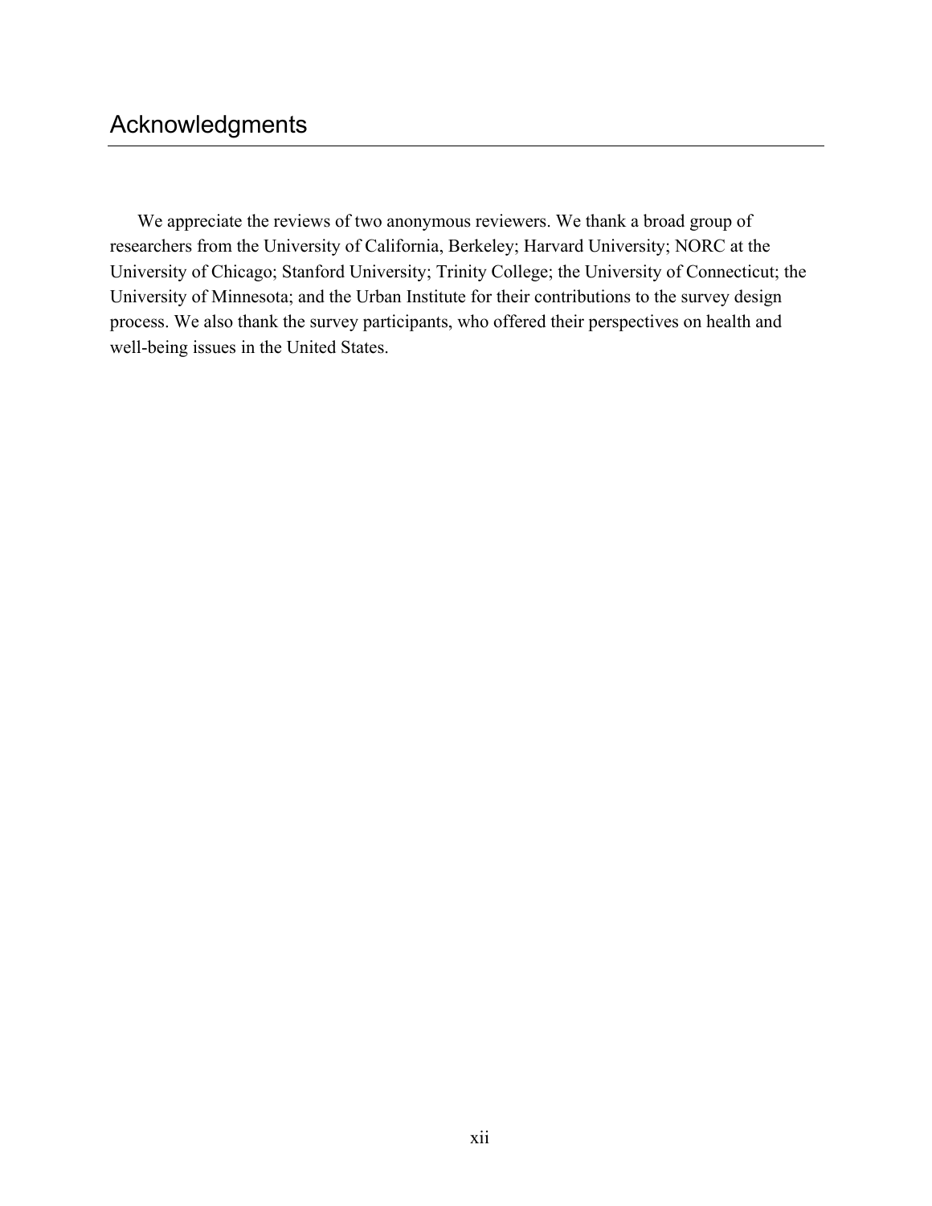# Acknowledgments

We appreciate the reviews of two anonymous reviewers. We thank a broad group of researchers from the University of California, Berkeley; Harvard University; NORC at the University of Chicago; Stanford University; Trinity College; the University of Connecticut; the University of Minnesota; and the Urban Institute for their contributions to the survey design process. We also thank the survey participants, who offered their perspectives on health and well-being issues in the United States.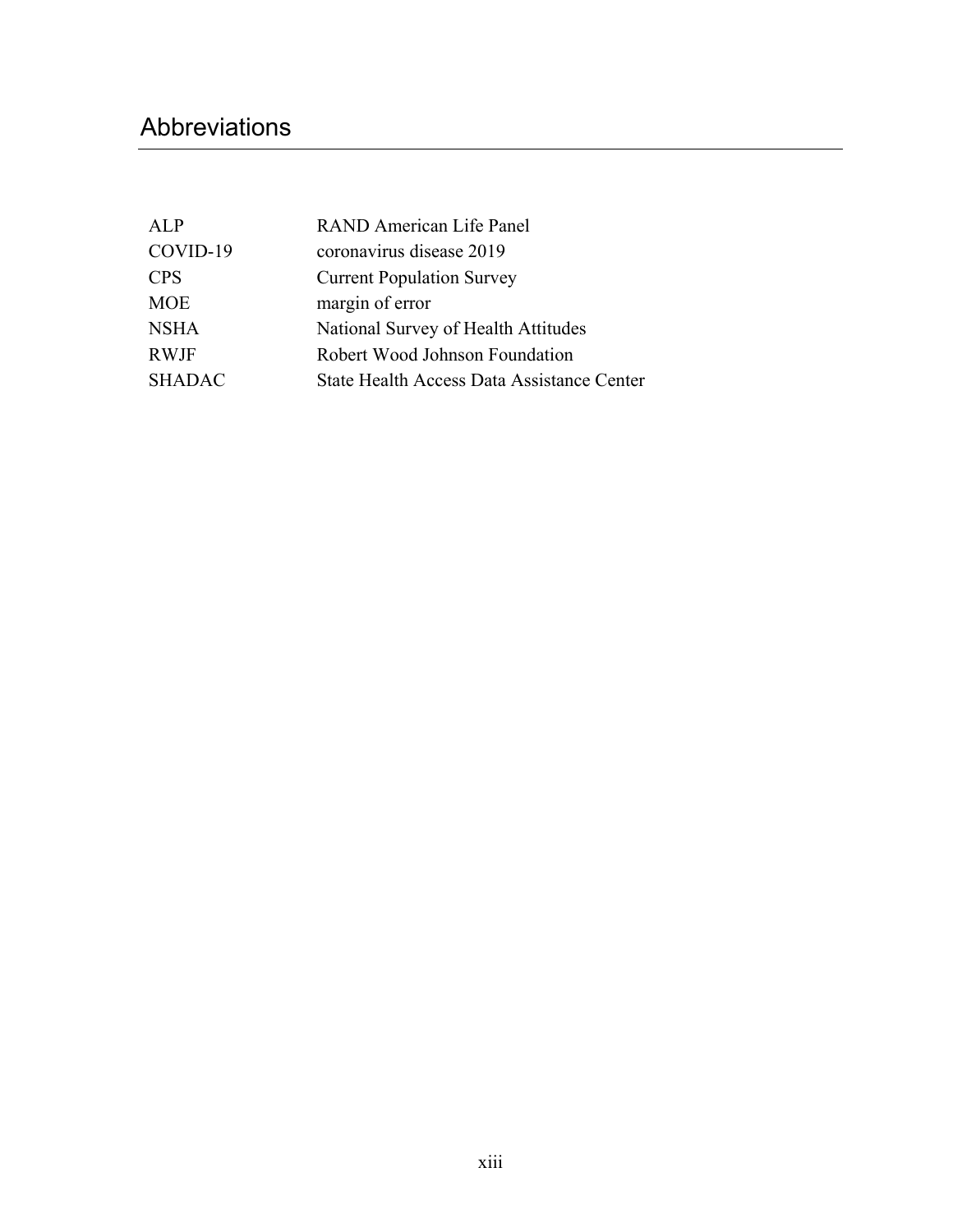# Abbreviations

| | |
|---|---|
| ALP | RAND American Life Panel |
| COVID-19 | coronavirus disease 2019 |
| CPS | Current Population Survey |
| MOE | margin of error |
| NSHA | National Survey of Health Attitudes |
| RWJF | Robert Wood Johnson Foundation |
| SHADAC | State Health Access Data Assistance Center |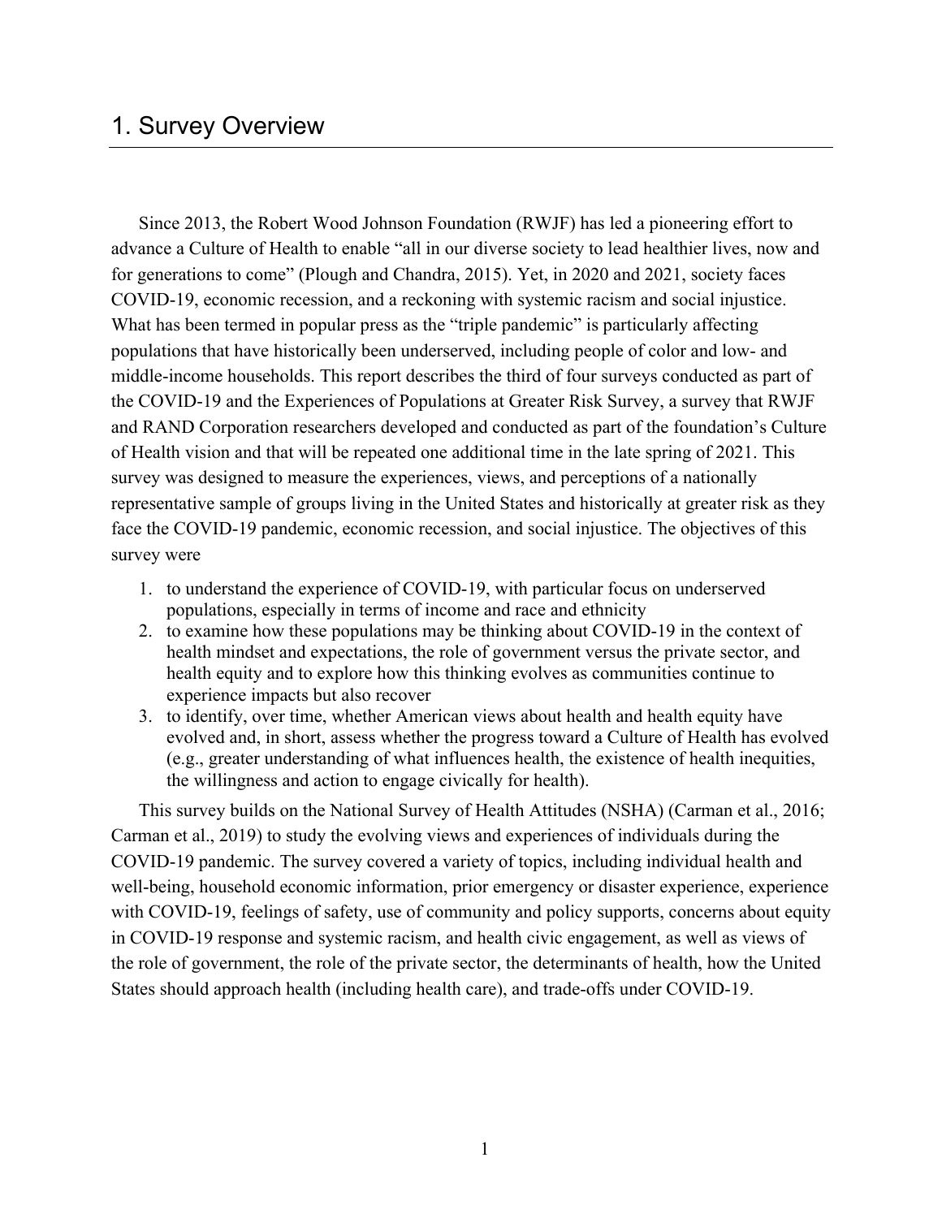# 1. Survey Overview

Since 2013, the Robert Wood Johnson Foundation (RWJF) has led a pioneering effort to advance a Culture of Health to enable "all in our diverse society to lead healthier lives, now and for generations to come" (Plough and Chandra, 2015). Yet, in 2020 and 2021, society faces COVID-19, economic recession, and a reckoning with systemic racism and social injustice. What has been termed in popular press as the "triple pandemic" is particularly affecting populations that have historically been underserved, including people of color and low- and middle-income households. This report describes the third of four surveys conducted as part of the COVID-19 and the Experiences of Populations at Greater Risk Survey, a survey that RWJF and RAND Corporation researchers developed and conducted as part of the foundation's Culture of Health vision and that will be repeated one additional time in the late spring of 2021. This survey was designed to measure the experiences, views, and perceptions of a nationally representative sample of groups living in the United States and historically at greater risk as they face the COVID-19 pandemic, economic recession, and social injustice. The objectives of this survey were

1. to understand the experience of COVID-19, with particular focus on underserved populations, especially in terms of income and race and ethnicity
2. to examine how these populations may be thinking about COVID-19 in the context of health mindset and expectations, the role of government versus the private sector, and health equity and to explore how this thinking evolves as communities continue to experience impacts but also recover
3. to identify, over time, whether American views about health and health equity have evolved and, in short, assess whether the progress toward a Culture of Health has evolved (e.g., greater understanding of what influences health, the existence of health inequities, the willingness and action to engage civically for health).

This survey builds on the National Survey of Health Attitudes (NSHA) (Carman et al., 2016; Carman et al., 2019) to study the evolving views and experiences of individuals during the COVID-19 pandemic. The survey covered a variety of topics, including individual health and well-being, household economic information, prior emergency or disaster experience, experience with COVID-19, feelings of safety, use of community and policy supports, concerns about equity in COVID-19 response and systemic racism, and health civic engagement, as well as views of the role of government, the role of the private sector, the determinants of health, how the United States should approach health (including health care), and trade-offs under COVID-19.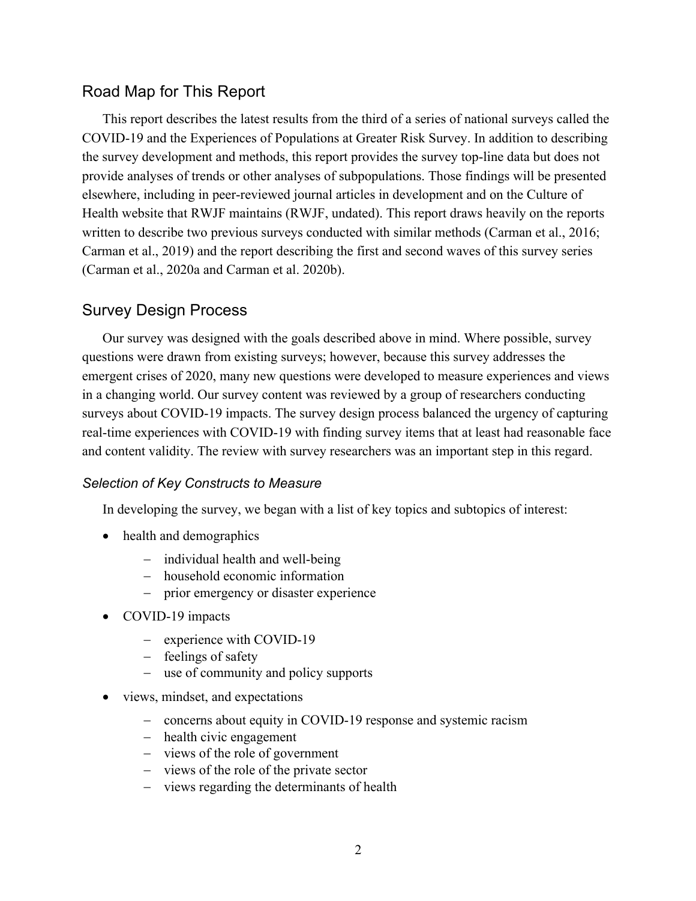## Road Map for This Report

This report describes the latest results from the third of a series of national surveys called the COVID-19 and the Experiences of Populations at Greater Risk Survey. In addition to describing the survey development and methods, this report provides the survey top-line data but does not provide analyses of trends or other analyses of subpopulations. Those findings will be presented elsewhere, including in peer-reviewed journal articles in development and on the Culture of Health website that RWJF maintains (RWJF, undated). This report draws heavily on the reports written to describe two previous surveys conducted with similar methods (Carman et al., 2016; Carman et al., 2019) and the report describing the first and second waves of this survey series (Carman et al., 2020a and Carman et al. 2020b).

## Survey Design Process

Our survey was designed with the goals described above in mind. Where possible, survey questions were drawn from existing surveys; however, because this survey addresses the emergent crises of 2020, many new questions were developed to measure experiences and views in a changing world. Our survey content was reviewed by a group of researchers conducting surveys about COVID-19 impacts. The survey design process balanced the urgency of capturing real-time experiences with COVID-19 with finding survey items that at least had reasonable face and content validity. The review with survey researchers was an important step in this regard.

### *Selection of Key Constructs to Measure*

In developing the survey, we began with a list of key topics and subtopics of interest:

- health and demographics
  - individual health and well-being
  - household economic information
  - prior emergency or disaster experience
- COVID-19 impacts
  - experience with COVID-19
  - feelings of safety
  - use of community and policy supports
- views, mindset, and expectations
  - concerns about equity in COVID-19 response and systemic racism
  - health civic engagement
  - views of the role of government
  - views of the role of the private sector
  - views regarding the determinants of health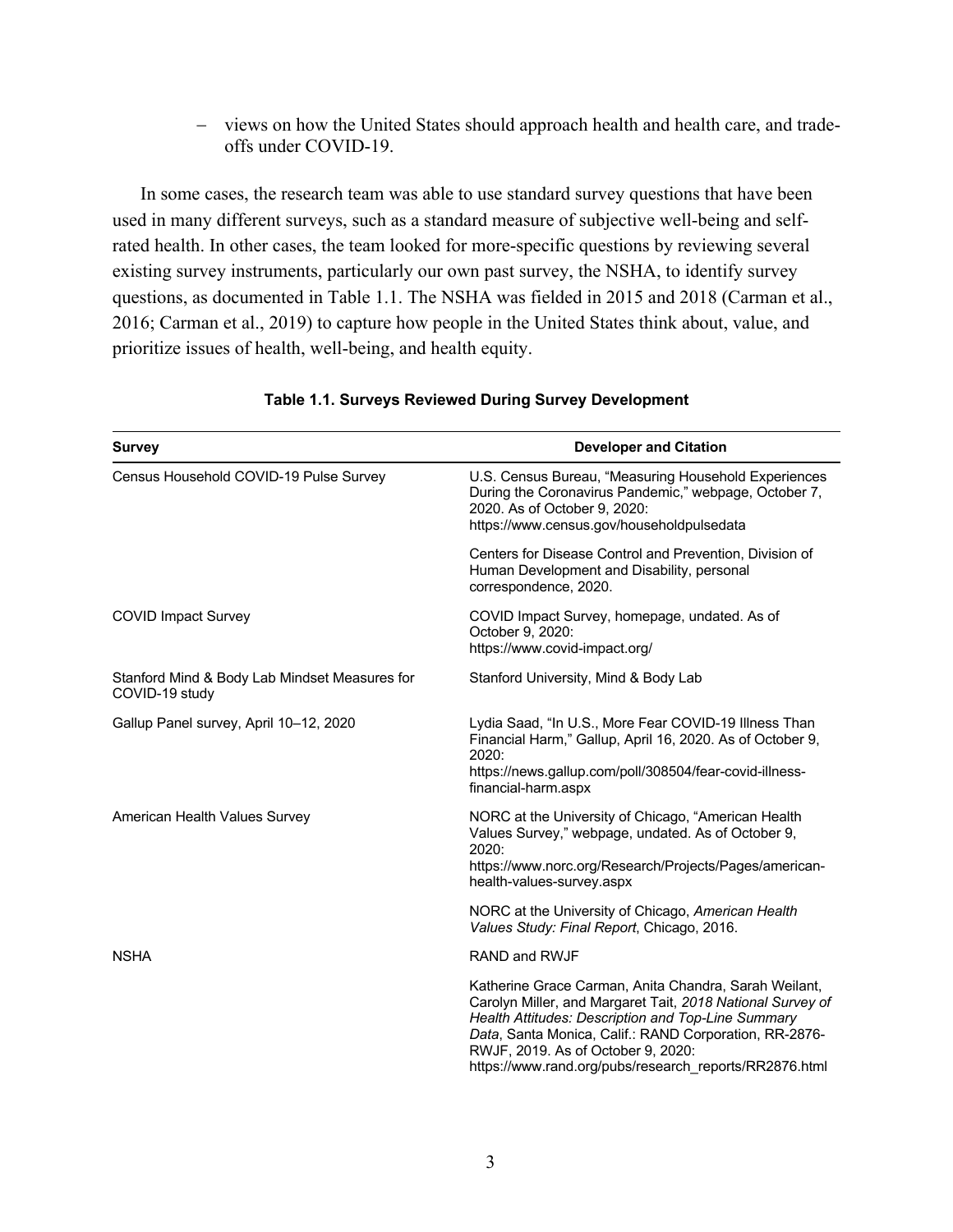- views on how the United States should approach health and health care, and trade-offs under COVID-19.

In some cases, the research team was able to use standard survey questions that have been used in many different surveys, such as a standard measure of subjective well-being and self-rated health. In other cases, the team looked for more-specific questions by reviewing several existing survey instruments, particularly our own past survey, the NSHA, to identify survey questions, as documented in Table 1.1. The NSHA was fielded in 2015 and 2018 (Carman et al., 2016; Carman et al., 2019) to capture how people in the United States think about, value, and prioritize issues of health, well-being, and health equity.

**Table 1.1. Surveys Reviewed During Survey Development**

| Survey | Developer and Citation |
|---|---|
| Census Household COVID-19 Pulse Survey | U.S. Census Bureau, "Measuring Household Experiences During the Coronavirus Pandemic," webpage, October 7, 2020. As of October 9, 2020: https://www.census.gov/householdpulsedata |
| | Centers for Disease Control and Prevention, Division of Human Development and Disability, personal correspondence, 2020. |
| COVID Impact Survey | COVID Impact Survey, homepage, undated. As of October 9, 2020: https://www.covid-impact.org/ |
| Stanford Mind & Body Lab Mindset Measures for COVID-19 study | Stanford University, Mind & Body Lab |
| Gallup Panel survey, April 10–12, 2020 | Lydia Saad, "In U.S., More Fear COVID-19 Illness Than Financial Harm," Gallup, April 16, 2020. As of October 9, 2020: https://news.gallup.com/poll/308504/fear-covid-illness-financial-harm.aspx |
| American Health Values Survey | NORC at the University of Chicago, "American Health Values Survey," webpage, undated. As of October 9, 2020: https://www.norc.org/Research/Projects/Pages/american-health-values-survey.aspx |
| | NORC at the University of Chicago, *American Health Values Study: Final Report*, Chicago, 2016. |
| NSHA | RAND and RWJF |
| | Katherine Grace Carman, Anita Chandra, Sarah Weilant, Carolyn Miller, and Margaret Tait, *2018 National Survey of Health Attitudes: Description and Top-Line Summary Data*, Santa Monica, Calif.: RAND Corporation, RR-2876-RWJF, 2019. As of October 9, 2020: https://www.rand.org/pubs/research_reports/RR2876.html |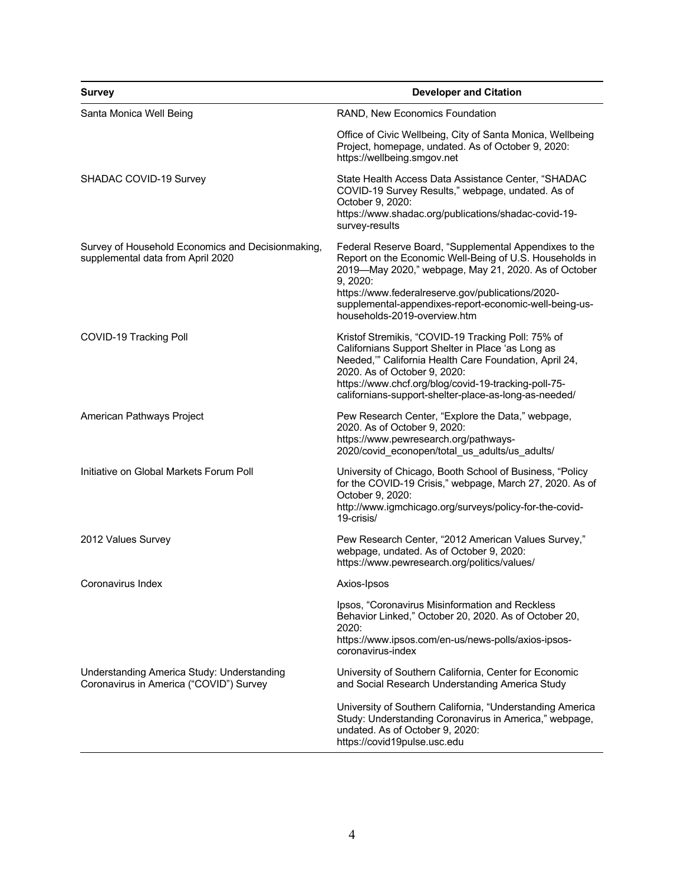| Survey | Developer and Citation |
| --- | --- |
| Santa Monica Well Being | RAND, New Economics Foundation |
| | Office of Civic Wellbeing, City of Santa Monica, Wellbeing Project, homepage, undated. As of October 9, 2020: https://wellbeing.smgov.net |
| SHADAC COVID-19 Survey | State Health Access Data Assistance Center, "SHADAC COVID-19 Survey Results," webpage, undated. As of October 9, 2020: https://www.shadac.org/publications/shadac-covid-19-survey-results |
| Survey of Household Economics and Decisionmaking, supplemental data from April 2020 | Federal Reserve Board, "Supplemental Appendixes to the Report on the Economic Well-Being of U.S. Households in 2019—May 2020," webpage, May 21, 2020. As of October 9, 2020: https://www.federalreserve.gov/publications/2020-supplemental-appendixes-report-economic-well-being-us-households-2019-overview.htm |
| COVID-19 Tracking Poll | Kristof Stremikis, "COVID-19 Tracking Poll: 75% of Californians Support Shelter in Place 'as Long as Needed,'" California Health Care Foundation, April 24, 2020. As of October 9, 2020: https://www.chcf.org/blog/covid-19-tracking-poll-75-californians-support-shelter-place-as-long-as-needed/ |
| American Pathways Project | Pew Research Center, "Explore the Data," webpage, 2020. As of October 9, 2020: https://www.pewresearch.org/pathways-2020/covid_econopen/total_us_adults/us_adults/ |
| Initiative on Global Markets Forum Poll | University of Chicago, Booth School of Business, "Policy for the COVID-19 Crisis," webpage, March 27, 2020. As of October 9, 2020: http://www.igmchicago.org/surveys/policy-for-the-covid-19-crisis/ |
| 2012 Values Survey | Pew Research Center, "2012 American Values Survey," webpage, undated. As of October 9, 2020: https://www.pewresearch.org/politics/values/ |
| Coronavirus Index | Axios-Ipsos |
| | Ipsos, "Coronavirus Misinformation and Reckless Behavior Linked," October 20, 2020. As of October 20, 2020: https://www.ipsos.com/en-us/news-polls/axios-ipsos-coronavirus-index |
| Understanding America Study: Understanding Coronavirus in America ("COVID") Survey | University of Southern California, Center for Economic and Social Research Understanding America Study |
| | University of Southern California, "Understanding America Study: Understanding Coronavirus in America," webpage, undated. As of October 9, 2020: https://covid19pulse.usc.edu |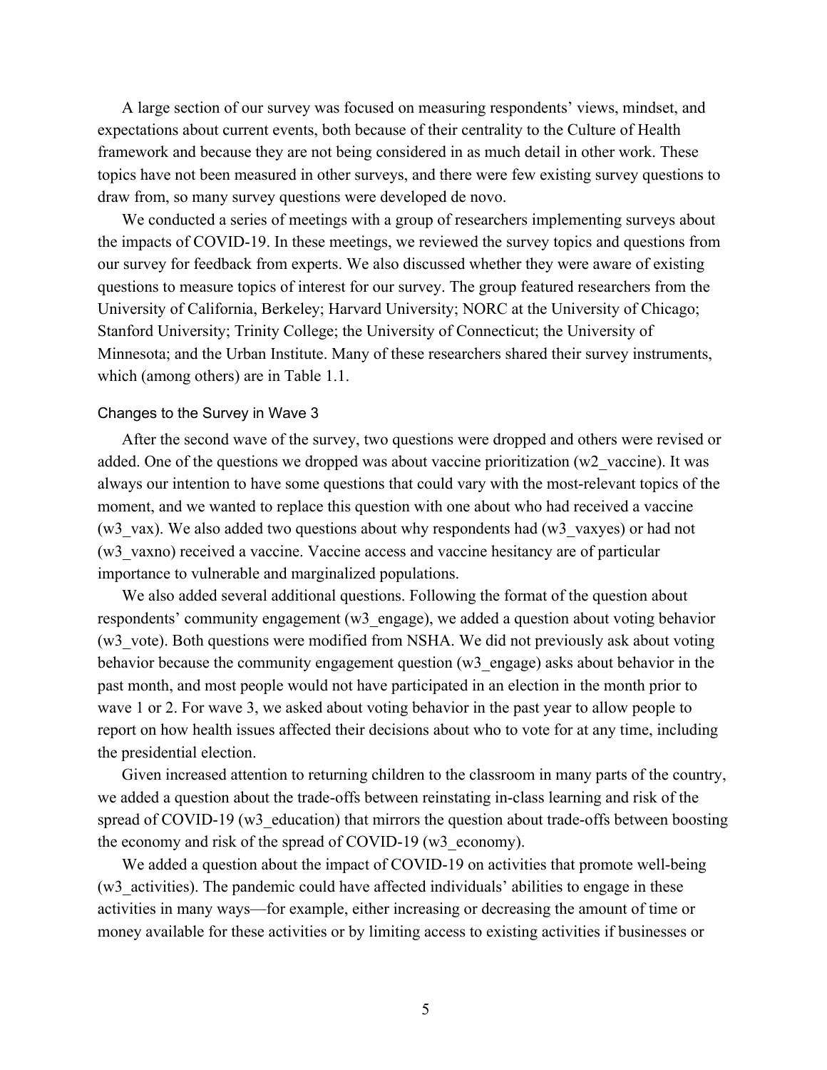A large section of our survey was focused on measuring respondents' views, mindset, and expectations about current events, both because of their centrality to the Culture of Health framework and because they are not being considered in as much detail in other work. These topics have not been measured in other surveys, and there were few existing survey questions to draw from, so many survey questions were developed de novo.

We conducted a series of meetings with a group of researchers implementing surveys about the impacts of COVID-19. In these meetings, we reviewed the survey topics and questions from our survey for feedback from experts. We also discussed whether they were aware of existing questions to measure topics of interest for our survey. The group featured researchers from the University of California, Berkeley; Harvard University; NORC at the University of Chicago; Stanford University; Trinity College; the University of Connecticut; the University of Minnesota; and the Urban Institute. Many of these researchers shared their survey instruments, which (among others) are in Table 1.1.

### Changes to the Survey in Wave 3

After the second wave of the survey, two questions were dropped and others were revised or added. One of the questions we dropped was about vaccine prioritization (w2_vaccine). It was always our intention to have some questions that could vary with the most-relevant topics of the moment, and we wanted to replace this question with one about who had received a vaccine (w3_vax). We also added two questions about why respondents had (w3_vaxyes) or had not (w3_vaxno) received a vaccine. Vaccine access and vaccine hesitancy are of particular importance to vulnerable and marginalized populations.

We also added several additional questions. Following the format of the question about respondents' community engagement (w3_engage), we added a question about voting behavior (w3_vote). Both questions were modified from NSHA. We did not previously ask about voting behavior because the community engagement question (w3_engage) asks about behavior in the past month, and most people would not have participated in an election in the month prior to wave 1 or 2. For wave 3, we asked about voting behavior in the past year to allow people to report on how health issues affected their decisions about who to vote for at any time, including the presidential election.

Given increased attention to returning children to the classroom in many parts of the country, we added a question about the trade-offs between reinstating in-class learning and risk of the spread of COVID-19 (w3_education) that mirrors the question about trade-offs between boosting the economy and risk of the spread of COVID-19 (w3_economy).

We added a question about the impact of COVID-19 on activities that promote well-being (w3_activities). The pandemic could have affected individuals' abilities to engage in these activities in many ways—for example, either increasing or decreasing the amount of time or money available for these activities or by limiting access to existing activities if businesses or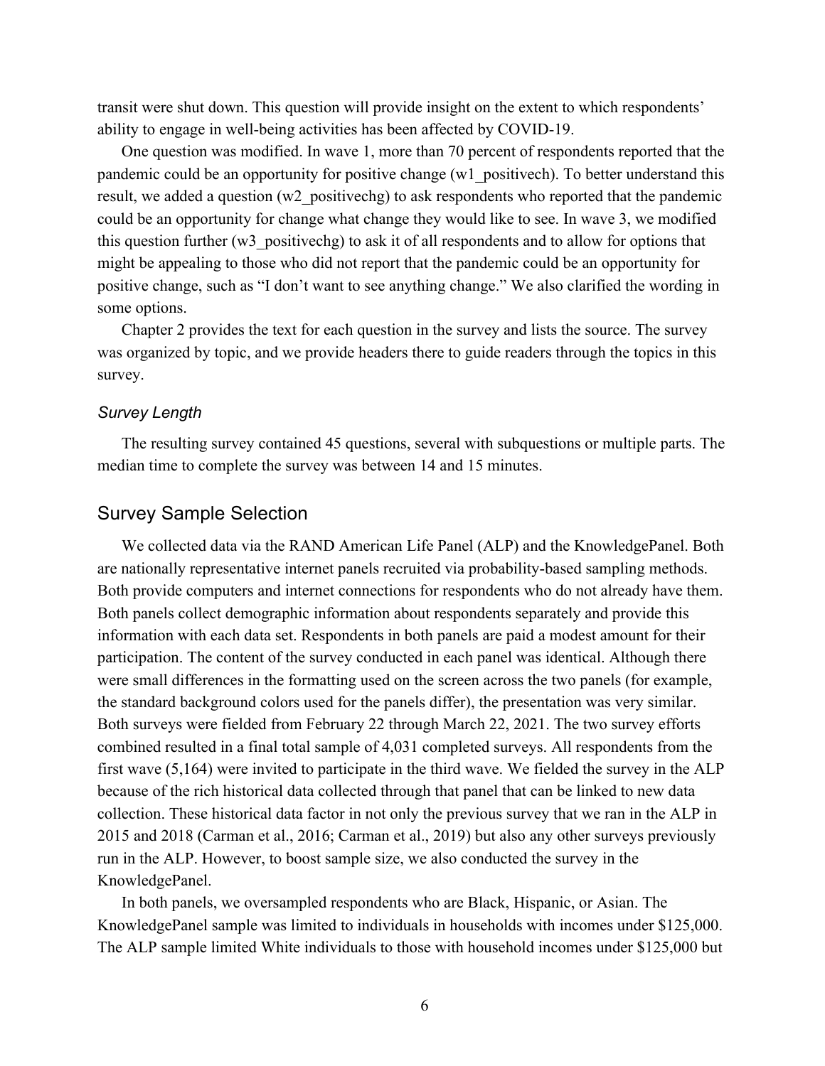transit were shut down. This question will provide insight on the extent to which respondents' ability to engage in well-being activities has been affected by COVID-19.

One question was modified. In wave 1, more than 70 percent of respondents reported that the pandemic could be an opportunity for positive change (w1_positivech). To better understand this result, we added a question (w2_positivechg) to ask respondents who reported that the pandemic could be an opportunity for change what change they would like to see. In wave 3, we modified this question further (w3_positivechg) to ask it of all respondents and to allow for options that might be appealing to those who did not report that the pandemic could be an opportunity for positive change, such as "I don't want to see anything change." We also clarified the wording in some options.

Chapter 2 provides the text for each question in the survey and lists the source. The survey was organized by topic, and we provide headers there to guide readers through the topics in this survey.

### *Survey Length*

The resulting survey contained 45 questions, several with subquestions or multiple parts. The median time to complete the survey was between 14 and 15 minutes.

## Survey Sample Selection

We collected data via the RAND American Life Panel (ALP) and the KnowledgePanel. Both are nationally representative internet panels recruited via probability-based sampling methods. Both provide computers and internet connections for respondents who do not already have them. Both panels collect demographic information about respondents separately and provide this information with each data set. Respondents in both panels are paid a modest amount for their participation. The content of the survey conducted in each panel was identical. Although there were small differences in the formatting used on the screen across the two panels (for example, the standard background colors used for the panels differ), the presentation was very similar. Both surveys were fielded from February 22 through March 22, 2021. The two survey efforts combined resulted in a final total sample of 4,031 completed surveys. All respondents from the first wave (5,164) were invited to participate in the third wave. We fielded the survey in the ALP because of the rich historical data collected through that panel that can be linked to new data collection. These historical data factor in not only the previous survey that we ran in the ALP in 2015 and 2018 (Carman et al., 2016; Carman et al., 2019) but also any other surveys previously run in the ALP. However, to boost sample size, we also conducted the survey in the KnowledgePanel.

In both panels, we oversampled respondents who are Black, Hispanic, or Asian. The KnowledgePanel sample was limited to individuals in households with incomes under $125,000. The ALP sample limited White individuals to those with household incomes under $125,000 but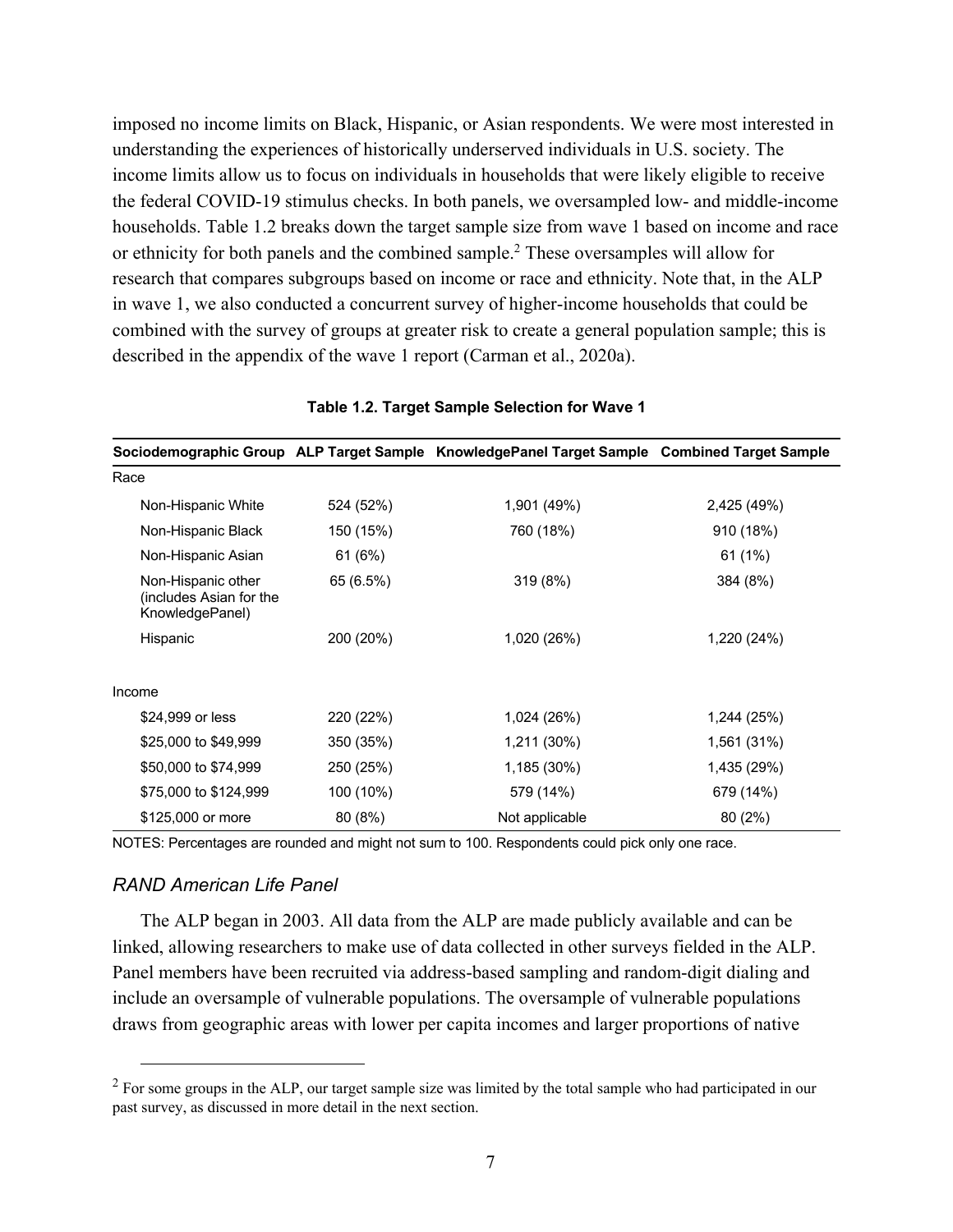imposed no income limits on Black, Hispanic, or Asian respondents. We were most interested in understanding the experiences of historically underserved individuals in U.S. society. The income limits allow us to focus on individuals in households that were likely eligible to receive the federal COVID-19 stimulus checks. In both panels, we oversampled low- and middle-income households. Table 1.2 breaks down the target sample size from wave 1 based on income and race or ethnicity for both panels and the combined sample.[2] These oversamples will allow for research that compares subgroups based on income or race and ethnicity. Note that, in the ALP in wave 1, we also conducted a concurrent survey of higher-income households that could be combined with the survey of groups at greater risk to create a general population sample; this is described in the appendix of the wave 1 report (Carman et al., 2020a).

**Table 1.2. Target Sample Selection for Wave 1**

| Sociodemographic Group | ALP Target Sample | KnowledgePanel Target Sample | Combined Target Sample |
|---|---|---|---|
| Race | | | |
| Non-Hispanic White | 524 (52%) | 1,901 (49%) | 2,425 (49%) |
| Non-Hispanic Black | 150 (15%) | 760 (18%) | 910 (18%) |
| Non-Hispanic Asian | 61 (6%) | | 61 (1%) |
| Non-Hispanic other (includes Asian for the KnowledgePanel) | 65 (6.5%) | 319 (8%) | 384 (8%) |
| Hispanic | 200 (20%) | 1,020 (26%) | 1,220 (24%) |
| Income | | | |
| $24,999 or less | 220 (22%) | 1,024 (26%) | 1,244 (25%) |
| $25,000 to $49,999 | 350 (35%) | 1,211 (30%) | 1,561 (31%) |
| $50,000 to $74,999 | 250 (25%) | 1,185 (30%) | 1,435 (29%) |
| $75,000 to $124,999 | 100 (10%) | 579 (14%) | 679 (14%) |
| $125,000 or more | 80 (8%) | Not applicable | 80 (2%) |

NOTES: Percentages are rounded and might not sum to 100. Respondents could pick only one race.

### *RAND American Life Panel*

The ALP began in 2003. All data from the ALP are made publicly available and can be linked, allowing researchers to make use of data collected in other surveys fielded in the ALP. Panel members have been recruited via address-based sampling and random-digit dialing and include an oversample of vulnerable populations. The oversample of vulnerable populations draws from geographic areas with lower per capita incomes and larger proportions of native

[2] For some groups in the ALP, our target sample size was limited by the total sample who had participated in our past survey, as discussed in more detail in the next section.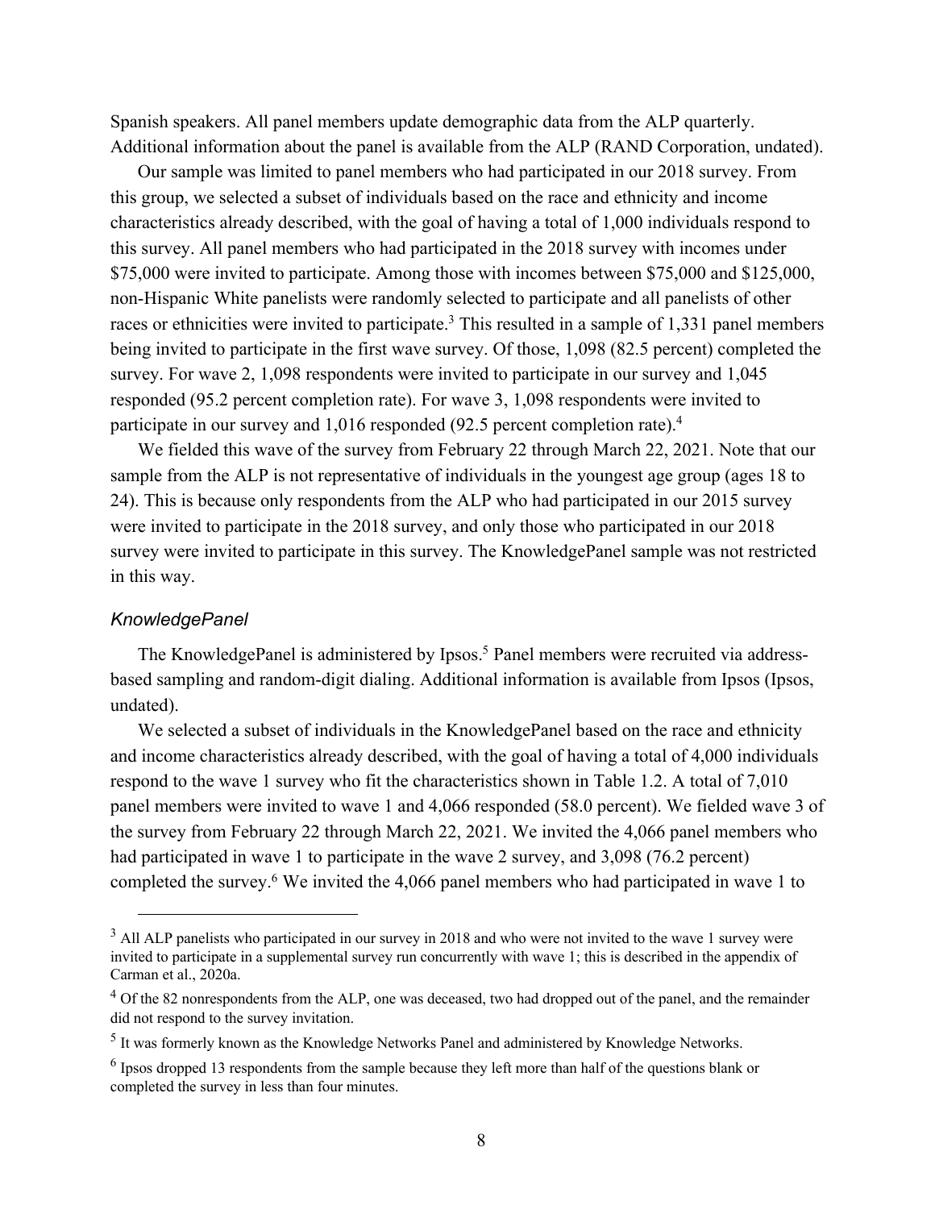Spanish speakers. All panel members update demographic data from the ALP quarterly. Additional information about the panel is available from the ALP (RAND Corporation, undated).

Our sample was limited to panel members who had participated in our 2018 survey. From this group, we selected a subset of individuals based on the race and ethnicity and income characteristics already described, with the goal of having a total of 1,000 individuals respond to this survey. All panel members who had participated in the 2018 survey with incomes under $75,000 were invited to participate. Among those with incomes between $75,000 and $125,000, non-Hispanic White panelists were randomly selected to participate and all panelists of other races or ethnicities were invited to participate.[3] This resulted in a sample of 1,331 panel members being invited to participate in the first wave survey. Of those, 1,098 (82.5 percent) completed the survey. For wave 2, 1,098 respondents were invited to participate in our survey and 1,045 responded (95.2 percent completion rate). For wave 3, 1,098 respondents were invited to participate in our survey and 1,016 responded (92.5 percent completion rate).[4]

We fielded this wave of the survey from February 22 through March 22, 2021. Note that our sample from the ALP is not representative of individuals in the youngest age group (ages 18 to 24). This is because only respondents from the ALP who had participated in our 2015 survey were invited to participate in the 2018 survey, and only those who participated in our 2018 survey were invited to participate in this survey. The KnowledgePanel sample was not restricted in this way.

### *KnowledgePanel*

The KnowledgePanel is administered by Ipsos.[5] Panel members were recruited via address-based sampling and random-digit dialing. Additional information is available from Ipsos (Ipsos, undated).

We selected a subset of individuals in the KnowledgePanel based on the race and ethnicity and income characteristics already described, with the goal of having a total of 4,000 individuals respond to the wave 1 survey who fit the characteristics shown in Table 1.2. A total of 7,010 panel members were invited to wave 1 and 4,066 responded (58.0 percent). We fielded wave 3 of the survey from February 22 through March 22, 2021. We invited the 4,066 panel members who had participated in wave 1 to participate in the wave 2 survey, and 3,098 (76.2 percent) completed the survey.[6] We invited the 4,066 panel members who had participated in wave 1 to

---

[3] All ALP panelists who participated in our survey in 2018 and who were not invited to the wave 1 survey were invited to participate in a supplemental survey run concurrently with wave 1; this is described in the appendix of Carman et al., 2020a.

[4] Of the 82 nonrespondents from the ALP, one was deceased, two had dropped out of the panel, and the remainder did not respond to the survey invitation.

[5] It was formerly known as the Knowledge Networks Panel and administered by Knowledge Networks.

[6] Ipsos dropped 13 respondents from the sample because they left more than half of the questions blank or completed the survey in less than four minutes.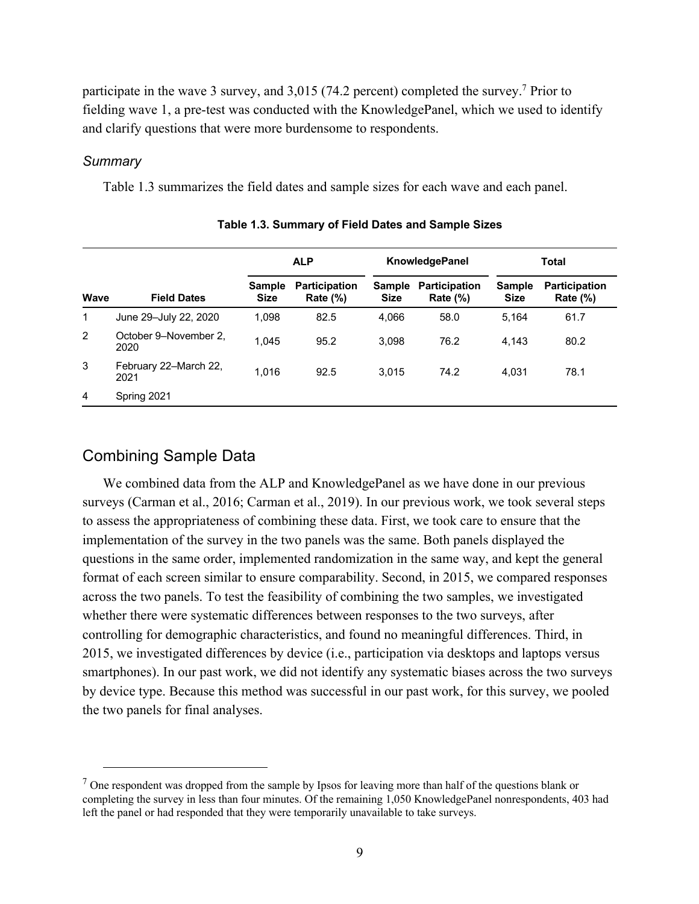participate in the wave 3 survey, and 3,015 (74.2 percent) completed the survey.[7] Prior to fielding wave 1, a pre-test was conducted with the KnowledgePanel, which we used to identify and clarify questions that were more burdensome to respondents.

### *Summary*

Table 1.3 summarizes the field dates and sample sizes for each wave and each panel.

**Table 1.3. Summary of Field Dates and Sample Sizes**

| | | ALP | | KnowledgePanel | | Total | |
|---|---|---|---|---|---|---|---|
| **Wave** | **Field Dates** | **Sample Size** | **Participation Rate (%)** | **Sample Size** | **Participation Rate (%)** | **Sample Size** | **Participation Rate (%)** |
| 1 | June 29–July 22, 2020 | 1,098 | 82.5 | 4,066 | 58.0 | 5,164 | 61.7 |
| 2 | October 9–November 2, 2020 | 1,045 | 95.2 | 3,098 | 76.2 | 4,143 | 80.2 |
| 3 | February 22–March 22, 2021 | 1,016 | 92.5 | 3,015 | 74.2 | 4,031 | 78.1 |
| 4 | Spring 2021 | | | | | | |

## Combining Sample Data

We combined data from the ALP and KnowledgePanel as we have done in our previous surveys (Carman et al., 2016; Carman et al., 2019). In our previous work, we took several steps to assess the appropriateness of combining these data. First, we took care to ensure that the implementation of the survey in the two panels was the same. Both panels displayed the questions in the same order, implemented randomization in the same way, and kept the general format of each screen similar to ensure comparability. Second, in 2015, we compared responses across the two panels. To test the feasibility of combining the two samples, we investigated whether there were systematic differences between responses to the two surveys, after controlling for demographic characteristics, and found no meaningful differences. Third, in 2015, we investigated differences by device (i.e., participation via desktops and laptops versus smartphones). In our past work, we did not identify any systematic biases across the two surveys by device type. Because this method was successful in our past work, for this survey, we pooled the two panels for final analyses.

[7] One respondent was dropped from the sample by Ipsos for leaving more than half of the questions blank or completing the survey in less than four minutes. Of the remaining 1,050 KnowledgePanel nonrespondents, 403 had left the panel or had responded that they were temporarily unavailable to take surveys.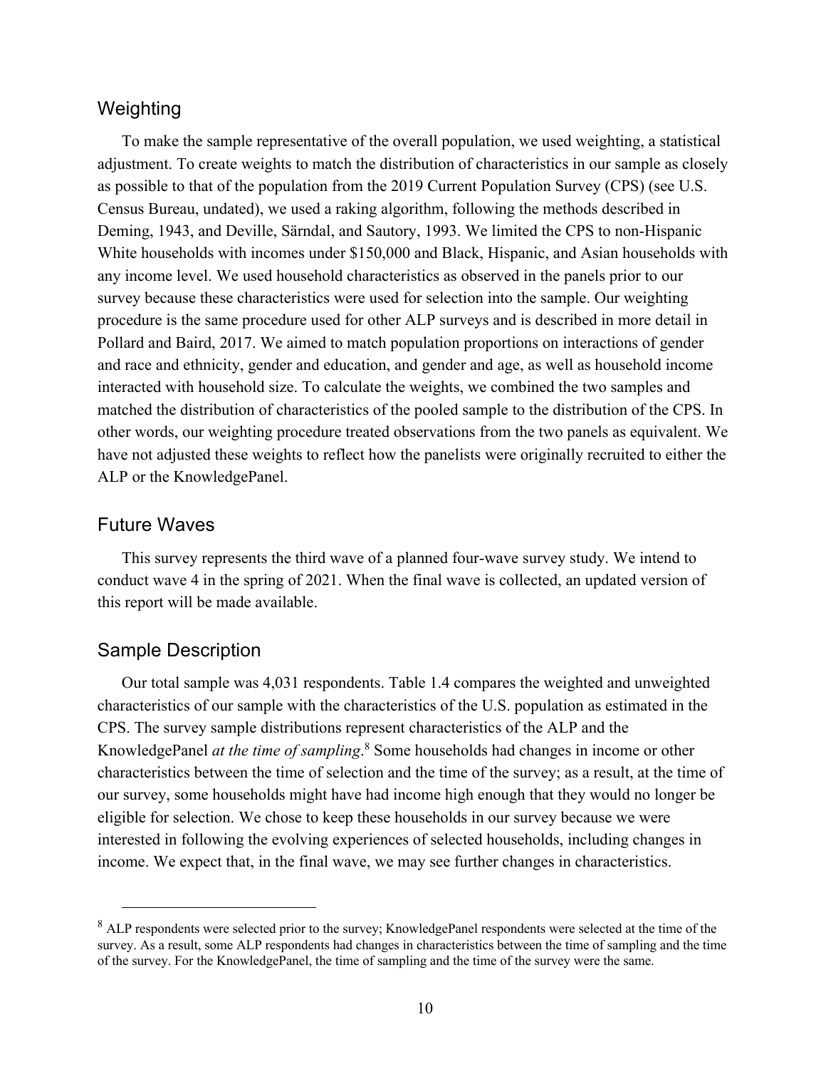## Weighting

To make the sample representative of the overall population, we used weighting, a statistical adjustment. To create weights to match the distribution of characteristics in our sample as closely as possible to that of the population from the 2019 Current Population Survey (CPS) (see U.S. Census Bureau, undated), we used a raking algorithm, following the methods described in Deming, 1943, and Deville, Särndal, and Sautory, 1993. We limited the CPS to non-Hispanic White households with incomes under $150,000 and Black, Hispanic, and Asian households with any income level. We used household characteristics as observed in the panels prior to our survey because these characteristics were used for selection into the sample. Our weighting procedure is the same procedure used for other ALP surveys and is described in more detail in Pollard and Baird, 2017. We aimed to match population proportions on interactions of gender and race and ethnicity, gender and education, and gender and age, as well as household income interacted with household size. To calculate the weights, we combined the two samples and matched the distribution of characteristics of the pooled sample to the distribution of the CPS. In other words, our weighting procedure treated observations from the two panels as equivalent. We have not adjusted these weights to reflect how the panelists were originally recruited to either the ALP or the KnowledgePanel.

## Future Waves

This survey represents the third wave of a planned four-wave survey study. We intend to conduct wave 4 in the spring of 2021. When the final wave is collected, an updated version of this report will be made available.

## Sample Description

Our total sample was 4,031 respondents. Table 1.4 compares the weighted and unweighted characteristics of our sample with the characteristics of the U.S. population as estimated in the CPS. The survey sample distributions represent characteristics of the ALP and the KnowledgePanel *at the time of sampling*.[8] Some households had changes in income or other characteristics between the time of selection and the time of the survey; as a result, at the time of our survey, some households might have had income high enough that they would no longer be eligible for selection. We chose to keep these households in our survey because we were interested in following the evolving experiences of selected households, including changes in income. We expect that, in the final wave, we may see further changes in characteristics.

---

[8] ALP respondents were selected prior to the survey; KnowledgePanel respondents were selected at the time of the survey. As a result, some ALP respondents had changes in characteristics between the time of sampling and the time of the survey. For the KnowledgePanel, the time of sampling and the time of the survey were the same.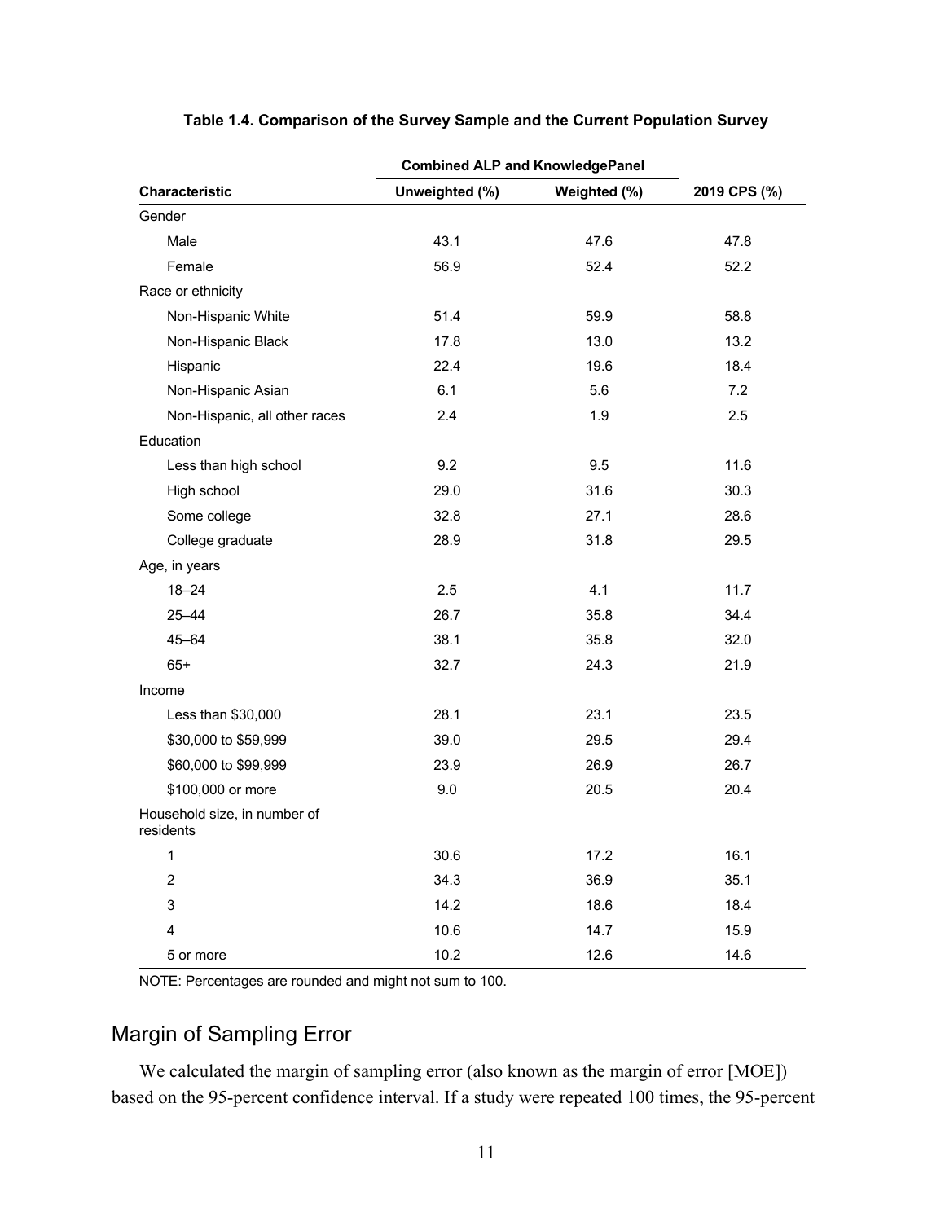**Table 1.4. Comparison of the Survey Sample and the Current Population Survey**

| | Combined ALP and KnowledgePanel | | |
|---|---|---|---|
| **Characteristic** | **Unweighted (%)** | **Weighted (%)** | **2019 CPS (%)** |
| Gender | | | |
| Male | 43.1 | 47.6 | 47.8 |
| Female | 56.9 | 52.4 | 52.2 |
| Race or ethnicity | | | |
| Non-Hispanic White | 51.4 | 59.9 | 58.8 |
| Non-Hispanic Black | 17.8 | 13.0 | 13.2 |
| Hispanic | 22.4 | 19.6 | 18.4 |
| Non-Hispanic Asian | 6.1 | 5.6 | 7.2 |
| Non-Hispanic, all other races | 2.4 | 1.9 | 2.5 |
| Education | | | |
| Less than high school | 9.2 | 9.5 | 11.6 |
| High school | 29.0 | 31.6 | 30.3 |
| Some college | 32.8 | 27.1 | 28.6 |
| College graduate | 28.9 | 31.8 | 29.5 |
| Age, in years | | | |
| 18–24 | 2.5 | 4.1 | 11.7 |
| 25–44 | 26.7 | 35.8 | 34.4 |
| 45–64 | 38.1 | 35.8 | 32.0 |
| 65+ | 32.7 | 24.3 | 21.9 |
| Income | | | |
| Less than $30,000 | 28.1 | 23.1 | 23.5 |
| $30,000 to $59,999 | 39.0 | 29.5 | 29.4 |
| $60,000 to $99,999 | 23.9 | 26.9 | 26.7 |
| $100,000 or more | 9.0 | 20.5 | 20.4 |
| Household size, in number of residents | | | |
| 1 | 30.6 | 17.2 | 16.1 |
| 2 | 34.3 | 36.9 | 35.1 |
| 3 | 14.2 | 18.6 | 18.4 |
| 4 | 10.6 | 14.7 | 15.9 |
| 5 or more | 10.2 | 12.6 | 14.6 |

NOTE: Percentages are rounded and might not sum to 100.

## Margin of Sampling Error

We calculated the margin of sampling error (also known as the margin of error [MOE]) based on the 95-percent confidence interval. If a study were repeated 100 times, the 95-percent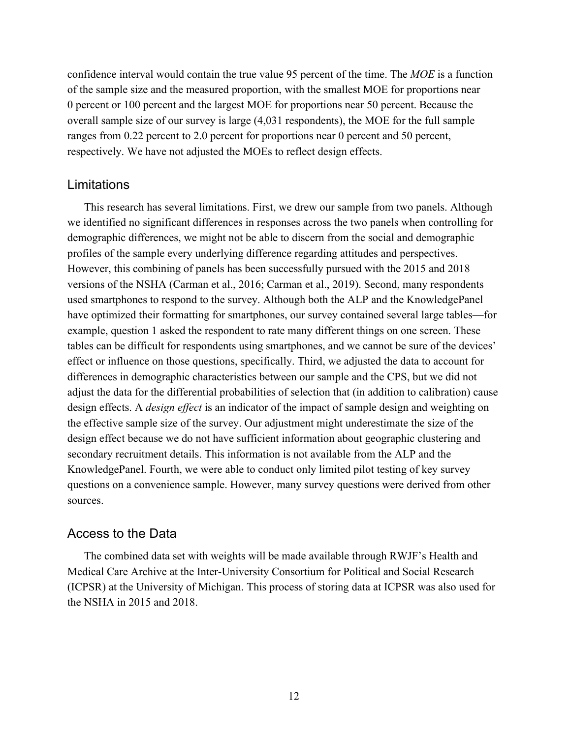confidence interval would contain the true value 95 percent of the time. The *MOE* is a function of the sample size and the measured proportion, with the smallest MOE for proportions near 0 percent or 100 percent and the largest MOE for proportions near 50 percent. Because the overall sample size of our survey is large (4,031 respondents), the MOE for the full sample ranges from 0.22 percent to 2.0 percent for proportions near 0 percent and 50 percent, respectively. We have not adjusted the MOEs to reflect design effects.

## Limitations

This research has several limitations. First, we drew our sample from two panels. Although we identified no significant differences in responses across the two panels when controlling for demographic differences, we might not be able to discern from the social and demographic profiles of the sample every underlying difference regarding attitudes and perspectives. However, this combining of panels has been successfully pursued with the 2015 and 2018 versions of the NSHA (Carman et al., 2016; Carman et al., 2019). Second, many respondents used smartphones to respond to the survey. Although both the ALP and the KnowledgePanel have optimized their formatting for smartphones, our survey contained several large tables—for example, question 1 asked the respondent to rate many different things on one screen. These tables can be difficult for respondents using smartphones, and we cannot be sure of the devices' effect or influence on those questions, specifically. Third, we adjusted the data to account for differences in demographic characteristics between our sample and the CPS, but we did not adjust the data for the differential probabilities of selection that (in addition to calibration) cause design effects. A *design effect* is an indicator of the impact of sample design and weighting on the effective sample size of the survey. Our adjustment might underestimate the size of the design effect because we do not have sufficient information about geographic clustering and secondary recruitment details. This information is not available from the ALP and the KnowledgePanel. Fourth, we were able to conduct only limited pilot testing of key survey questions on a convenience sample. However, many survey questions were derived from other sources.

## Access to the Data

The combined data set with weights will be made available through RWJF's Health and Medical Care Archive at the Inter-University Consortium for Political and Social Research (ICPSR) at the University of Michigan. This process of storing data at ICPSR was also used for the NSHA in 2015 and 2018.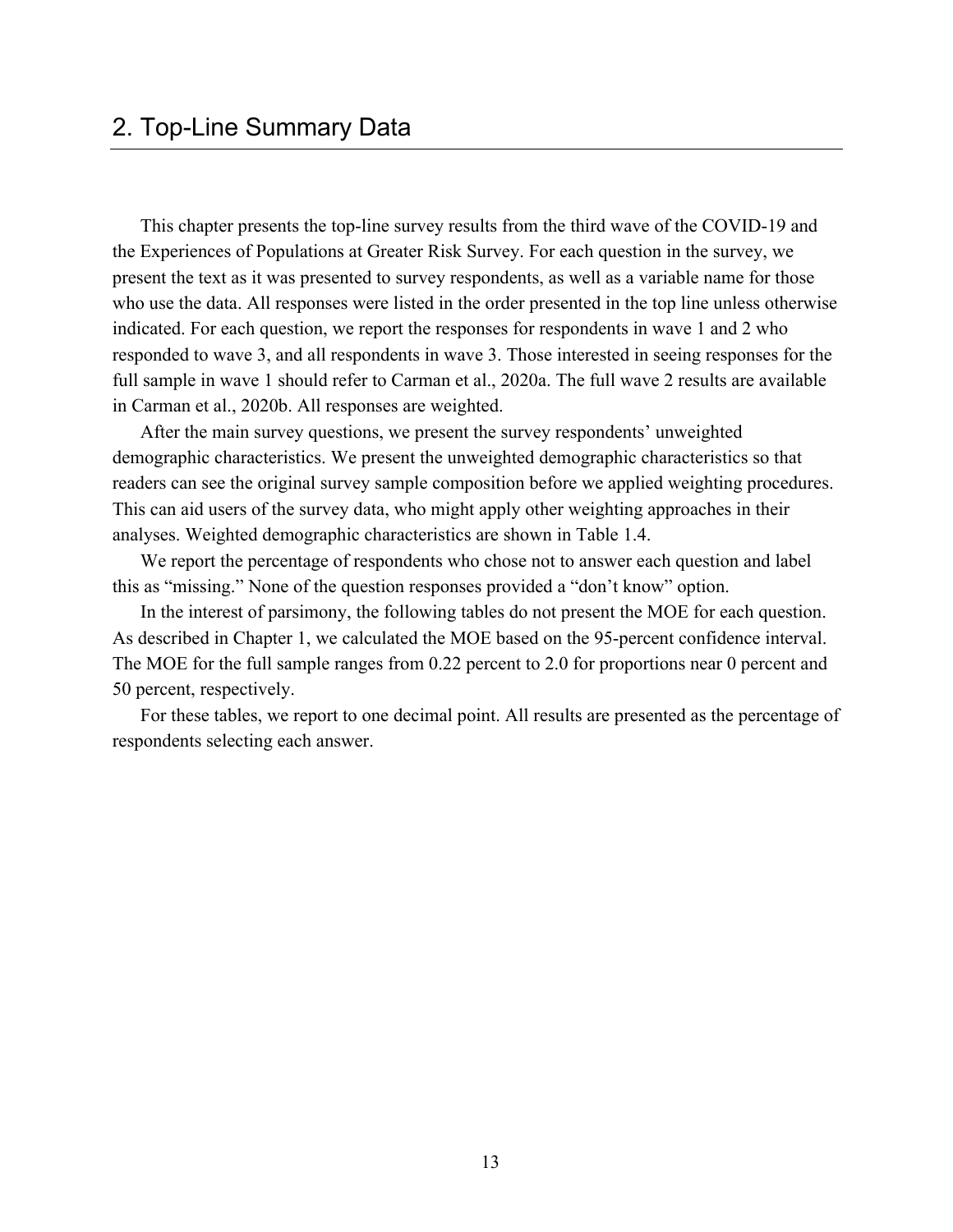# 2. Top-Line Summary Data

This chapter presents the top-line survey results from the third wave of the COVID-19 and the Experiences of Populations at Greater Risk Survey. For each question in the survey, we present the text as it was presented to survey respondents, as well as a variable name for those who use the data. All responses were listed in the order presented in the top line unless otherwise indicated. For each question, we report the responses for respondents in wave 1 and 2 who responded to wave 3, and all respondents in wave 3. Those interested in seeing responses for the full sample in wave 1 should refer to Carman et al., 2020a. The full wave 2 results are available in Carman et al., 2020b. All responses are weighted.

After the main survey questions, we present the survey respondents' unweighted demographic characteristics. We present the unweighted demographic characteristics so that readers can see the original survey sample composition before we applied weighting procedures. This can aid users of the survey data, who might apply other weighting approaches in their analyses. Weighted demographic characteristics are shown in Table 1.4.

We report the percentage of respondents who chose not to answer each question and label this as "missing." None of the question responses provided a "don't know" option.

In the interest of parsimony, the following tables do not present the MOE for each question. As described in Chapter 1, we calculated the MOE based on the 95-percent confidence interval. The MOE for the full sample ranges from 0.22 percent to 2.0 for proportions near 0 percent and 50 percent, respectively.

For these tables, we report to one decimal point. All results are presented as the percentage of respondents selecting each answer.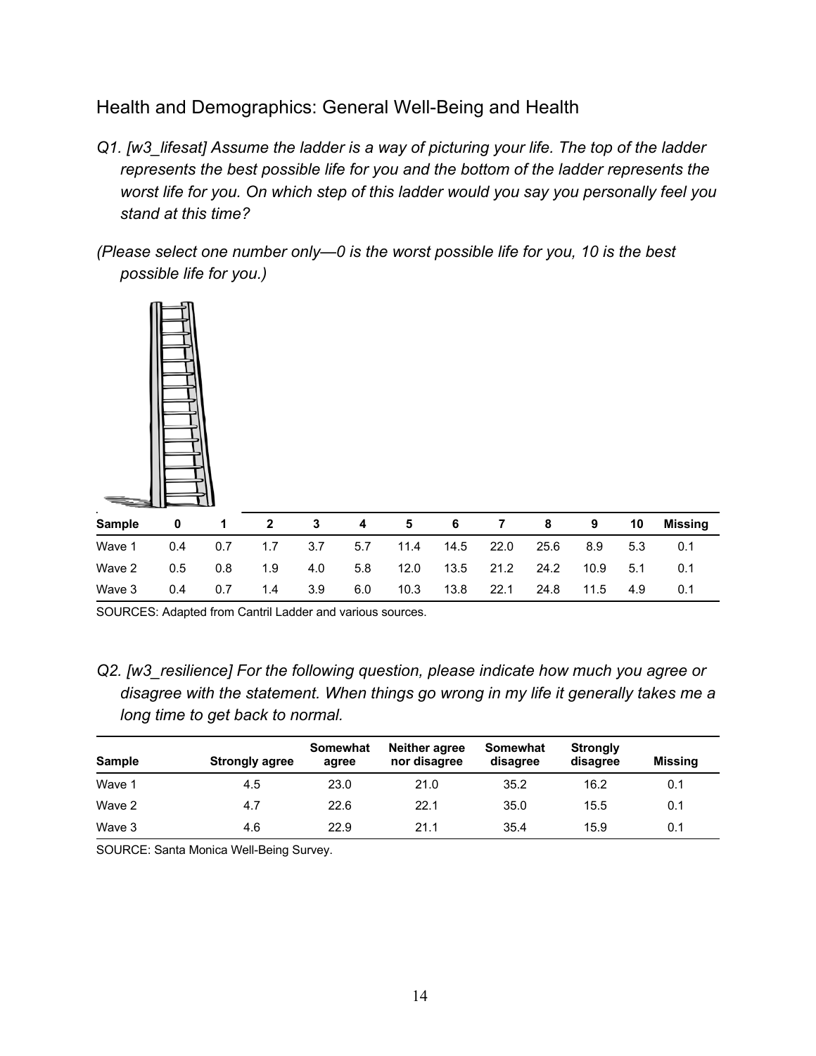## Health and Demographics: General Well-Being and Health

*Q1. [w3_lifesat] Assume the ladder is a way of picturing your life. The top of the ladder represents the best possible life for you and the bottom of the ladder represents the worst life for you. On which step of this ladder would you say you personally feel you stand at this time?*

*(Please select one number only—0 is the worst possible life for you, 10 is the best possible life for you.)*

| Sample | 0 | 1 | 2 | 3 | 4 | 5 | 6 | 7 | 8 | 9 | 10 | Missing |
|---|---|---|---|---|---|---|---|---|---|---|---|---|
| Wave 1 | 0.4 | 0.7 | 1.7 | 3.7 | 5.7 | 11.4 | 14.5 | 22.0 | 25.6 | 8.9 | 5.3 | 0.1 |
| Wave 2 | 0.5 | 0.8 | 1.9 | 4.0 | 5.8 | 12.0 | 13.5 | 21.2 | 24.2 | 10.9 | 5.1 | 0.1 |
| Wave 3 | 0.4 | 0.7 | 1.4 | 3.9 | 6.0 | 10.3 | 13.8 | 22.1 | 24.8 | 11.5 | 4.9 | 0.1 |

SOURCES: Adapted from Cantril Ladder and various sources.

*Q2. [w3_resilience] For the following question, please indicate how much you agree or disagree with the statement. When things go wrong in my life it generally takes me a long time to get back to normal.*

| Sample | Strongly agree | Somewhat agree | Neither agree nor disagree | Somewhat disagree | Strongly disagree | Missing |
|---|---|---|---|---|---|---|
| Wave 1 | 4.5 | 23.0 | 21.0 | 35.2 | 16.2 | 0.1 |
| Wave 2 | 4.7 | 22.6 | 22.1 | 35.0 | 15.5 | 0.1 |
| Wave 3 | 4.6 | 22.9 | 21.1 | 35.4 | 15.9 | 0.1 |

SOURCE: Santa Monica Well-Being Survey.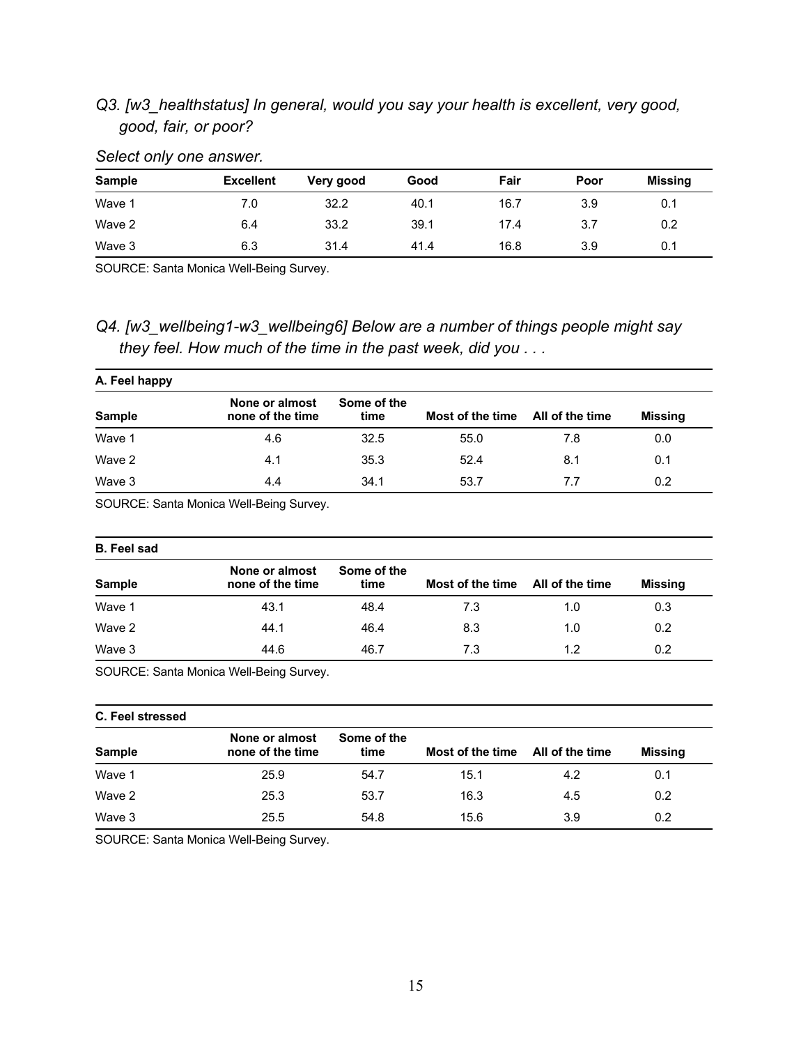*Q3. [w3_healthstatus] In general, would you say your health is excellent, very good, good, fair, or poor?*

*Select only one answer.*

| Sample | Excellent | Very good | Good | Fair | Poor | Missing |
|---|---|---|---|---|---|---|
| Wave 1 | 7.0 | 32.2 | 40.1 | 16.7 | 3.9 | 0.1 |
| Wave 2 | 6.4 | 33.2 | 39.1 | 17.4 | 3.7 | 0.2 |
| Wave 3 | 6.3 | 31.4 | 41.4 | 16.8 | 3.9 | 0.1 |

SOURCE: Santa Monica Well-Being Survey.

*Q4. [w3_wellbeing1-w3_wellbeing6] Below are a number of things people might say they feel. How much of the time in the past week, did you . . .*

**A. Feel happy**

| Sample | None or almost none of the time | Some of the time | Most of the time | All of the time | Missing |
|---|---|---|---|---|---|
| Wave 1 | 4.6 | 32.5 | 55.0 | 7.8 | 0.0 |
| Wave 2 | 4.1 | 35.3 | 52.4 | 8.1 | 0.1 |
| Wave 3 | 4.4 | 34.1 | 53.7 | 7.7 | 0.2 |

SOURCE: Santa Monica Well-Being Survey.

**B. Feel sad**

| Sample | None or almost none of the time | Some of the time | Most of the time | All of the time | Missing |
|---|---|---|---|---|---|
| Wave 1 | 43.1 | 48.4 | 7.3 | 1.0 | 0.3 |
| Wave 2 | 44.1 | 46.4 | 8.3 | 1.0 | 0.2 |
| Wave 3 | 44.6 | 46.7 | 7.3 | 1.2 | 0.2 |

SOURCE: Santa Monica Well-Being Survey.

**C. Feel stressed**

| Sample | None or almost none of the time | Some of the time | Most of the time | All of the time | Missing |
|---|---|---|---|---|---|
| Wave 1 | 25.9 | 54.7 | 15.1 | 4.2 | 0.1 |
| Wave 2 | 25.3 | 53.7 | 16.3 | 4.5 | 0.2 |
| Wave 3 | 25.5 | 54.8 | 15.6 | 3.9 | 0.2 |

SOURCE: Santa Monica Well-Being Survey.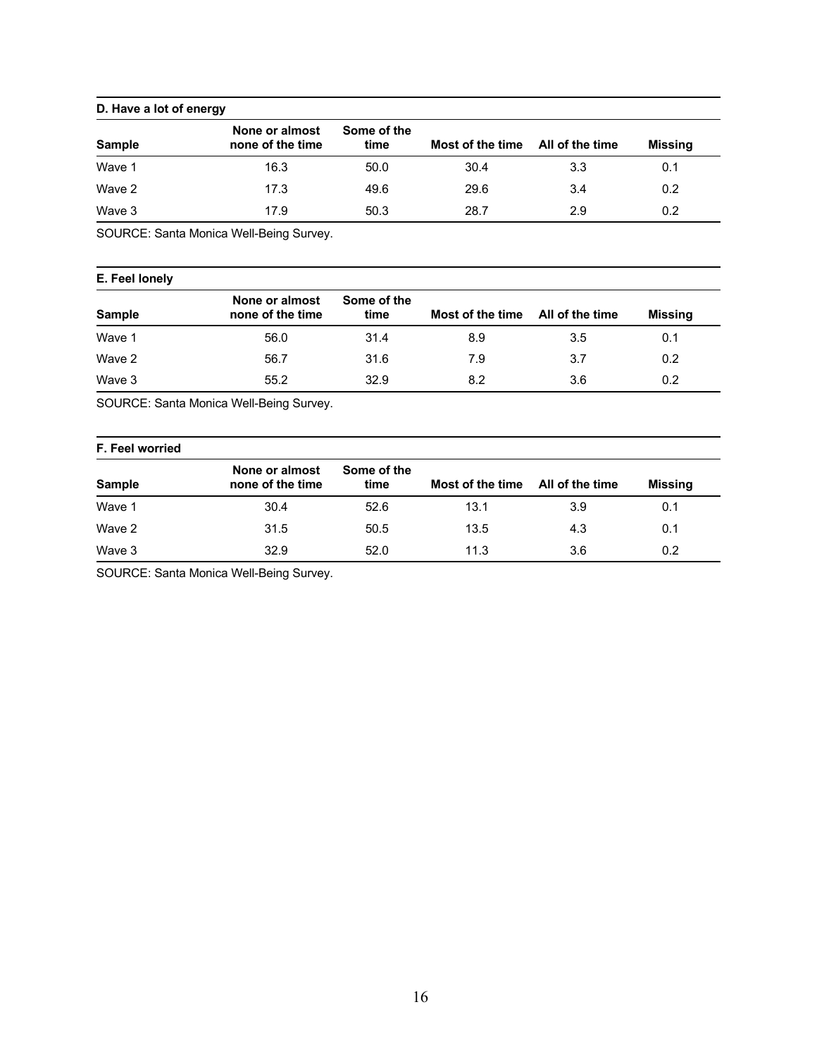**D. Have a lot of energy**

| Sample | None or almost none of the time | Some of the time | Most of the time | All of the time | Missing |
|---|---|---|---|---|---|
| Wave 1 | 16.3 | 50.0 | 30.4 | 3.3 | 0.1 |
| Wave 2 | 17.3 | 49.6 | 29.6 | 3.4 | 0.2 |
| Wave 3 | 17.9 | 50.3 | 28.7 | 2.9 | 0.2 |

SOURCE: Santa Monica Well-Being Survey.

**E. Feel lonely**

| Sample | None or almost none of the time | Some of the time | Most of the time | All of the time | Missing |
|---|---|---|---|---|---|
| Wave 1 | 56.0 | 31.4 | 8.9 | 3.5 | 0.1 |
| Wave 2 | 56.7 | 31.6 | 7.9 | 3.7 | 0.2 |
| Wave 3 | 55.2 | 32.9 | 8.2 | 3.6 | 0.2 |

SOURCE: Santa Monica Well-Being Survey.

**F. Feel worried**

| Sample | None or almost none of the time | Some of the time | Most of the time | All of the time | Missing |
|---|---|---|---|---|---|
| Wave 1 | 30.4 | 52.6 | 13.1 | 3.9 | 0.1 |
| Wave 2 | 31.5 | 50.5 | 13.5 | 4.3 | 0.1 |
| Wave 3 | 32.9 | 52.0 | 11.3 | 3.6 | 0.2 |

SOURCE: Santa Monica Well-Being Survey.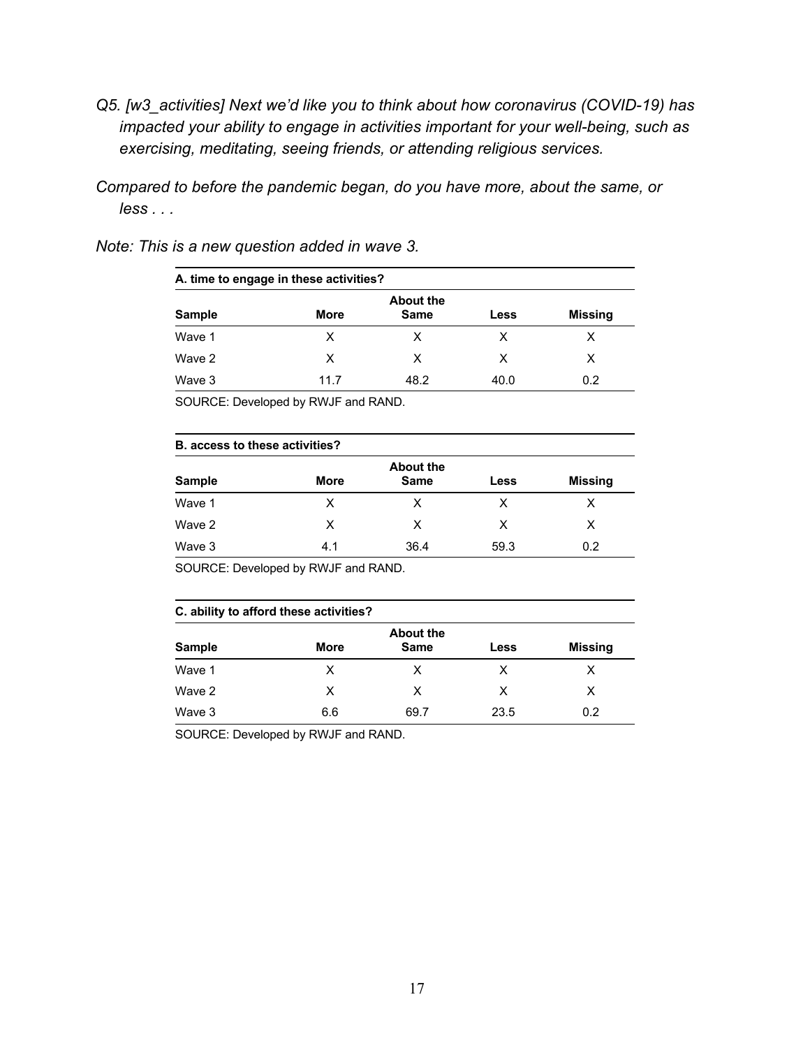*Q5. [w3_activities] Next we'd like you to think about how coronavirus (COVID-19) has impacted your ability to engage in activities important for your well-being, such as exercising, meditating, seeing friends, or attending religious services.*

*Compared to before the pandemic began, do you have more, about the same, or less . . .*

*Note: This is a new question added in wave 3.*

**A. time to engage in these activities?**

| Sample | More | About the Same | Less | Missing |
|---|---|---|---|---|
| Wave 1 | X | X | X | X |
| Wave 2 | X | X | X | X |
| Wave 3 | 11.7 | 48.2 | 40.0 | 0.2 |

SOURCE: Developed by RWJF and RAND.

**B. access to these activities?**

| Sample | More | About the Same | Less | Missing |
|---|---|---|---|---|
| Wave 1 | X | X | X | X |
| Wave 2 | X | X | X | X |
| Wave 3 | 4.1 | 36.4 | 59.3 | 0.2 |

SOURCE: Developed by RWJF and RAND.

**C. ability to afford these activities?**

| Sample | More | About the Same | Less | Missing |
|---|---|---|---|---|
| Wave 1 | X | X | X | X |
| Wave 2 | X | X | X | X |
| Wave 3 | 6.6 | 69.7 | 23.5 | 0.2 |

SOURCE: Developed by RWJF and RAND.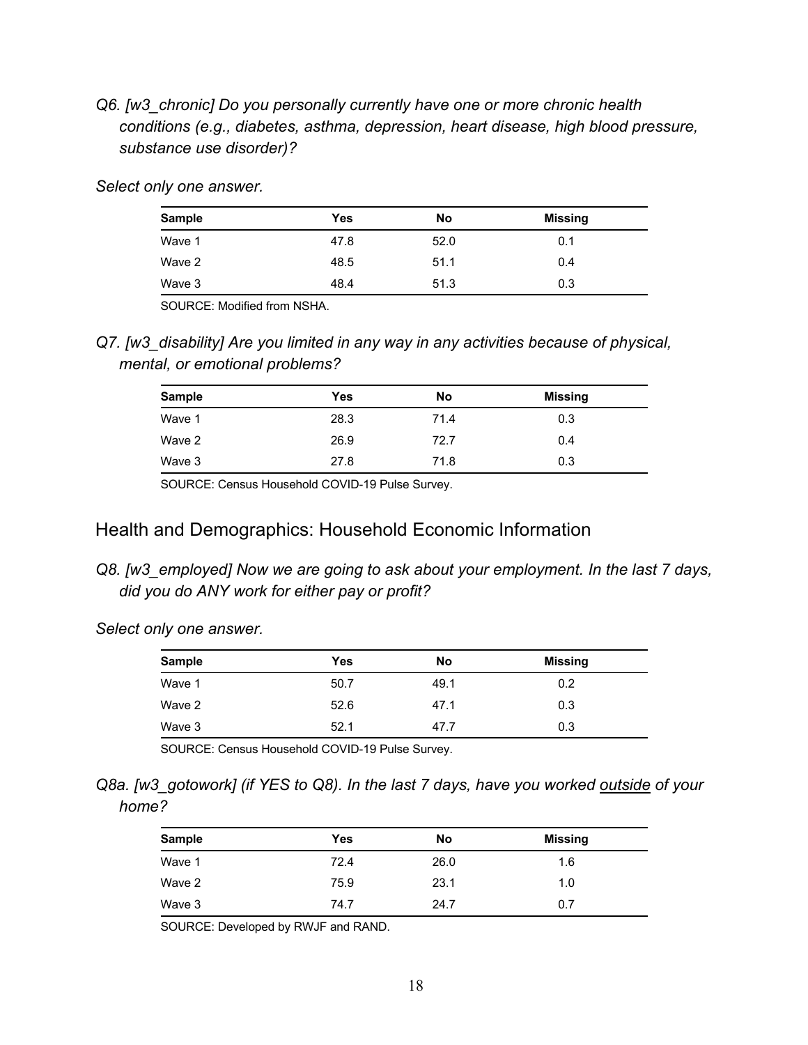*Q6. [w3_chronic] Do you personally currently have one or more chronic health conditions (e.g., diabetes, asthma, depression, heart disease, high blood pressure, substance use disorder)?*

*Select only one answer.*

| Sample | Yes | No | Missing |
|---|---|---|---|
| Wave 1 | 47.8 | 52.0 | 0.1 |
| Wave 2 | 48.5 | 51.1 | 0.4 |
| Wave 3 | 48.4 | 51.3 | 0.3 |

SOURCE: Modified from NSHA.

*Q7. [w3_disability] Are you limited in any way in any activities because of physical, mental, or emotional problems?*

| Sample | Yes | No | Missing |
|---|---|---|---|
| Wave 1 | 28.3 | 71.4 | 0.3 |
| Wave 2 | 26.9 | 72.7 | 0.4 |
| Wave 3 | 27.8 | 71.8 | 0.3 |

SOURCE: Census Household COVID-19 Pulse Survey.

## Health and Demographics: Household Economic Information

*Q8. [w3_employed] Now we are going to ask about your employment. In the last 7 days, did you do ANY work for either pay or profit?*

*Select only one answer.*

| Sample | Yes | No | Missing |
|---|---|---|---|
| Wave 1 | 50.7 | 49.1 | 0.2 |
| Wave 2 | 52.6 | 47.1 | 0.3 |
| Wave 3 | 52.1 | 47.7 | 0.3 |

SOURCE: Census Household COVID-19 Pulse Survey.

*Q8a. [w3_gotowork] (if YES to Q8). In the last 7 days, have you worked outside of your home?*

| Sample | Yes | No | Missing |
|---|---|---|---|
| Wave 1 | 72.4 | 26.0 | 1.6 |
| Wave 2 | 75.9 | 23.1 | 1.0 |
| Wave 3 | 74.7 | 24.7 | 0.7 |

SOURCE: Developed by RWJF and RAND.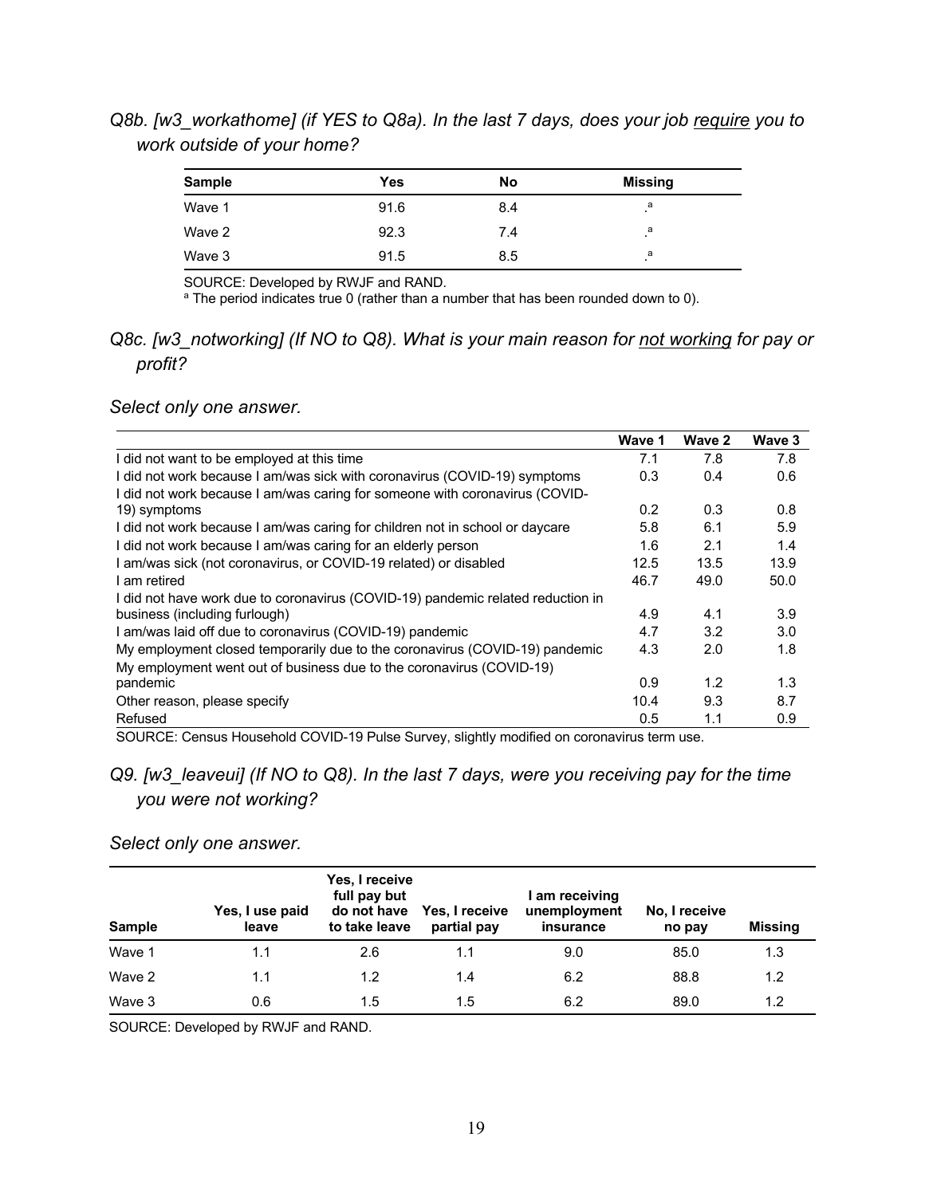*Q8b. [w3_workathome] (if YES to Q8a). In the last 7 days, does your job <u>require</u> you to work outside of your home?*

| Sample | Yes | No | Missing |
|---|---|---|---|
| Wave 1 | 91.6 | 8.4 | .[a] |
| Wave 2 | 92.3 | 7.4 | .[a] |
| Wave 3 | 91.5 | 8.5 | .[a] |

SOURCE: Developed by RWJF and RAND.
[a] The period indicates true 0 (rather than a number that has been rounded down to 0).

*Q8c. [w3_notworking] (If NO to Q8). What is your main reason for <u>not working</u> for pay or profit?*

*Select only one answer.*

| | Wave 1 | Wave 2 | Wave 3 |
|---|---|---|---|
| I did not want to be employed at this time | 7.1 | 7.8 | 7.8 |
| I did not work because I am/was sick with coronavirus (COVID-19) symptoms | 0.3 | 0.4 | 0.6 |
| I did not work because I am/was caring for someone with coronavirus (COVID-19) symptoms | 0.2 | 0.3 | 0.8 |
| I did not work because I am/was caring for children not in school or daycare | 5.8 | 6.1 | 5.9 |
| I did not work because I am/was caring for an elderly person | 1.6 | 2.1 | 1.4 |
| I am/was sick (not coronavirus, or COVID-19 related) or disabled | 12.5 | 13.5 | 13.9 |
| I am retired | 46.7 | 49.0 | 50.0 |
| I did not have work due to coronavirus (COVID-19) pandemic related reduction in business (including furlough) | 4.9 | 4.1 | 3.9 |
| I am/was laid off due to coronavirus (COVID-19) pandemic | 4.7 | 3.2 | 3.0 |
| My employment closed temporarily due to the coronavirus (COVID-19) pandemic | 4.3 | 2.0 | 1.8 |
| My employment went out of business due to the coronavirus (COVID-19) pandemic | 0.9 | 1.2 | 1.3 |
| Other reason, please specify | 10.4 | 9.3 | 8.7 |
| Refused | 0.5 | 1.1 | 0.9 |

SOURCE: Census Household COVID-19 Pulse Survey, slightly modified on coronavirus term use.

*Q9. [w3_leaveui] (If NO to Q8). In the last 7 days, were you receiving pay for the time you were not working?*

*Select only one answer.*

| Sample | Yes, I use paid leave | Yes, I receive full pay but do not have to take leave | Yes, I receive partial pay | I am receiving unemployment insurance | No, I receive no pay | Missing |
|---|---|---|---|---|---|---|
| Wave 1 | 1.1 | 2.6 | 1.1 | 9.0 | 85.0 | 1.3 |
| Wave 2 | 1.1 | 1.2 | 1.4 | 6.2 | 88.8 | 1.2 |
| Wave 3 | 0.6 | 1.5 | 1.5 | 6.2 | 89.0 | 1.2 |

SOURCE: Developed by RWJF and RAND.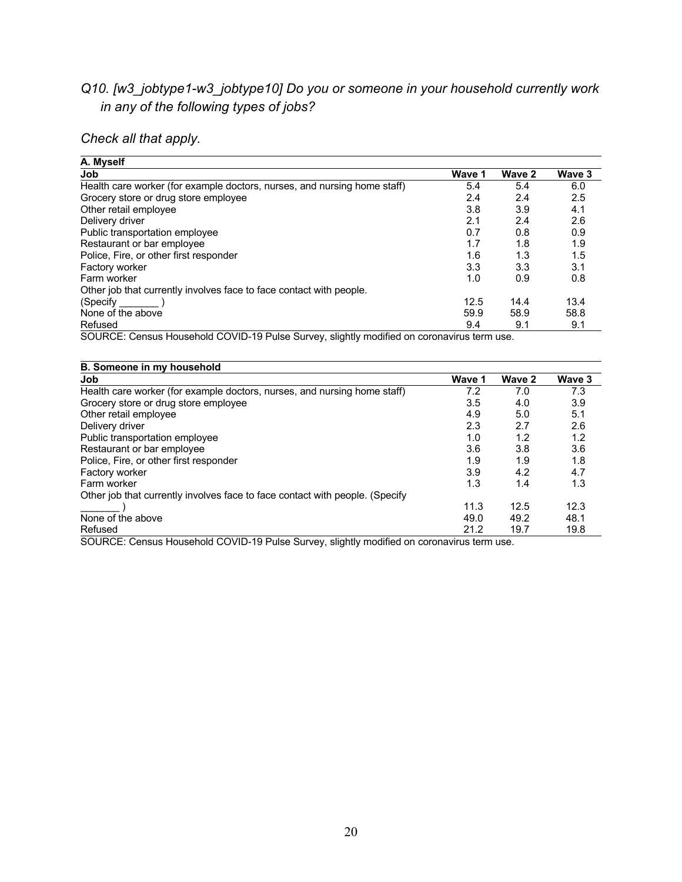*Q10. [w3_jobtype1-w3_jobtype10] Do you or someone in your household currently work in any of the following types of jobs?*

*Check all that apply.*

**A. Myself**

| Job | Wave 1 | Wave 2 | Wave 3 |
|---|---|---|---|
| Health care worker (for example doctors, nurses, and nursing home staff) | 5.4 | 5.4 | 6.0 |
| Grocery store or drug store employee | 2.4 | 2.4 | 2.5 |
| Other retail employee | 3.8 | 3.9 | 4.1 |
| Delivery driver | 2.1 | 2.4 | 2.6 |
| Public transportation employee | 0.7 | 0.8 | 0.9 |
| Restaurant or bar employee | 1.7 | 1.8 | 1.9 |
| Police, Fire, or other first responder | 1.6 | 1.3 | 1.5 |
| Factory worker | 3.3 | 3.3 | 3.1 |
| Farm worker | 1.0 | 0.9 | 0.8 |
| Other job that currently involves face to face contact with people. (Specify _______ ) | 12.5 | 14.4 | 13.4 |
| None of the above | 59.9 | 58.9 | 58.8 |
| Refused | 9.4 | 9.1 | 9.1 |

SOURCE: Census Household COVID-19 Pulse Survey, slightly modified on coronavirus term use.

**B. Someone in my household**

| Job | Wave 1 | Wave 2 | Wave 3 |
|---|---|---|---|
| Health care worker (for example doctors, nurses, and nursing home staff) | 7.2 | 7.0 | 7.3 |
| Grocery store or drug store employee | 3.5 | 4.0 | 3.9 |
| Other retail employee | 4.9 | 5.0 | 5.1 |
| Delivery driver | 2.3 | 2.7 | 2.6 |
| Public transportation employee | 1.0 | 1.2 | 1.2 |
| Restaurant or bar employee | 3.6 | 3.8 | 3.6 |
| Police, Fire, or other first responder | 1.9 | 1.9 | 1.8 |
| Factory worker | 3.9 | 4.2 | 4.7 |
| Farm worker | 1.3 | 1.4 | 1.3 |
| Other job that currently involves face to face contact with people. (Specify _______ ) | 11.3 | 12.5 | 12.3 |
| None of the above | 49.0 | 49.2 | 48.1 |
| Refused | 21.2 | 19.7 | 19.8 |

SOURCE: Census Household COVID-19 Pulse Survey, slightly modified on coronavirus term use.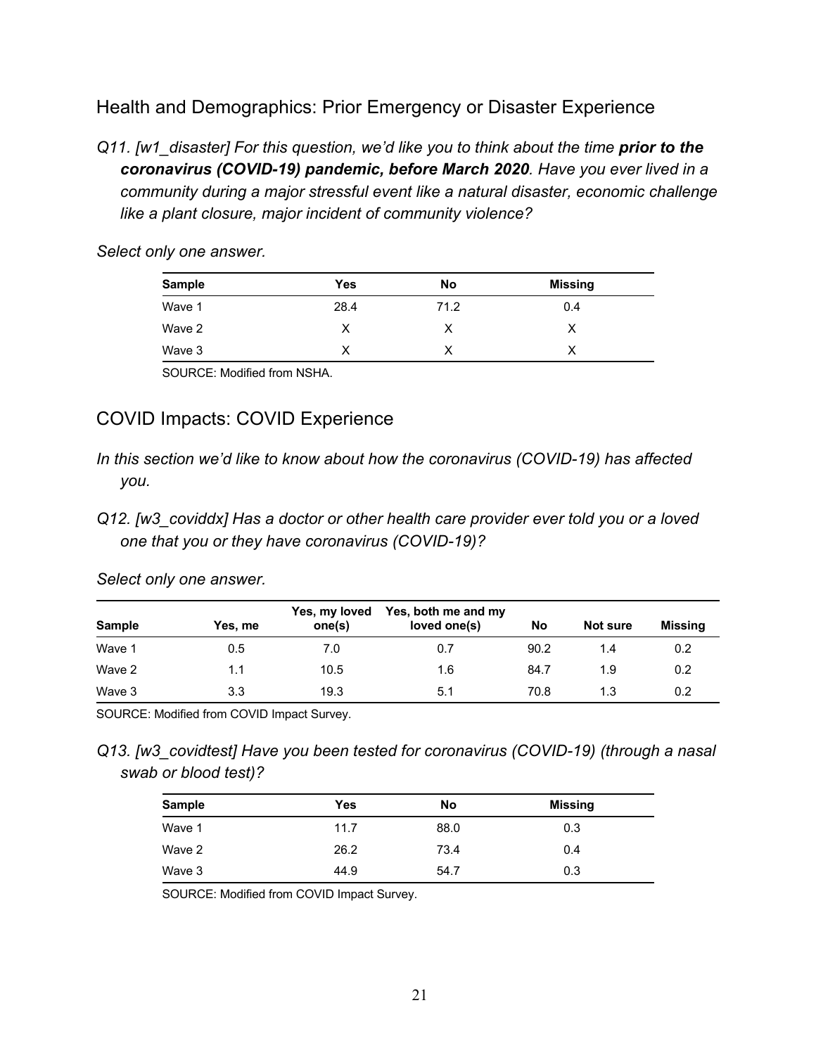## Health and Demographics: Prior Emergency or Disaster Experience

*Q11. [w1_disaster] For this question, we'd like you to think about the time **prior to the coronavirus (COVID-19) pandemic, before March 2020**. Have you ever lived in a community during a major stressful event like a natural disaster, economic challenge like a plant closure, major incident of community violence?*

*Select only one answer.*

| Sample | Yes | No | Missing |
|---|---|---|---|
| Wave 1 | 28.4 | 71.2 | 0.4 |
| Wave 2 | X | X | X |
| Wave 3 | X | X | X |

SOURCE: Modified from NSHA.

## COVID Impacts: COVID Experience

*In this section we'd like to know about how the coronavirus (COVID-19) has affected you.*

*Q12. [w3_coviddx] Has a doctor or other health care provider ever told you or a loved one that you or they have coronavirus (COVID-19)?*

*Select only one answer.*

| Sample | Yes, me | Yes, my loved one(s) | Yes, both me and my loved one(s) | No | Not sure | Missing |
|---|---|---|---|---|---|---|
| Wave 1 | 0.5 | 7.0 | 0.7 | 90.2 | 1.4 | 0.2 |
| Wave 2 | 1.1 | 10.5 | 1.6 | 84.7 | 1.9 | 0.2 |
| Wave 3 | 3.3 | 19.3 | 5.1 | 70.8 | 1.3 | 0.2 |

SOURCE: Modified from COVID Impact Survey.

*Q13. [w3_covidtest] Have you been tested for coronavirus (COVID-19) (through a nasal swab or blood test)?*

| Sample | Yes | No | Missing |
|---|---|---|---|
| Wave 1 | 11.7 | 88.0 | 0.3 |
| Wave 2 | 26.2 | 73.4 | 0.4 |
| Wave 3 | 44.9 | 54.7 | 0.3 |

SOURCE: Modified from COVID Impact Survey.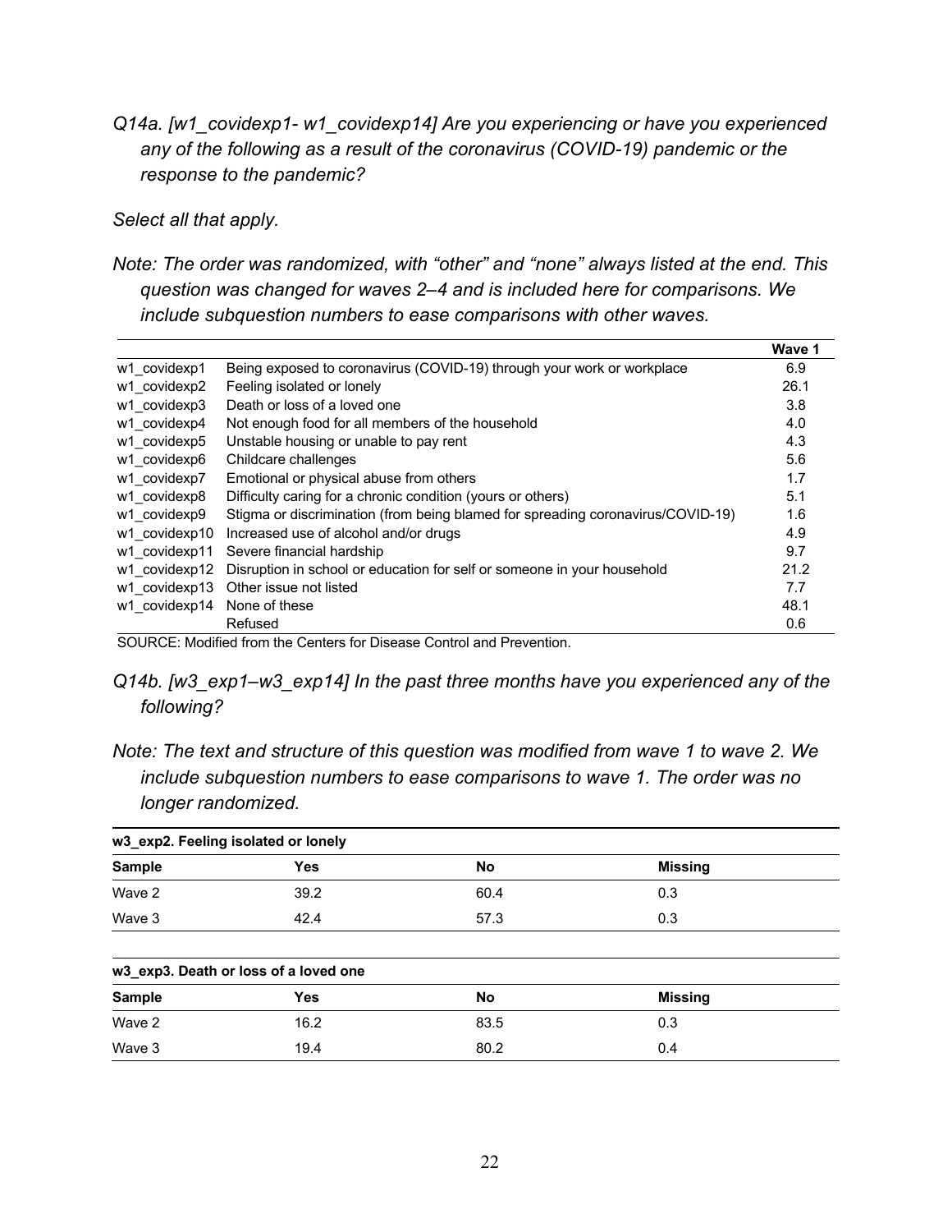*Q14a. [w1_covidexp1- w1_covidexp14] Are you experiencing or have you experienced any of the following as a result of the coronavirus (COVID-19) pandemic or the response to the pandemic?*

*Select all that apply.*

*Note: The order was randomized, with "other" and "none" always listed at the end. This question was changed for waves 2–4 and is included here for comparisons. We include subquestion numbers to ease comparisons with other waves.*

| | | **Wave 1** |
|---|---|---|
| w1_covidexp1 | Being exposed to coronavirus (COVID-19) through your work or workplace | 6.9 |
| w1_covidexp2 | Feeling isolated or lonely | 26.1 |
| w1_covidexp3 | Death or loss of a loved one | 3.8 |
| w1_covidexp4 | Not enough food for all members of the household | 4.0 |
| w1_covidexp5 | Unstable housing or unable to pay rent | 4.3 |
| w1_covidexp6 | Childcare challenges | 5.6 |
| w1_covidexp7 | Emotional or physical abuse from others | 1.7 |
| w1_covidexp8 | Difficulty caring for a chronic condition (yours or others) | 5.1 |
| w1_covidexp9 | Stigma or discrimination (from being blamed for spreading coronavirus/COVID-19) | 1.6 |
| w1_covidexp10 | Increased use of alcohol and/or drugs | 4.9 |
| w1_covidexp11 | Severe financial hardship | 9.7 |
| w1_covidexp12 | Disruption in school or education for self or someone in your household | 21.2 |
| w1_covidexp13 | Other issue not listed | 7.7 |
| w1_covidexp14 | None of these | 48.1 |
| | Refused | 0.6 |

SOURCE: Modified from the Centers for Disease Control and Prevention.

*Q14b. [w3_exp1–w3_exp14] In the past three months have you experienced any of the following?*

*Note: The text and structure of this question was modified from wave 1 to wave 2. We include subquestion numbers to ease comparisons to wave 1. The order was no longer randomized.*

| **w3_exp2. Feeling isolated or lonely** | | | |
|---|---|---|---|
| **Sample** | **Yes** | **No** | **Missing** |
| Wave 2 | 39.2 | 60.4 | 0.3 |
| Wave 3 | 42.4 | 57.3 | 0.3 |

| **w3_exp3. Death or loss of a loved one** | | | |
|---|---|---|---|
| **Sample** | **Yes** | **No** | **Missing** |
| Wave 2 | 16.2 | 83.5 | 0.3 |
| Wave 3 | 19.4 | 80.2 | 0.4 |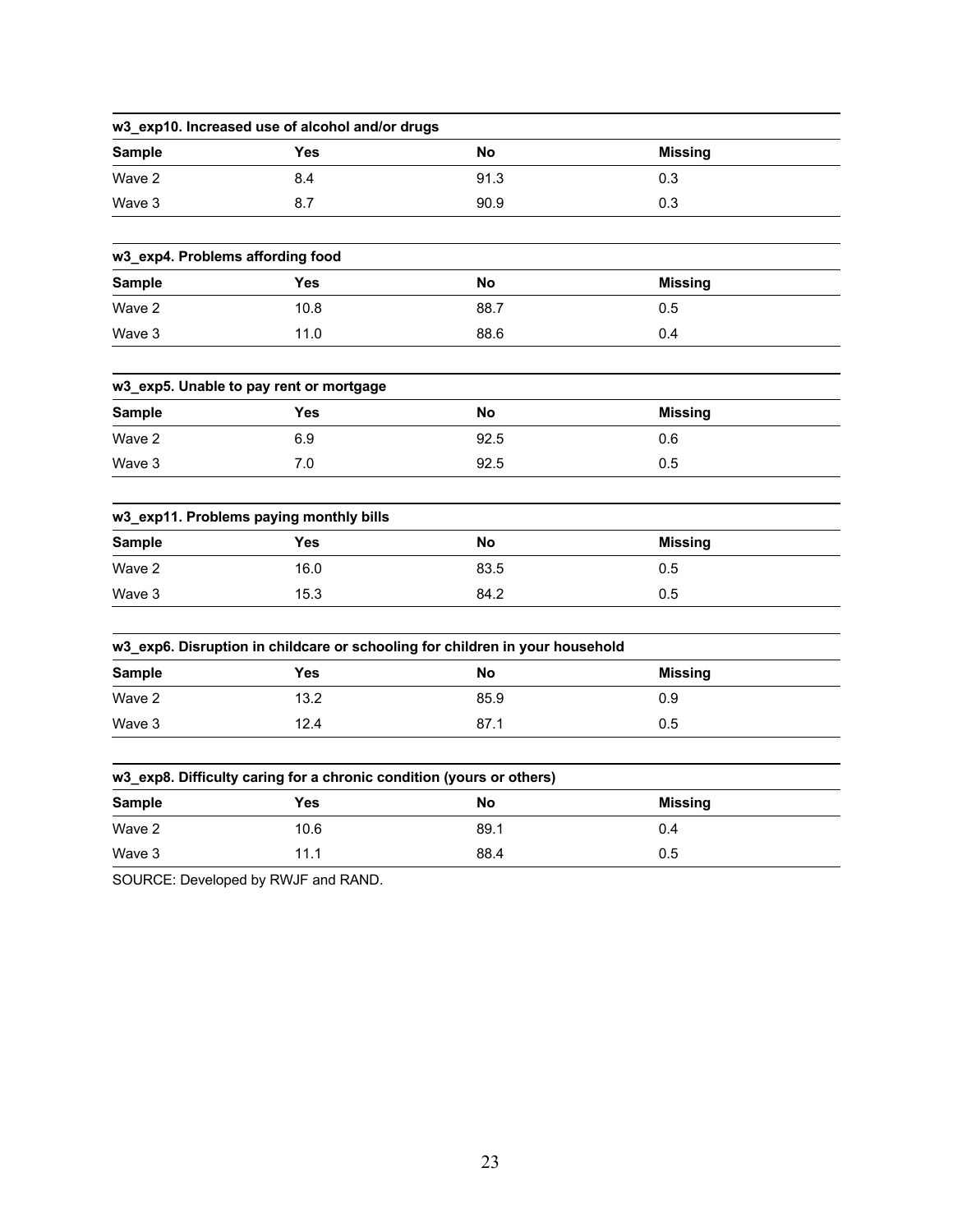**w3_exp10. Increased use of alcohol and/or drugs**

| Sample | Yes | No | Missing |
|---|---|---|---|
| Wave 2 | 8.4 | 91.3 | 0.3 |
| Wave 3 | 8.7 | 90.9 | 0.3 |

**w3_exp4. Problems affording food**

| Sample | Yes | No | Missing |
|---|---|---|---|
| Wave 2 | 10.8 | 88.7 | 0.5 |
| Wave 3 | 11.0 | 88.6 | 0.4 |

**w3_exp5. Unable to pay rent or mortgage**

| Sample | Yes | No | Missing |
|---|---|---|---|
| Wave 2 | 6.9 | 92.5 | 0.6 |
| Wave 3 | 7.0 | 92.5 | 0.5 |

**w3_exp11. Problems paying monthly bills**

| Sample | Yes | No | Missing |
|---|---|---|---|
| Wave 2 | 16.0 | 83.5 | 0.5 |
| Wave 3 | 15.3 | 84.2 | 0.5 |

**w3_exp6. Disruption in childcare or schooling for children in your household**

| Sample | Yes | No | Missing |
|---|---|---|---|
| Wave 2 | 13.2 | 85.9 | 0.9 |
| Wave 3 | 12.4 | 87.1 | 0.5 |

**w3_exp8. Difficulty caring for a chronic condition (yours or others)**

| Sample | Yes | No | Missing |
|---|---|---|---|
| Wave 2 | 10.6 | 89.1 | 0.4 |
| Wave 3 | 11.1 | 88.4 | 0.5 |

SOURCE: Developed by RWJF and RAND.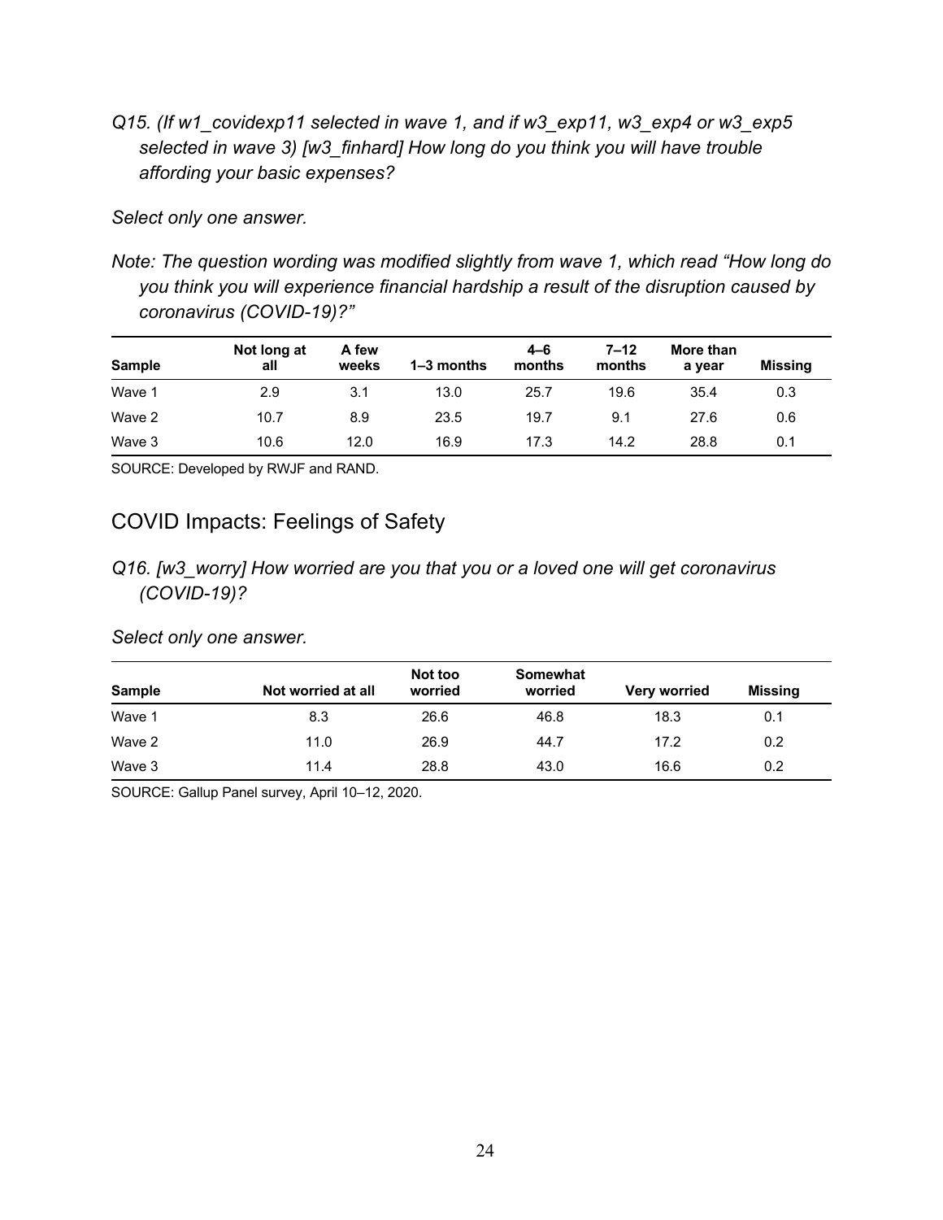*Q15. (If w1_covidexp11 selected in wave 1, and if w3_exp11, w3_exp4 or w3_exp5 selected in wave 3) [w3_finhard] How long do you think you will have trouble affording your basic expenses?*

*Select only one answer.*

*Note: The question wording was modified slightly from wave 1, which read "How long do you think you will experience financial hardship a result of the disruption caused by coronavirus (COVID-19)?"*

| Sample | Not long at all | A few weeks | 1–3 months | 4–6 months | 7–12 months | More than a year | Missing |
|---|---|---|---|---|---|---|---|
| Wave 1 | 2.9 | 3.1 | 13.0 | 25.7 | 19.6 | 35.4 | 0.3 |
| Wave 2 | 10.7 | 8.9 | 23.5 | 19.7 | 9.1 | 27.6 | 0.6 |
| Wave 3 | 10.6 | 12.0 | 16.9 | 17.3 | 14.2 | 28.8 | 0.1 |

SOURCE: Developed by RWJF and RAND.

## COVID Impacts: Feelings of Safety

*Q16. [w3_worry] How worried are you that you or a loved one will get coronavirus (COVID-19)?*

*Select only one answer.*

| Sample | Not worried at all | Not too worried | Somewhat worried | Very worried | Missing |
|---|---|---|---|---|---|
| Wave 1 | 8.3 | 26.6 | 46.8 | 18.3 | 0.1 |
| Wave 2 | 11.0 | 26.9 | 44.7 | 17.2 | 0.2 |
| Wave 3 | 11.4 | 28.8 | 43.0 | 16.6 | 0.2 |

SOURCE: Gallup Panel survey, April 10–12, 2020.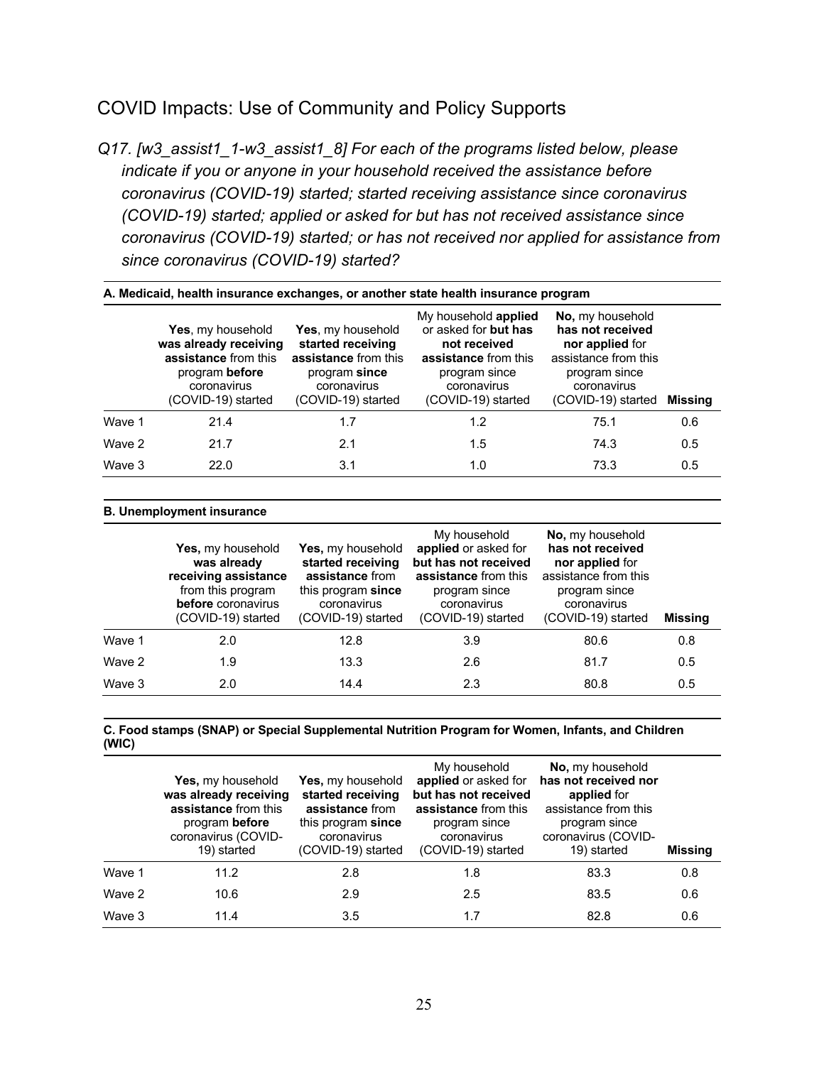## COVID Impacts: Use of Community and Policy Supports

*Q17. [w3_assist1_1-w3_assist1_8] For each of the programs listed below, please indicate if you or anyone in your household received the assistance before coronavirus (COVID-19) started; started receiving assistance since coronavirus (COVID-19) started; applied or asked for but has not received assistance since coronavirus (COVID-19) started; or has not received nor applied for assistance from since coronavirus (COVID-19) started?*

**A. Medicaid, health insurance exchanges, or another state health insurance program**

| | **Yes**, my household **was already receiving assistance** from this program **before** coronavirus (COVID-19) started | **Yes**, my household **started receiving assistance** from this program **since** coronavirus (COVID-19) started | My household **applied** or asked for **but has not received assistance** from this program since coronavirus (COVID-19) started | **No,** my household **has not received nor applied** for assistance from this program since coronavirus (COVID-19) started | **Missing** |
|---|---|---|---|---|---|
| Wave 1 | 21.4 | 1.7 | 1.2 | 75.1 | 0.6 |
| Wave 2 | 21.7 | 2.1 | 1.5 | 74.3 | 0.5 |
| Wave 3 | 22.0 | 3.1 | 1.0 | 73.3 | 0.5 |

**B. Unemployment insurance**

| | **Yes,** my household **was already receiving assistance** from this program **before** coronavirus (COVID-19) started | **Yes,** my household **started receiving assistance** from this program **since** coronavirus (COVID-19) started | My household **applied** or asked for **but has not received assistance** from this program since coronavirus (COVID-19) started | **No,** my household **has not received nor applied** for assistance from this program since coronavirus (COVID-19) started | **Missing** |
|---|---|---|---|---|---|
| Wave 1 | 2.0 | 12.8 | 3.9 | 80.6 | 0.8 |
| Wave 2 | 1.9 | 13.3 | 2.6 | 81.7 | 0.5 |
| Wave 3 | 2.0 | 14.4 | 2.3 | 80.8 | 0.5 |

**C. Food stamps (SNAP) or Special Supplemental Nutrition Program for Women, Infants, and Children (WIC)**

| | **Yes,** my household **was already receiving assistance** from this program **before** coronavirus (COVID-19) started | **Yes,** my household **started receiving assistance** from this program **since** coronavirus (COVID-19) started | My household **applied** or asked for **but has not received assistance** from this program since coronavirus (COVID-19) started | **No,** my household **has not received nor applied** for assistance from this program since coronavirus (COVID-19) started | **Missing** |
|---|---|---|---|---|---|
| Wave 1 | 11.2 | 2.8 | 1.8 | 83.3 | 0.8 |
| Wave 2 | 10.6 | 2.9 | 2.5 | 83.5 | 0.6 |
| Wave 3 | 11.4 | 3.5 | 1.7 | 82.8 | 0.6 |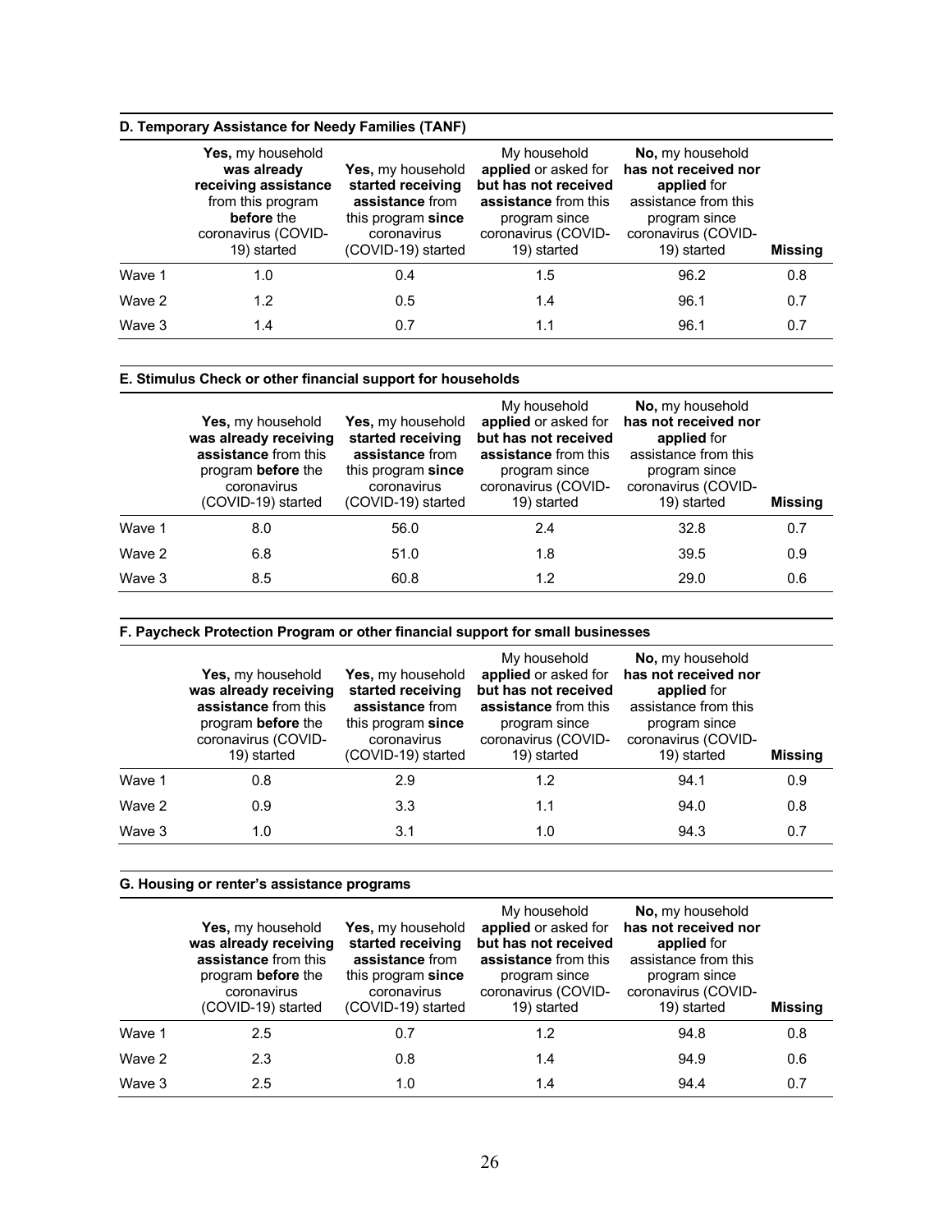**D. Temporary Assistance for Needy Families (TANF)**

| | **Yes,** my household **was already receiving assistance** from this program **before** the coronavirus (COVID-19) started | **Yes,** my household **started receiving assistance** from this program **since** coronavirus (COVID-19) started | My household **applied** or asked for **but has not received assistance** from this program since coronavirus (COVID-19) started | **No,** my household **has not received nor applied** for assistance from this program since coronavirus (COVID-19) started | **Missing** |
|---|---|---|---|---|---|
| Wave 1 | 1.0 | 0.4 | 1.5 | 96.2 | 0.8 |
| Wave 2 | 1.2 | 0.5 | 1.4 | 96.1 | 0.7 |
| Wave 3 | 1.4 | 0.7 | 1.1 | 96.1 | 0.7 |

**E. Stimulus Check or other financial support for households**

| | **Yes,** my household **was already receiving assistance** from this program **before** the coronavirus (COVID-19) started | **Yes,** my household **started receiving assistance** from this program **since** coronavirus (COVID-19) started | My household **applied** or asked for **but has not received assistance** from this program since coronavirus (COVID-19) started | **No,** my household **has not received nor applied** for assistance from this program since coronavirus (COVID-19) started | **Missing** |
|---|---|---|---|---|---|
| Wave 1 | 8.0 | 56.0 | 2.4 | 32.8 | 0.7 |
| Wave 2 | 6.8 | 51.0 | 1.8 | 39.5 | 0.9 |
| Wave 3 | 8.5 | 60.8 | 1.2 | 29.0 | 0.6 |

**F. Paycheck Protection Program or other financial support for small businesses**

| | **Yes,** my household **was already receiving assistance** from this program **before** the coronavirus (COVID-19) started | **Yes,** my household **started receiving assistance** from this program **since** coronavirus (COVID-19) started | My household **applied** or asked for **but has not received assistance** from this program since coronavirus (COVID-19) started | **No,** my household **has not received nor applied** for assistance from this program since coronavirus (COVID-19) started | **Missing** |
|---|---|---|---|---|---|
| Wave 1 | 0.8 | 2.9 | 1.2 | 94.1 | 0.9 |
| Wave 2 | 0.9 | 3.3 | 1.1 | 94.0 | 0.8 |
| Wave 3 | 1.0 | 3.1 | 1.0 | 94.3 | 0.7 |

**G. Housing or renter's assistance programs**

| | **Yes,** my household **was already receiving assistance** from this program **before** the coronavirus (COVID-19) started | **Yes,** my household **started receiving assistance** from this program **since** coronavirus (COVID-19) started | My household **applied** or asked for **but has not received assistance** from this program since coronavirus (COVID-19) started | **No,** my household **has not received nor applied** for assistance from this program since coronavirus (COVID-19) started | **Missing** |
|---|---|---|---|---|---|
| Wave 1 | 2.5 | 0.7 | 1.2 | 94.8 | 0.8 |
| Wave 2 | 2.3 | 0.8 | 1.4 | 94.9 | 0.6 |
| Wave 3 | 2.5 | 1.0 | 1.4 | 94.4 | 0.7 |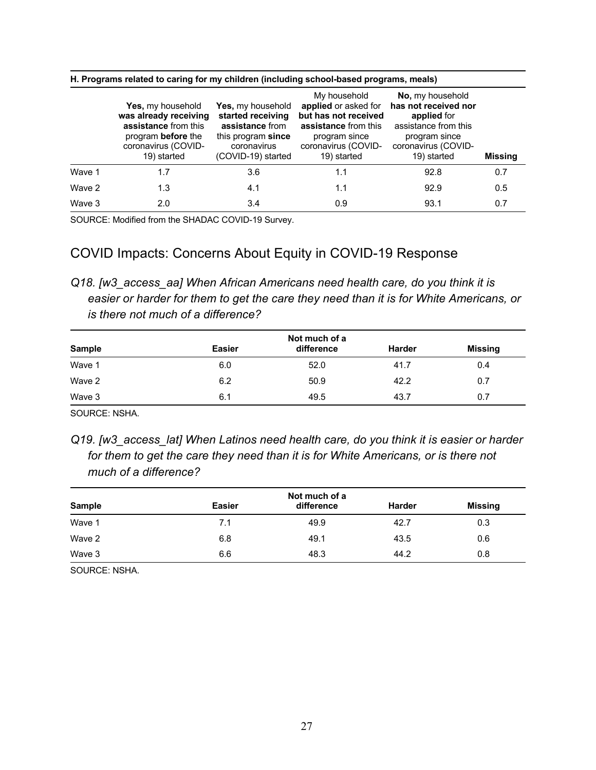**H. Programs related to caring for my children (including school-based programs, meals)**

| | **Yes,** my household **was already receiving assistance** from this program **before** the coronavirus (COVID-19) started | **Yes,** my household **started receiving assistance** from this program **since** coronavirus (COVID-19) started | My household **applied** or asked for **but has not received assistance** from this program since coronavirus (COVID-19) started | **No,** my household **has not received nor applied** for assistance from this program since coronavirus (COVID-19) started | **Missing** |
|---|---|---|---|---|---|
| Wave 1 | 1.7 | 3.6 | 1.1 | 92.8 | 0.7 |
| Wave 2 | 1.3 | 4.1 | 1.1 | 92.9 | 0.5 |
| Wave 3 | 2.0 | 3.4 | 0.9 | 93.1 | 0.7 |

SOURCE: Modified from the SHADAC COVID-19 Survey.

## COVID Impacts: Concerns About Equity in COVID-19 Response

*Q18. [w3_access_aa] When African Americans need health care, do you think it is easier or harder for them to get the care they need than it is for White Americans, or is there not much of a difference?*

| **Sample** | **Easier** | **Not much of a difference** | **Harder** | **Missing** |
|---|---|---|---|---|
| Wave 1 | 6.0 | 52.0 | 41.7 | 0.4 |
| Wave 2 | 6.2 | 50.9 | 42.2 | 0.7 |
| Wave 3 | 6.1 | 49.5 | 43.7 | 0.7 |

SOURCE: NSHA.

*Q19. [w3_access_lat] When Latinos need health care, do you think it is easier or harder for them to get the care they need than it is for White Americans, or is there not much of a difference?*

| **Sample** | **Easier** | **Not much of a difference** | **Harder** | **Missing** |
|---|---|---|---|---|
| Wave 1 | 7.1 | 49.9 | 42.7 | 0.3 |
| Wave 2 | 6.8 | 49.1 | 43.5 | 0.6 |
| Wave 3 | 6.6 | 48.3 | 44.2 | 0.8 |

SOURCE: NSHA.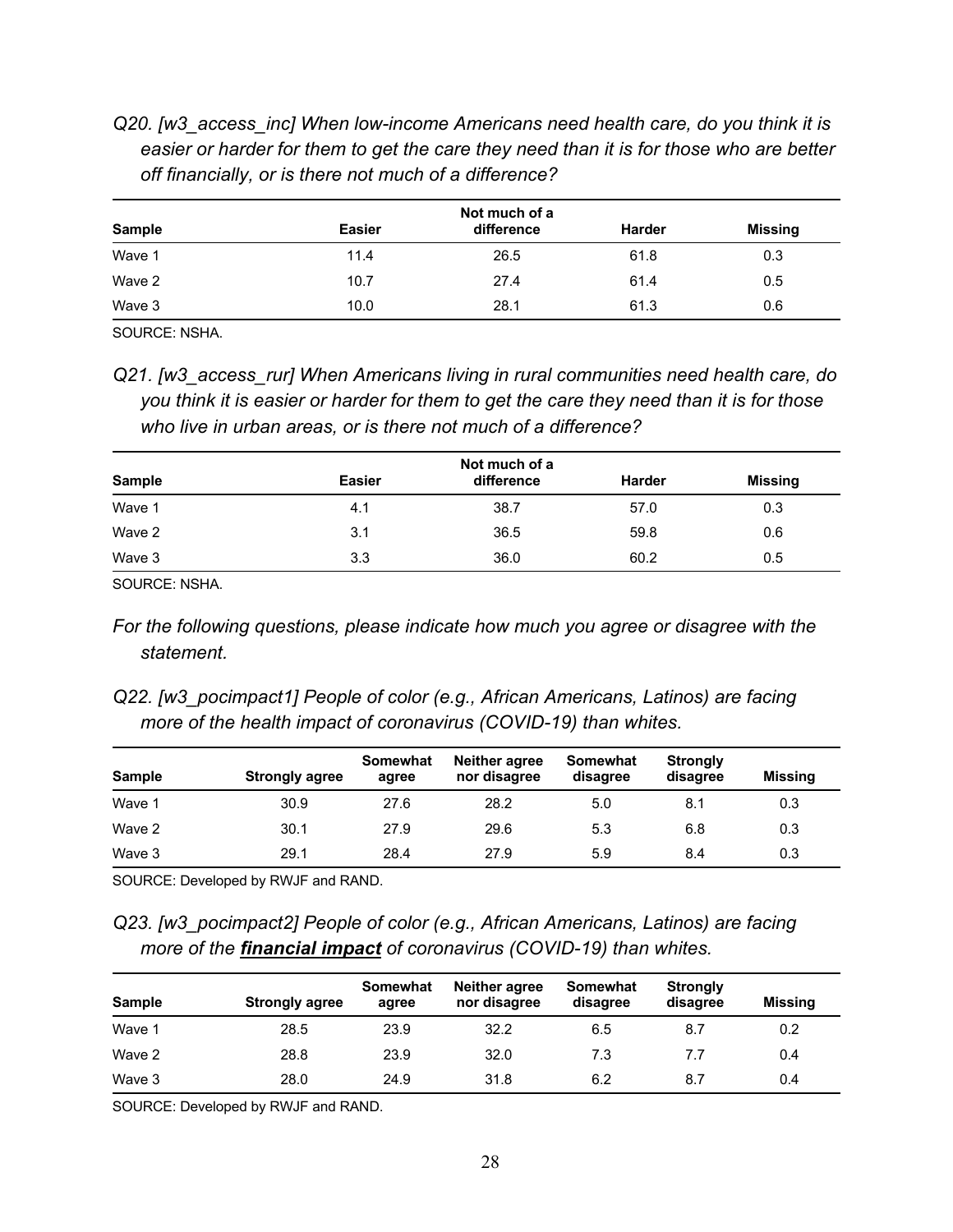*Q20. [w3_access_inc] When low-income Americans need health care, do you think it is easier or harder for them to get the care they need than it is for those who are better off financially, or is there not much of a difference?*

| Sample | Easier | Not much of a difference | Harder | Missing |
|---|---|---|---|---|
| Wave 1 | 11.4 | 26.5 | 61.8 | 0.3 |
| Wave 2 | 10.7 | 27.4 | 61.4 | 0.5 |
| Wave 3 | 10.0 | 28.1 | 61.3 | 0.6 |

SOURCE: NSHA.

*Q21. [w3_access_rur] When Americans living in rural communities need health care, do you think it is easier or harder for them to get the care they need than it is for those who live in urban areas, or is there not much of a difference?*

| Sample | Easier | Not much of a difference | Harder | Missing |
|---|---|---|---|---|
| Wave 1 | 4.1 | 38.7 | 57.0 | 0.3 |
| Wave 2 | 3.1 | 36.5 | 59.8 | 0.6 |
| Wave 3 | 3.3 | 36.0 | 60.2 | 0.5 |

SOURCE: NSHA.

*For the following questions, please indicate how much you agree or disagree with the statement.*

*Q22. [w3_pocimpact1] People of color (e.g., African Americans, Latinos) are facing more of the health impact of coronavirus (COVID-19) than whites.*

| Sample | Strongly agree | Somewhat agree | Neither agree nor disagree | Somewhat disagree | Strongly disagree | Missing |
|---|---|---|---|---|---|---|
| Wave 1 | 30.9 | 27.6 | 28.2 | 5.0 | 8.1 | 0.3 |
| Wave 2 | 30.1 | 27.9 | 29.6 | 5.3 | 6.8 | 0.3 |
| Wave 3 | 29.1 | 28.4 | 27.9 | 5.9 | 8.4 | 0.3 |

SOURCE: Developed by RWJF and RAND.

*Q23. [w3_pocimpact2] People of color (e.g., African Americans, Latinos) are facing more of the* ***financial impact*** *of coronavirus (COVID-19) than whites.*

| Sample | Strongly agree | Somewhat agree | Neither agree nor disagree | Somewhat disagree | Strongly disagree | Missing |
|---|---|---|---|---|---|---|
| Wave 1 | 28.5 | 23.9 | 32.2 | 6.5 | 8.7 | 0.2 |
| Wave 2 | 28.8 | 23.9 | 32.0 | 7.3 | 7.7 | 0.4 |
| Wave 3 | 28.0 | 24.9 | 31.8 | 6.2 | 8.7 | 0.4 |

SOURCE: Developed by RWJF and RAND.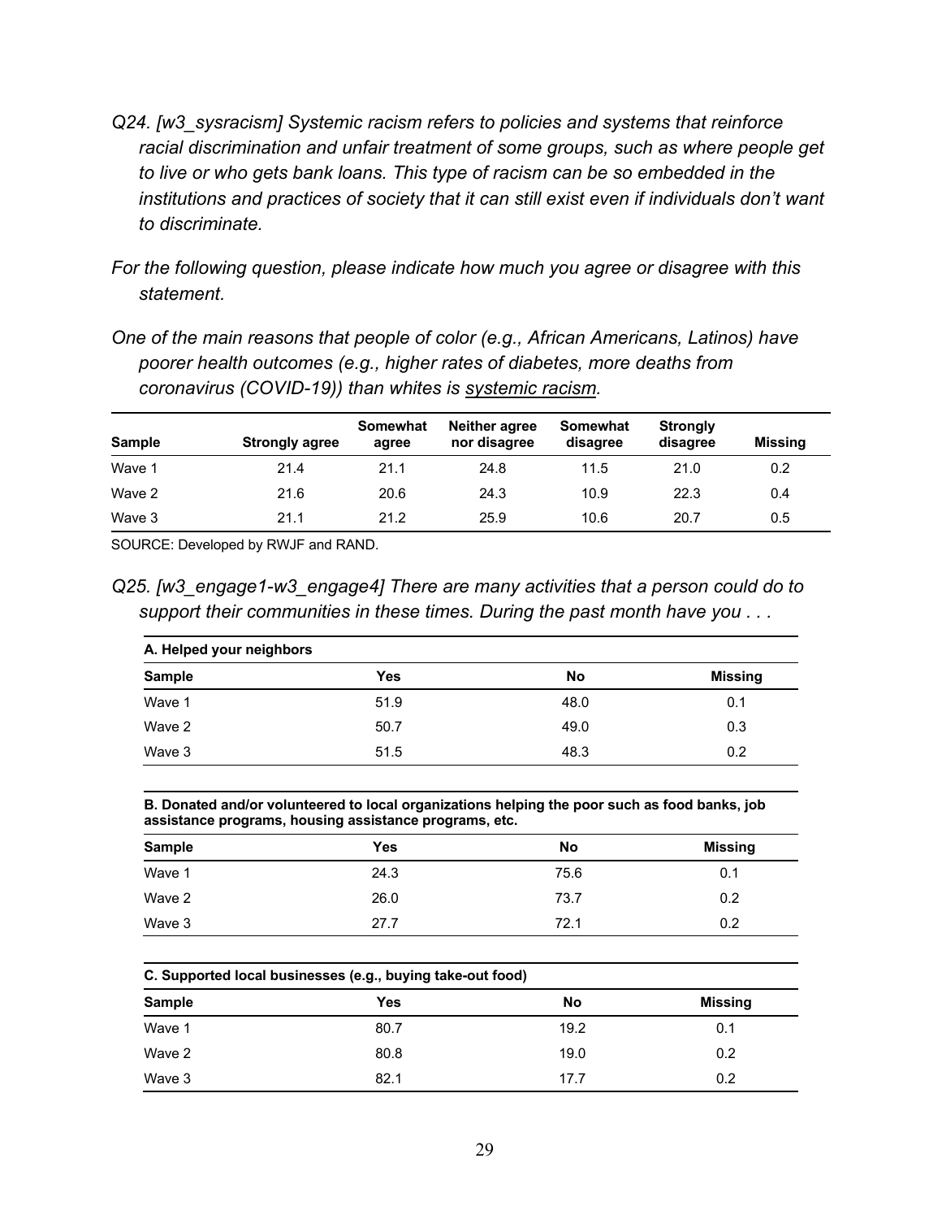*Q24. [w3_sysracism] Systemic racism refers to policies and systems that reinforce racial discrimination and unfair treatment of some groups, such as where people get to live or who gets bank loans. This type of racism can be so embedded in the institutions and practices of society that it can still exist even if individuals don't want to discriminate.*

*For the following question, please indicate how much you agree or disagree with this statement.*

*One of the main reasons that people of color (e.g., African Americans, Latinos) have poorer health outcomes (e.g., higher rates of diabetes, more deaths from coronavirus (COVID-19)) than whites is systemic racism.*

| Sample | Strongly agree | Somewhat agree | Neither agree nor disagree | Somewhat disagree | Strongly disagree | Missing |
|---|---|---|---|---|---|---|
| Wave 1 | 21.4 | 21.1 | 24.8 | 11.5 | 21.0 | 0.2 |
| Wave 2 | 21.6 | 20.6 | 24.3 | 10.9 | 22.3 | 0.4 |
| Wave 3 | 21.1 | 21.2 | 25.9 | 10.6 | 20.7 | 0.5 |

SOURCE: Developed by RWJF and RAND.

*Q25. [w3_engage1-w3_engage4] There are many activities that a person could do to support their communities in these times. During the past month have you . . .*

**A. Helped your neighbors**

| Sample | Yes | No | Missing |
|---|---|---|---|
| Wave 1 | 51.9 | 48.0 | 0.1 |
| Wave 2 | 50.7 | 49.0 | 0.3 |
| Wave 3 | 51.5 | 48.3 | 0.2 |

**B. Donated and/or volunteered to local organizations helping the poor such as food banks, job assistance programs, housing assistance programs, etc.**

| Sample | Yes | No | Missing |
|---|---|---|---|
| Wave 1 | 24.3 | 75.6 | 0.1 |
| Wave 2 | 26.0 | 73.7 | 0.2 |
| Wave 3 | 27.7 | 72.1 | 0.2 |

**C. Supported local businesses (e.g., buying take-out food)**

| Sample | Yes | No | Missing |
|---|---|---|---|
| Wave 1 | 80.7 | 19.2 | 0.1 |
| Wave 2 | 80.8 | 19.0 | 0.2 |
| Wave 3 | 82.1 | 17.7 | 0.2 |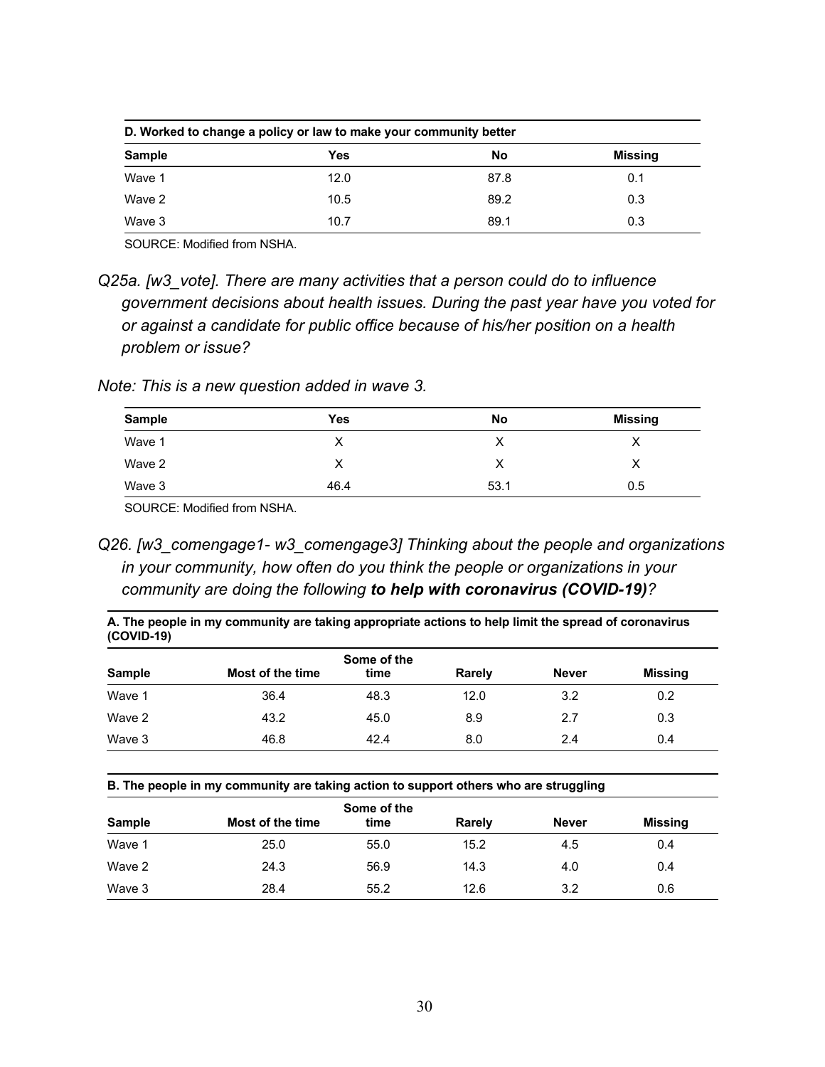| D. Worked to change a policy or law to make your community better | | | |
|---|---|---|---|
| **Sample** | **Yes** | **No** | **Missing** |
| Wave 1 | 12.0 | 87.8 | 0.1 |
| Wave 2 | 10.5 | 89.2 | 0.3 |
| Wave 3 | 10.7 | 89.1 | 0.3 |

SOURCE: Modified from NSHA.

*Q25a. [w3_vote]. There are many activities that a person could do to influence government decisions about health issues. During the past year have you voted for or against a candidate for public office because of his/her position on a health problem or issue?*

*Note: This is a new question added in wave 3.*

| Sample | Yes | No | Missing |
|---|---|---|---|
| Wave 1 | X | X | X |
| Wave 2 | X | X | X |
| Wave 3 | 46.4 | 53.1 | 0.5 |

SOURCE: Modified from NSHA.

*Q26. [w3_comengage1- w3_comengage3] Thinking about the people and organizations in your community, how often do you think the people or organizations in your community are doing the following **to help with coronavirus (COVID-19)**?*

| A. The people in my community are taking appropriate actions to help limit the spread of coronavirus (COVID-19) | | | | | |
|---|---|---|---|---|---|
| **Sample** | **Most of the time** | **Some of the time** | **Rarely** | **Never** | **Missing** |
| Wave 1 | 36.4 | 48.3 | 12.0 | 3.2 | 0.2 |
| Wave 2 | 43.2 | 45.0 | 8.9 | 2.7 | 0.3 |
| Wave 3 | 46.8 | 42.4 | 8.0 | 2.4 | 0.4 |

| B. The people in my community are taking action to support others who are struggling | | | | | |
|---|---|---|---|---|---|
| **Sample** | **Most of the time** | **Some of the time** | **Rarely** | **Never** | **Missing** |
| Wave 1 | 25.0 | 55.0 | 15.2 | 4.5 | 0.4 |
| Wave 2 | 24.3 | 56.9 | 14.3 | 4.0 | 0.4 |
| Wave 3 | 28.4 | 55.2 | 12.6 | 3.2 | 0.6 |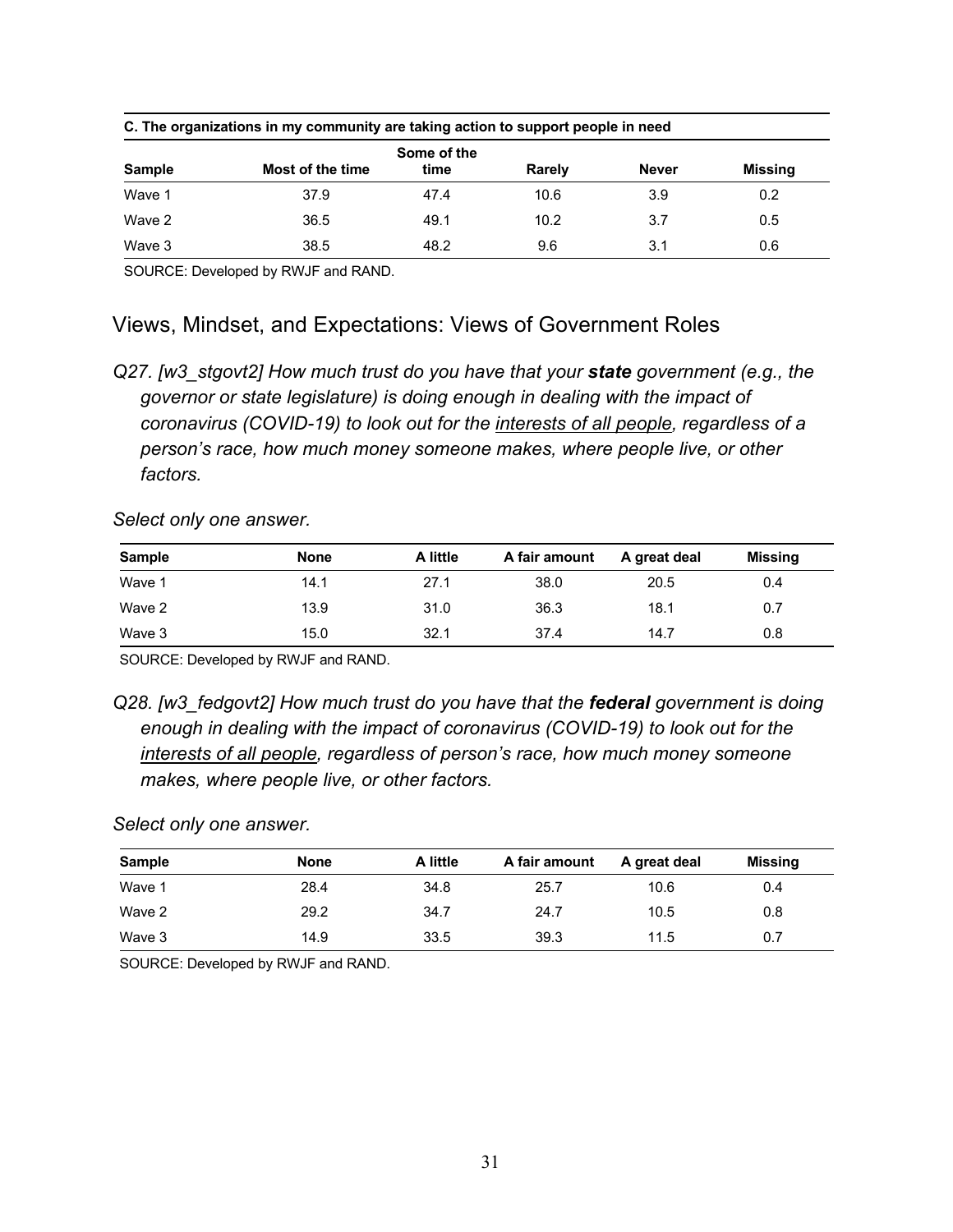| C. The organizations in my community are taking action to support people in need | | | | | |
|---|---|---|---|---|---|
| **Sample** | **Most of the time** | **Some of the time** | **Rarely** | **Never** | **Missing** |
| Wave 1 | 37.9 | 47.4 | 10.6 | 3.9 | 0.2 |
| Wave 2 | 36.5 | 49.1 | 10.2 | 3.7 | 0.5 |
| Wave 3 | 38.5 | 48.2 | 9.6 | 3.1 | 0.6 |

SOURCE: Developed by RWJF and RAND.

## Views, Mindset, and Expectations: Views of Government Roles

*Q27. [w3_stgovt2] How much trust do you have that your **state** government (e.g., the governor or state legislature) is doing enough in dealing with the impact of coronavirus (COVID-19) to look out for the interests of all people, regardless of a person's race, how much money someone makes, where people live, or other factors.*

*Select only one answer.*

| Sample | None | A little | A fair amount | A great deal | Missing |
|---|---|---|---|---|---|
| Wave 1 | 14.1 | 27.1 | 38.0 | 20.5 | 0.4 |
| Wave 2 | 13.9 | 31.0 | 36.3 | 18.1 | 0.7 |
| Wave 3 | 15.0 | 32.1 | 37.4 | 14.7 | 0.8 |

SOURCE: Developed by RWJF and RAND.

*Q28. [w3_fedgovt2] How much trust do you have that the **federal** government is doing enough in dealing with the impact of coronavirus (COVID-19) to look out for the interests of all people, regardless of person's race, how much money someone makes, where people live, or other factors.*

*Select only one answer.*

| Sample | None | A little | A fair amount | A great deal | Missing |
|---|---|---|---|---|---|
| Wave 1 | 28.4 | 34.8 | 25.7 | 10.6 | 0.4 |
| Wave 2 | 29.2 | 34.7 | 24.7 | 10.5 | 0.8 |
| Wave 3 | 14.9 | 33.5 | 39.3 | 11.5 | 0.7 |

SOURCE: Developed by RWJF and RAND.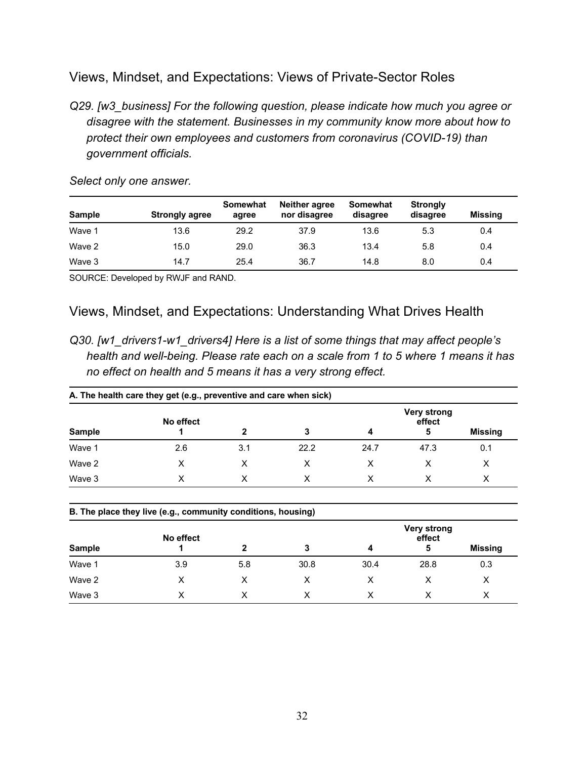## Views, Mindset, and Expectations: Views of Private-Sector Roles

*Q29. [w3_business] For the following question, please indicate how much you agree or disagree with the statement. Businesses in my community know more about how to protect their own employees and customers from coronavirus (COVID-19) than government officials.*

*Select only one answer.*

| Sample | Strongly agree | Somewhat agree | Neither agree nor disagree | Somewhat disagree | Strongly disagree | Missing |
|---|---|---|---|---|---|---|
| Wave 1 | 13.6 | 29.2 | 37.9 | 13.6 | 5.3 | 0.4 |
| Wave 2 | 15.0 | 29.0 | 36.3 | 13.4 | 5.8 | 0.4 |
| Wave 3 | 14.7 | 25.4 | 36.7 | 14.8 | 8.0 | 0.4 |

SOURCE: Developed by RWJF and RAND.

## Views, Mindset, and Expectations: Understanding What Drives Health

*Q30. [w1_drivers1-w1_drivers4] Here is a list of some things that may affect people's health and well-being. Please rate each on a scale from 1 to 5 where 1 means it has no effect on health and 5 means it has a very strong effect.*

**A. The health care they get (e.g., preventive and care when sick)**

| Sample | No effect 1 | 2 | 3 | 4 | Very strong effect 5 | Missing |
|---|---|---|---|---|---|---|
| Wave 1 | 2.6 | 3.1 | 22.2 | 24.7 | 47.3 | 0.1 |
| Wave 2 | X | X | X | X | X | X |
| Wave 3 | X | X | X | X | X | X |

**B. The place they live (e.g., community conditions, housing)**

| Sample | No effect 1 | 2 | 3 | 4 | Very strong effect 5 | Missing |
|---|---|---|---|---|---|---|
| Wave 1 | 3.9 | 5.8 | 30.8 | 30.4 | 28.8 | 0.3 |
| Wave 2 | X | X | X | X | X | X |
| Wave 3 | X | X | X | X | X | X |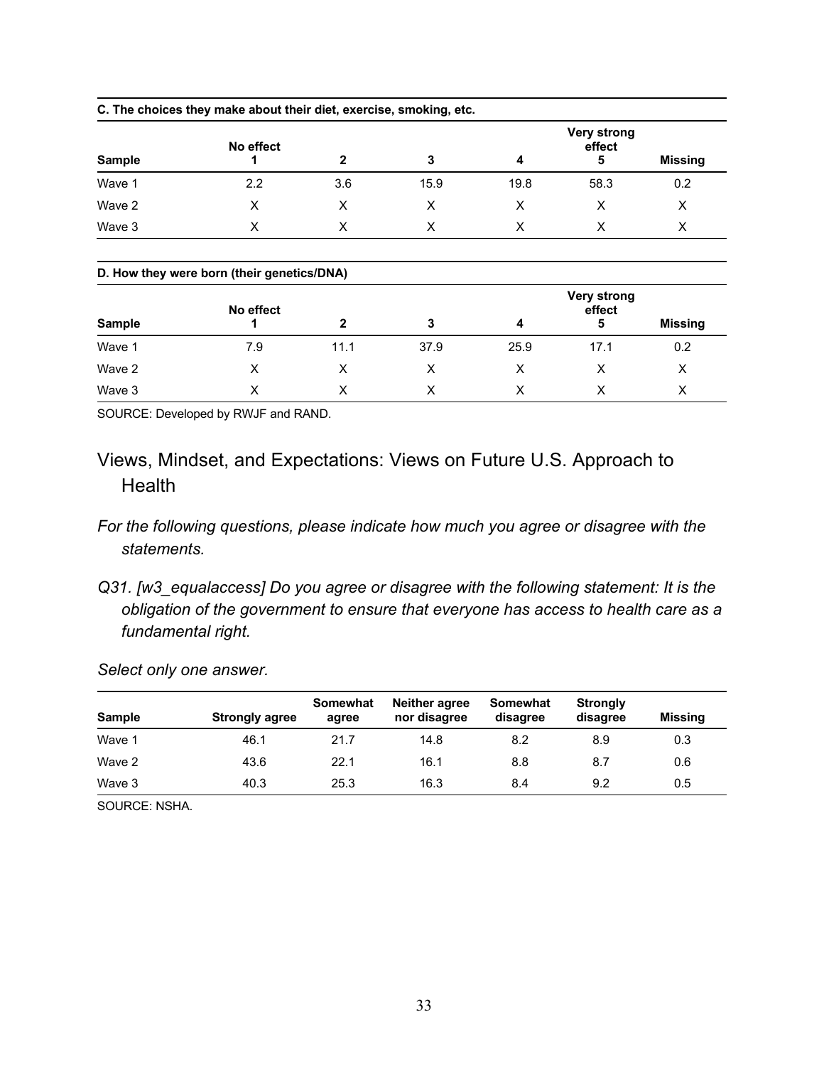**C. The choices they make about their diet, exercise, smoking, etc.**

| Sample | No effect 1 | 2 | 3 | 4 | Very strong effect 5 | Missing |
|---|---|---|---|---|---|---|
| Wave 1 | 2.2 | 3.6 | 15.9 | 19.8 | 58.3 | 0.2 |
| Wave 2 | X | X | X | X | X | X |
| Wave 3 | X | X | X | X | X | X |

**D. How they were born (their genetics/DNA)**

| Sample | No effect 1 | 2 | 3 | 4 | Very strong effect 5 | Missing |
|---|---|---|---|---|---|---|
| Wave 1 | 7.9 | 11.1 | 37.9 | 25.9 | 17.1 | 0.2 |
| Wave 2 | X | X | X | X | X | X |
| Wave 3 | X | X | X | X | X | X |

SOURCE: Developed by RWJF and RAND.

## Views, Mindset, and Expectations: Views on Future U.S. Approach to Health

*For the following questions, please indicate how much you agree or disagree with the statements.*

*Q31. [w3_equalaccess] Do you agree or disagree with the following statement: It is the obligation of the government to ensure that everyone has access to health care as a fundamental right.*

*Select only one answer.*

| Sample | Strongly agree | Somewhat agree | Neither agree nor disagree | Somewhat disagree | Strongly disagree | Missing |
|---|---|---|---|---|---|---|
| Wave 1 | 46.1 | 21.7 | 14.8 | 8.2 | 8.9 | 0.3 |
| Wave 2 | 43.6 | 22.1 | 16.1 | 8.8 | 8.7 | 0.6 |
| Wave 3 | 40.3 | 25.3 | 16.3 | 8.4 | 9.2 | 0.5 |

SOURCE: NSHA.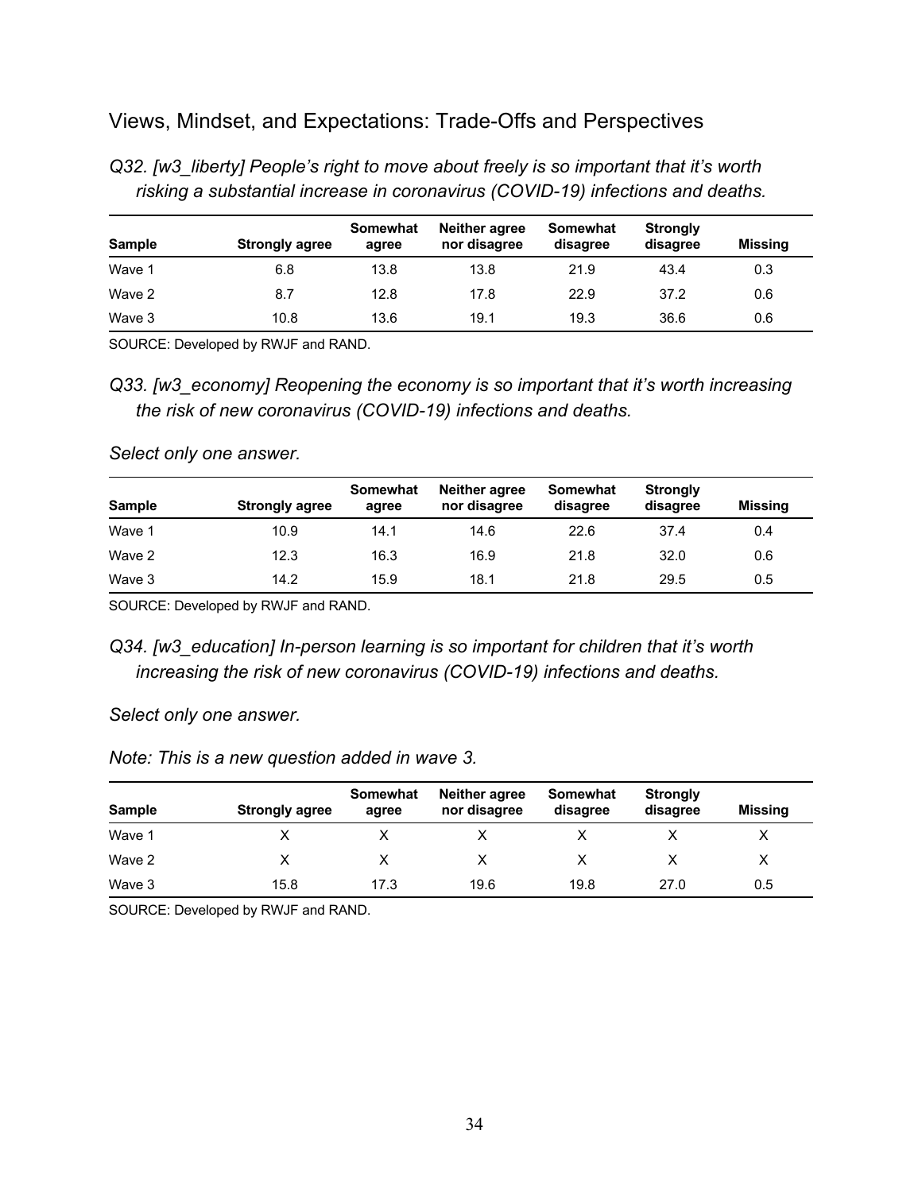## Views, Mindset, and Expectations: Trade-Offs and Perspectives

*Q32. [w3_liberty] People's right to move about freely is so important that it's worth risking a substantial increase in coronavirus (COVID-19) infections and deaths.*

| Sample | Strongly agree | Somewhat agree | Neither agree nor disagree | Somewhat disagree | Strongly disagree | Missing |
|---|---|---|---|---|---|---|
| Wave 1 | 6.8 | 13.8 | 13.8 | 21.9 | 43.4 | 0.3 |
| Wave 2 | 8.7 | 12.8 | 17.8 | 22.9 | 37.2 | 0.6 |
| Wave 3 | 10.8 | 13.6 | 19.1 | 19.3 | 36.6 | 0.6 |

SOURCE: Developed by RWJF and RAND.

*Q33. [w3_economy] Reopening the economy is so important that it's worth increasing the risk of new coronavirus (COVID-19) infections and deaths.*

*Select only one answer.*

| Sample | Strongly agree | Somewhat agree | Neither agree nor disagree | Somewhat disagree | Strongly disagree | Missing |
|---|---|---|---|---|---|---|
| Wave 1 | 10.9 | 14.1 | 14.6 | 22.6 | 37.4 | 0.4 |
| Wave 2 | 12.3 | 16.3 | 16.9 | 21.8 | 32.0 | 0.6 |
| Wave 3 | 14.2 | 15.9 | 18.1 | 21.8 | 29.5 | 0.5 |

SOURCE: Developed by RWJF and RAND.

*Q34. [w3_education] In-person learning is so important for children that it's worth increasing the risk of new coronavirus (COVID-19) infections and deaths.*

*Select only one answer.*

*Note: This is a new question added in wave 3.*

| Sample | Strongly agree | Somewhat agree | Neither agree nor disagree | Somewhat disagree | Strongly disagree | Missing |
|---|---|---|---|---|---|---|
| Wave 1 | X | X | X | X | X | X |
| Wave 2 | X | X | X | X | X | X |
| Wave 3 | 15.8 | 17.3 | 19.6 | 19.8 | 27.0 | 0.5 |

SOURCE: Developed by RWJF and RAND.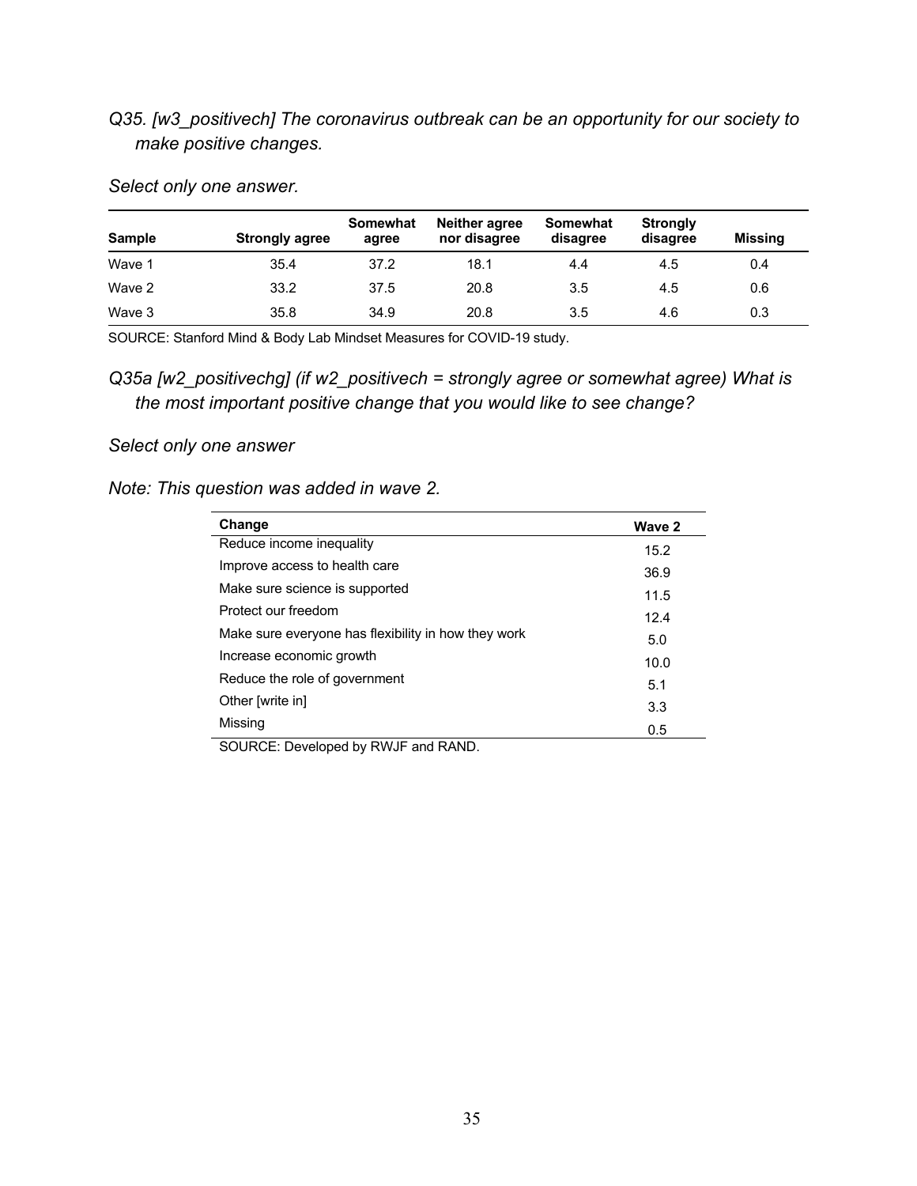*Q35. [w3_positivech] The coronavirus outbreak can be an opportunity for our society to make positive changes.*

*Select only one answer.*

| Sample | Strongly agree | Somewhat agree | Neither agree nor disagree | Somewhat disagree | Strongly disagree | Missing |
|---|---|---|---|---|---|---|
| Wave 1 | 35.4 | 37.2 | 18.1 | 4.4 | 4.5 | 0.4 |
| Wave 2 | 33.2 | 37.5 | 20.8 | 3.5 | 4.5 | 0.6 |
| Wave 3 | 35.8 | 34.9 | 20.8 | 3.5 | 4.6 | 0.3 |

SOURCE: Stanford Mind & Body Lab Mindset Measures for COVID-19 study.

*Q35a [w2_positivechg] (if w2_positivech = strongly agree or somewhat agree) What is the most important positive change that you would like to see change?*

*Select only one answer*

*Note: This question was added in wave 2.*

| Change | Wave 2 |
|---|---|
| Reduce income inequality | 15.2 |
| Improve access to health care | 36.9 |
| Make sure science is supported | 11.5 |
| Protect our freedom | 12.4 |
| Make sure everyone has flexibility in how they work | 5.0 |
| Increase economic growth | 10.0 |
| Reduce the role of government | 5.1 |
| Other [write in] | 3.3 |
| Missing | 0.5 |

SOURCE: Developed by RWJF and RAND.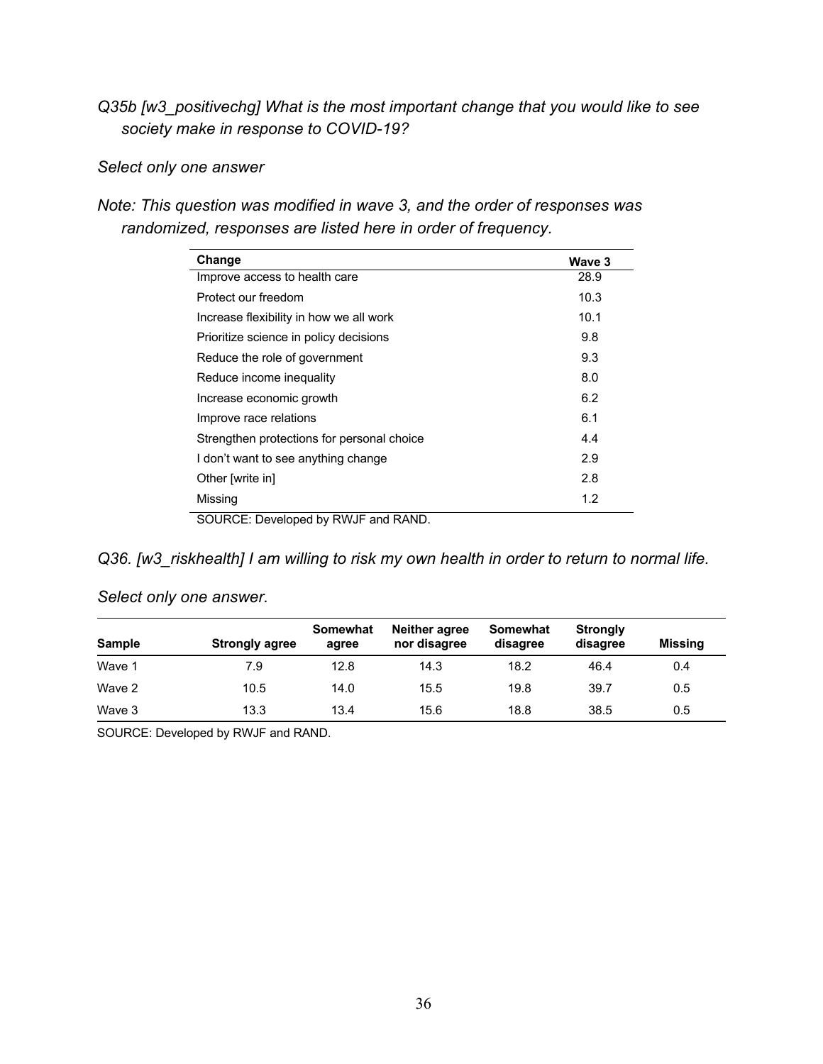*Q35b [w3_positivechg] What is the most important change that you would like to see society make in response to COVID-19?*

*Select only one answer*

*Note: This question was modified in wave 3, and the order of responses was randomized, responses are listed here in order of frequency.*

| Change | Wave 3 |
|---|---|
| Improve access to health care | 28.9 |
| Protect our freedom | 10.3 |
| Increase flexibility in how we all work | 10.1 |
| Prioritize science in policy decisions | 9.8 |
| Reduce the role of government | 9.3 |
| Reduce income inequality | 8.0 |
| Increase economic growth | 6.2 |
| Improve race relations | 6.1 |
| Strengthen protections for personal choice | 4.4 |
| I don't want to see anything change | 2.9 |
| Other [write in] | 2.8 |
| Missing | 1.2 |

SOURCE: Developed by RWJF and RAND.

*Q36. [w3_riskhealth] I am willing to risk my own health in order to return to normal life.*

*Select only one answer.*

| Sample | Strongly agree | Somewhat agree | Neither agree nor disagree | Somewhat disagree | Strongly disagree | Missing |
|---|---|---|---|---|---|---|
| Wave 1 | 7.9 | 12.8 | 14.3 | 18.2 | 46.4 | 0.4 |
| Wave 2 | 10.5 | 14.0 | 15.5 | 19.8 | 39.7 | 0.5 |
| Wave 3 | 13.3 | 13.4 | 15.6 | 18.8 | 38.5 | 0.5 |

SOURCE: Developed by RWJF and RAND.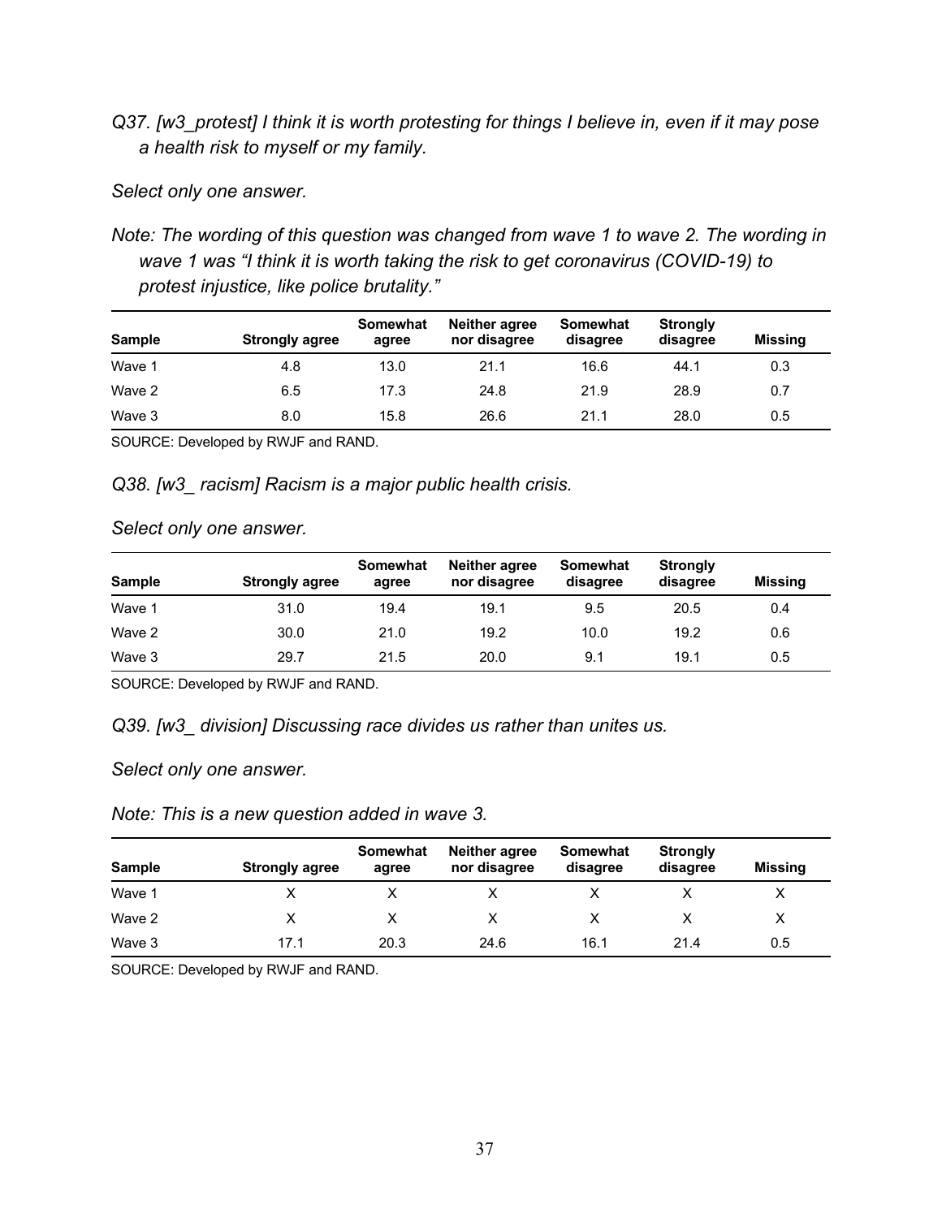*Q37. [w3_protest] I think it is worth protesting for things I believe in, even if it may pose a health risk to myself or my family.*

*Select only one answer.*

*Note: The wording of this question was changed from wave 1 to wave 2. The wording in wave 1 was "I think it is worth taking the risk to get coronavirus (COVID-19) to protest injustice, like police brutality."*

| Sample | Strongly agree | Somewhat agree | Neither agree nor disagree | Somewhat disagree | Strongly disagree | Missing |
|---|---|---|---|---|---|---|
| Wave 1 | 4.8 | 13.0 | 21.1 | 16.6 | 44.1 | 0.3 |
| Wave 2 | 6.5 | 17.3 | 24.8 | 21.9 | 28.9 | 0.7 |
| Wave 3 | 8.0 | 15.8 | 26.6 | 21.1 | 28.0 | 0.5 |

SOURCE: Developed by RWJF and RAND.

*Q38. [w3_ racism] Racism is a major public health crisis.*

*Select only one answer.*

| Sample | Strongly agree | Somewhat agree | Neither agree nor disagree | Somewhat disagree | Strongly disagree | Missing |
|---|---|---|---|---|---|---|
| Wave 1 | 31.0 | 19.4 | 19.1 | 9.5 | 20.5 | 0.4 |
| Wave 2 | 30.0 | 21.0 | 19.2 | 10.0 | 19.2 | 0.6 |
| Wave 3 | 29.7 | 21.5 | 20.0 | 9.1 | 19.1 | 0.5 |

SOURCE: Developed by RWJF and RAND.

*Q39. [w3_ division] Discussing race divides us rather than unites us.*

*Select only one answer.*

*Note: This is a new question added in wave 3.*

| Sample | Strongly agree | Somewhat agree | Neither agree nor disagree | Somewhat disagree | Strongly disagree | Missing |
|---|---|---|---|---|---|---|
| Wave 1 | X | X | X | X | X | X |
| Wave 2 | X | X | X | X | X | X |
| Wave 3 | 17.1 | 20.3 | 24.6 | 16.1 | 21.4 | 0.5 |

SOURCE: Developed by RWJF and RAND.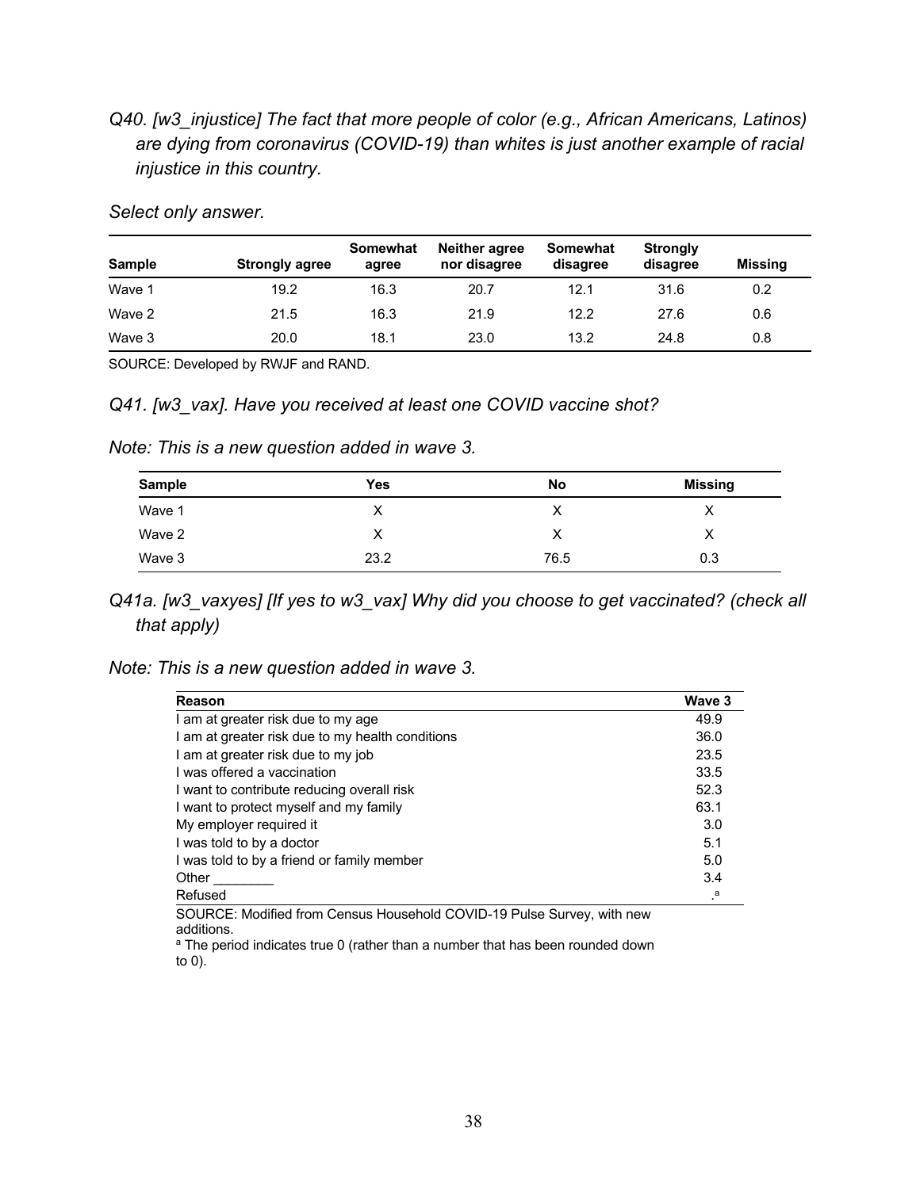*Q40. [w3_injustice] The fact that more people of color (e.g., African Americans, Latinos) are dying from coronavirus (COVID-19) than whites is just another example of racial injustice in this country.*

*Select only answer.*

| Sample | Strongly agree | Somewhat agree | Neither agree nor disagree | Somewhat disagree | Strongly disagree | Missing |
|---|---|---|---|---|---|---|
| Wave 1 | 19.2 | 16.3 | 20.7 | 12.1 | 31.6 | 0.2 |
| Wave 2 | 21.5 | 16.3 | 21.9 | 12.2 | 27.6 | 0.6 |
| Wave 3 | 20.0 | 18.1 | 23.0 | 13.2 | 24.8 | 0.8 |

SOURCE: Developed by RWJF and RAND.

*Q41. [w3_vax]. Have you received at least one COVID vaccine shot?*

*Note: This is a new question added in wave 3.*

| Sample | Yes | No | Missing |
|---|---|---|---|
| Wave 1 | X | X | X |
| Wave 2 | X | X | X |
| Wave 3 | 23.2 | 76.5 | 0.3 |

*Q41a. [w3_vaxyes] [If yes to w3_vax] Why did you choose to get vaccinated? (check all that apply)*

*Note: This is a new question added in wave 3.*

| Reason | Wave 3 |
|---|---|
| I am at greater risk due to my age | 49.9 |
| I am at greater risk due to my health conditions | 36.0 |
| I am at greater risk due to my job | 23.5 |
| I was offered a vaccination | 33.5 |
| I want to contribute reducing overall risk | 52.3 |
| I want to protect myself and my family | 63.1 |
| My employer required it | 3.0 |
| I was told to by a doctor | 5.1 |
| I was told to by a friend or family member | 5.0 |
| Other ________ | 3.4 |
| Refused | .[a] |

SOURCE: Modified from Census Household COVID-19 Pulse Survey, with new additions.

[a] The period indicates true 0 (rather than a number that has been rounded down to 0).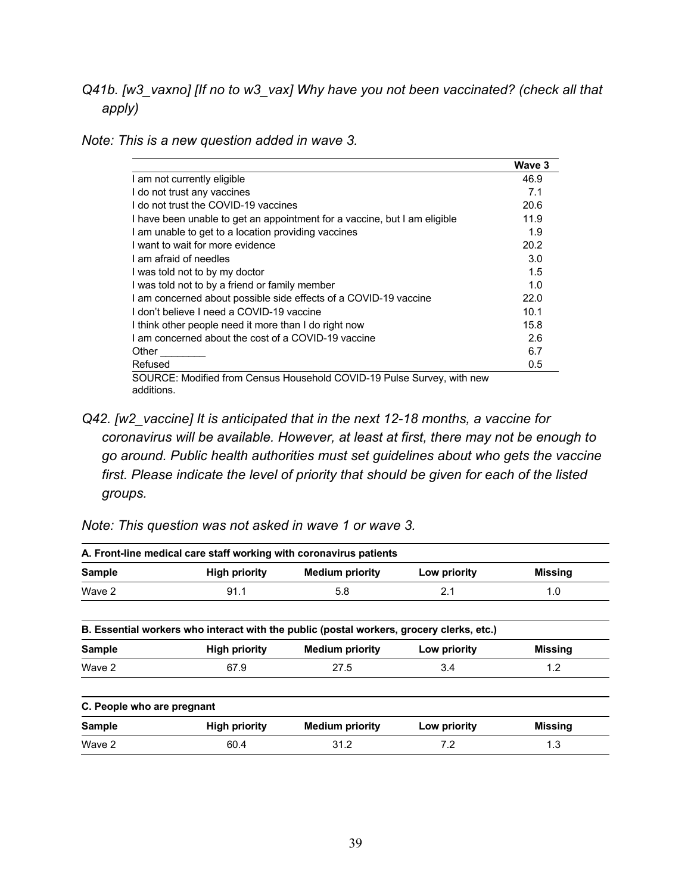*Q41b. [w3_vaxno] [If no to w3_vax] Why have you not been vaccinated? (check all that apply)*

*Note: This is a new question added in wave 3.*

| | Wave 3 |
|---|---|
| I am not currently eligible | 46.9 |
| I do not trust any vaccines | 7.1 |
| I do not trust the COVID-19 vaccines | 20.6 |
| I have been unable to get an appointment for a vaccine, but I am eligible | 11.9 |
| I am unable to get to a location providing vaccines | 1.9 |
| I want to wait for more evidence | 20.2 |
| I am afraid of needles | 3.0 |
| I was told not to by my doctor | 1.5 |
| I was told not to by a friend or family member | 1.0 |
| I am concerned about possible side effects of a COVID-19 vaccine | 22.0 |
| I don't believe I need a COVID-19 vaccine | 10.1 |
| I think other people need it more than I do right now | 15.8 |
| I am concerned about the cost of a COVID-19 vaccine | 2.6 |
| Other ________ | 6.7 |
| Refused | 0.5 |

SOURCE: Modified from Census Household COVID-19 Pulse Survey, with new additions.

*Q42. [w2_vaccine] It is anticipated that in the next 12-18 months, a vaccine for coronavirus will be available. However, at least at first, there may not be enough to go around. Public health authorities must set guidelines about who gets the vaccine first. Please indicate the level of priority that should be given for each of the listed groups.*

*Note: This question was not asked in wave 1 or wave 3.*

**A. Front-line medical care staff working with coronavirus patients**

| Sample | High priority | Medium priority | Low priority | Missing |
|---|---|---|---|---|
| Wave 2 | 91.1 | 5.8 | 2.1 | 1.0 |

**B. Essential workers who interact with the public (postal workers, grocery clerks, etc.)**

| Sample | High priority | Medium priority | Low priority | Missing |
|---|---|---|---|---|
| Wave 2 | 67.9 | 27.5 | 3.4 | 1.2 |

**C. People who are pregnant**

| Sample | High priority | Medium priority | Low priority | Missing |
|---|---|---|---|---|
| Wave 2 | 60.4 | 31.2 | 7.2 | 1.3 |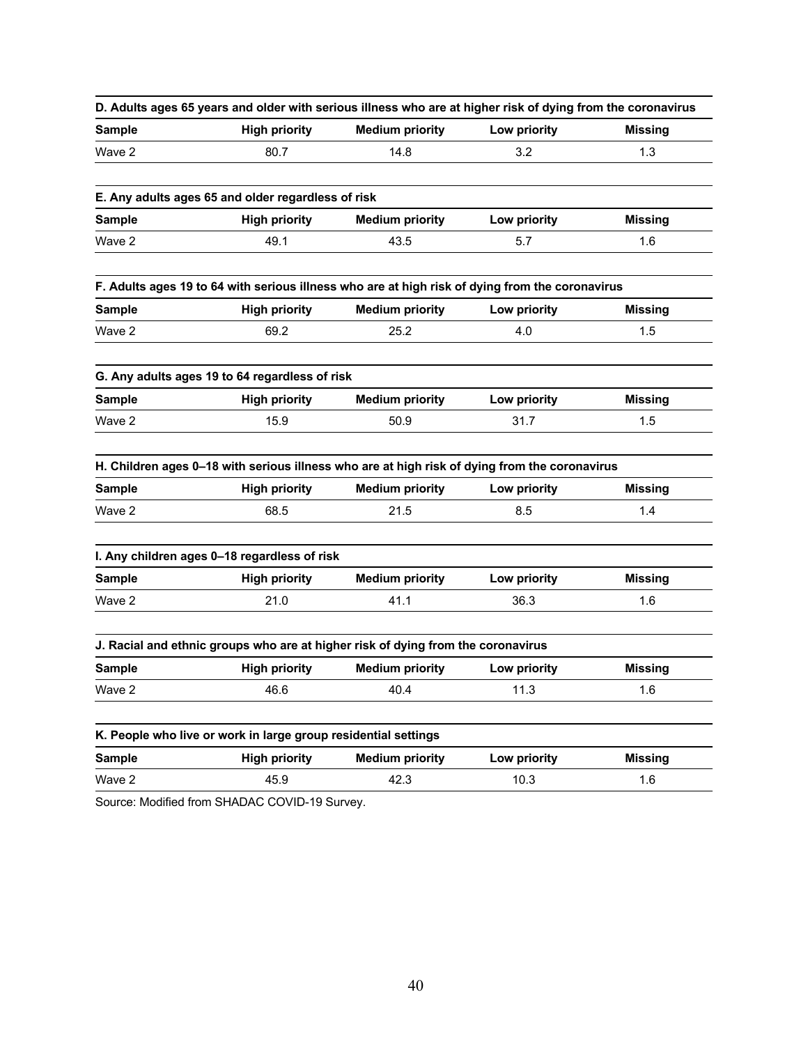**D. Adults ages 65 years and older with serious illness who are at higher risk of dying from the coronavirus**

| Sample | High priority | Medium priority | Low priority | Missing |
|---|---|---|---|---|
| Wave 2 | 80.7 | 14.8 | 3.2 | 1.3 |

**E. Any adults ages 65 and older regardless of risk**

| Sample | High priority | Medium priority | Low priority | Missing |
|---|---|---|---|---|
| Wave 2 | 49.1 | 43.5 | 5.7 | 1.6 |

**F. Adults ages 19 to 64 with serious illness who are at high risk of dying from the coronavirus**

| Sample | High priority | Medium priority | Low priority | Missing |
|---|---|---|---|---|
| Wave 2 | 69.2 | 25.2 | 4.0 | 1.5 |

**G. Any adults ages 19 to 64 regardless of risk**

| Sample | High priority | Medium priority | Low priority | Missing |
|---|---|---|---|---|
| Wave 2 | 15.9 | 50.9 | 31.7 | 1.5 |

**H. Children ages 0–18 with serious illness who are at high risk of dying from the coronavirus**

| Sample | High priority | Medium priority | Low priority | Missing |
|---|---|---|---|---|
| Wave 2 | 68.5 | 21.5 | 8.5 | 1.4 |

**I. Any children ages 0–18 regardless of risk**

| Sample | High priority | Medium priority | Low priority | Missing |
|---|---|---|---|---|
| Wave 2 | 21.0 | 41.1 | 36.3 | 1.6 |

**J. Racial and ethnic groups who are at higher risk of dying from the coronavirus**

| Sample | High priority | Medium priority | Low priority | Missing |
|---|---|---|---|---|
| Wave 2 | 46.6 | 40.4 | 11.3 | 1.6 |

**K. People who live or work in large group residential settings**

| Sample | High priority | Medium priority | Low priority | Missing |
|---|---|---|---|---|
| Wave 2 | 45.9 | 42.3 | 10.3 | 1.6 |

Source: Modified from SHADAC COVID-19 Survey.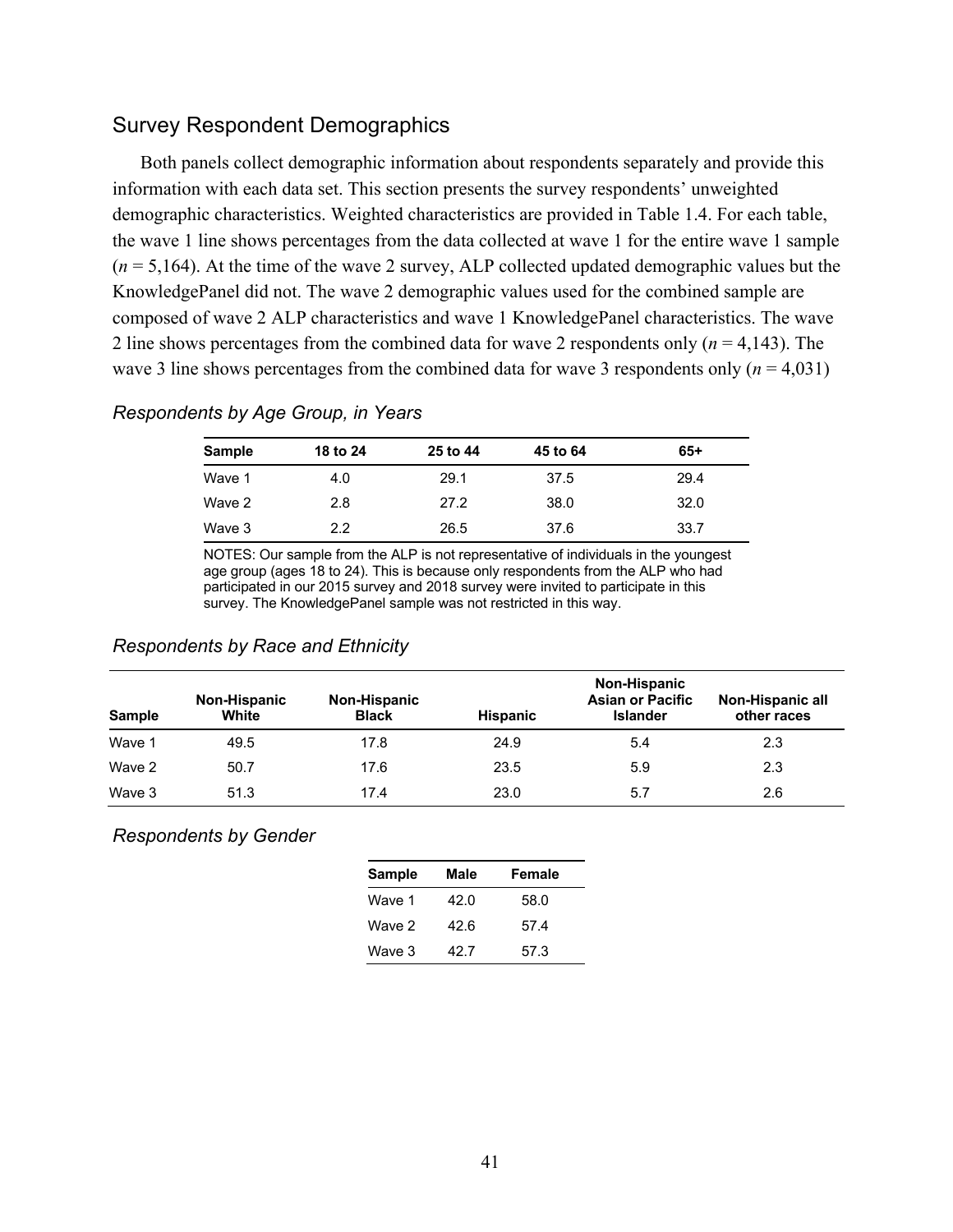## Survey Respondent Demographics

Both panels collect demographic information about respondents separately and provide this information with each data set. This section presents the survey respondents' unweighted demographic characteristics. Weighted characteristics are provided in Table 1.4. For each table, the wave 1 line shows percentages from the data collected at wave 1 for the entire wave 1 sample (*n* = 5,164). At the time of the wave 2 survey, ALP collected updated demographic values but the KnowledgePanel did not. The wave 2 demographic values used for the combined sample are composed of wave 2 ALP characteristics and wave 1 KnowledgePanel characteristics. The wave 2 line shows percentages from the combined data for wave 2 respondents only (*n* = 4,143). The wave 3 line shows percentages from the combined data for wave 3 respondents only (*n* = 4,031)

### *Respondents by Age Group, in Years*

| Sample | 18 to 24 | 25 to 44 | 45 to 64 | 65+ |
|---|---|---|---|---|
| Wave 1 | 4.0 | 29.1 | 37.5 | 29.4 |
| Wave 2 | 2.8 | 27.2 | 38.0 | 32.0 |
| Wave 3 | 2.2 | 26.5 | 37.6 | 33.7 |

NOTES: Our sample from the ALP is not representative of individuals in the youngest age group (ages 18 to 24). This is because only respondents from the ALP who had participated in our 2015 survey and 2018 survey were invited to participate in this survey. The KnowledgePanel sample was not restricted in this way.

### *Respondents by Race and Ethnicity*

| Sample | Non-Hispanic White | Non-Hispanic Black | Hispanic | Non-Hispanic Asian or Pacific Islander | Non-Hispanic all other races |
|---|---|---|---|---|---|
| Wave 1 | 49.5 | 17.8 | 24.9 | 5.4 | 2.3 |
| Wave 2 | 50.7 | 17.6 | 23.5 | 5.9 | 2.3 |
| Wave 3 | 51.3 | 17.4 | 23.0 | 5.7 | 2.6 |

### *Respondents by Gender*

| Sample | Male | Female |
|---|---|---|
| Wave 1 | 42.0 | 58.0 |
| Wave 2 | 42.6 | 57.4 |
| Wave 3 | 42.7 | 57.3 |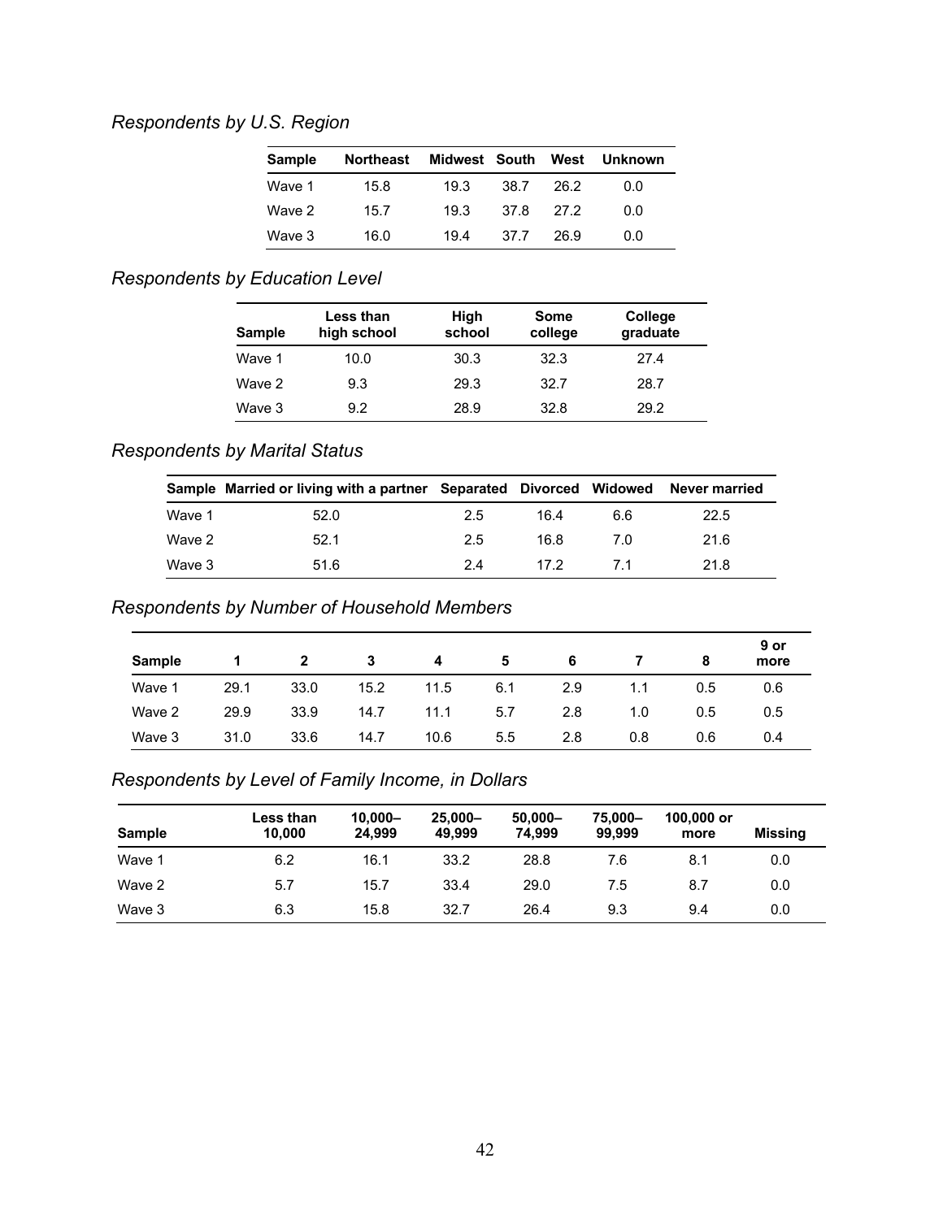*Respondents by U.S. Region*

| Sample | Northeast | Midwest | South | West | Unknown |
|---|---|---|---|---|---|
| Wave 1 | 15.8 | 19.3 | 38.7 | 26.2 | 0.0 |
| Wave 2 | 15.7 | 19.3 | 37.8 | 27.2 | 0.0 |
| Wave 3 | 16.0 | 19.4 | 37.7 | 26.9 | 0.0 |

*Respondents by Education Level*

| Sample | Less than high school | High school | Some college | College graduate |
|---|---|---|---|---|
| Wave 1 | 10.0 | 30.3 | 32.3 | 27.4 |
| Wave 2 | 9.3 | 29.3 | 32.7 | 28.7 |
| Wave 3 | 9.2 | 28.9 | 32.8 | 29.2 |

*Respondents by Marital Status*

| Sample | Married or living with a partner | Separated | Divorced | Widowed | Never married |
|---|---|---|---|---|---|
| Wave 1 | 52.0 | 2.5 | 16.4 | 6.6 | 22.5 |
| Wave 2 | 52.1 | 2.5 | 16.8 | 7.0 | 21.6 |
| Wave 3 | 51.6 | 2.4 | 17.2 | 7.1 | 21.8 |

*Respondents by Number of Household Members*

| Sample | 1 | 2 | 3 | 4 | 5 | 6 | 7 | 8 | 9 or more |
|---|---|---|---|---|---|---|---|---|---|
| Wave 1 | 29.1 | 33.0 | 15.2 | 11.5 | 6.1 | 2.9 | 1.1 | 0.5 | 0.6 |
| Wave 2 | 29.9 | 33.9 | 14.7 | 11.1 | 5.7 | 2.8 | 1.0 | 0.5 | 0.5 |
| Wave 3 | 31.0 | 33.6 | 14.7 | 10.6 | 5.5 | 2.8 | 0.8 | 0.6 | 0.4 |

*Respondents by Level of Family Income, in Dollars*

| Sample | Less than 10,000 | 10,000–24,999 | 25,000–49,999 | 50,000–74,999 | 75,000–99,999 | 100,000 or more | Missing |
|---|---|---|---|---|---|---|---|
| Wave 1 | 6.2 | 16.1 | 33.2 | 28.8 | 7.6 | 8.1 | 0.0 |
| Wave 2 | 5.7 | 15.7 | 33.4 | 29.0 | 7.5 | 8.7 | 0.0 |
| Wave 3 | 6.3 | 15.8 | 32.7 | 26.4 | 9.3 | 9.4 | 0.0 |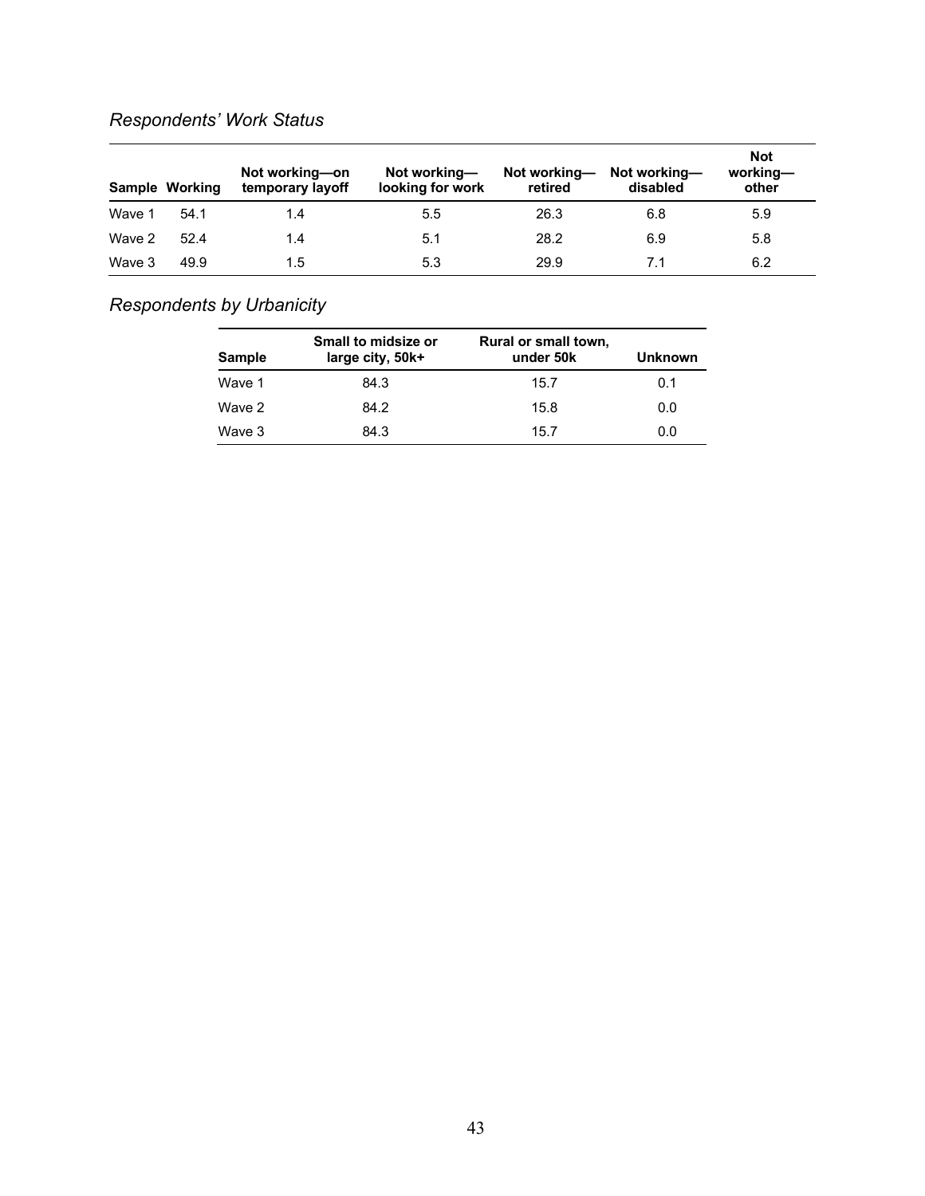*Respondents' Work Status*

| Sample | Working | Not working—on temporary layoff | Not working—looking for work | Not working—retired | Not working—disabled | Not working—other |
|---|---|---|---|---|---|---|
| Wave 1 | 54.1 | 1.4 | 5.5 | 26.3 | 6.8 | 5.9 |
| Wave 2 | 52.4 | 1.4 | 5.1 | 28.2 | 6.9 | 5.8 |
| Wave 3 | 49.9 | 1.5 | 5.3 | 29.9 | 7.1 | 6.2 |

*Respondents by Urbanicity*

| Sample | Small to midsize or large city, 50k+ | Rural or small town, under 50k | Unknown |
|---|---|---|---|
| Wave 1 | 84.3 | 15.7 | 0.1 |
| Wave 2 | 84.2 | 15.8 | 0.0 |
| Wave 3 | 84.3 | 15.7 | 0.0 |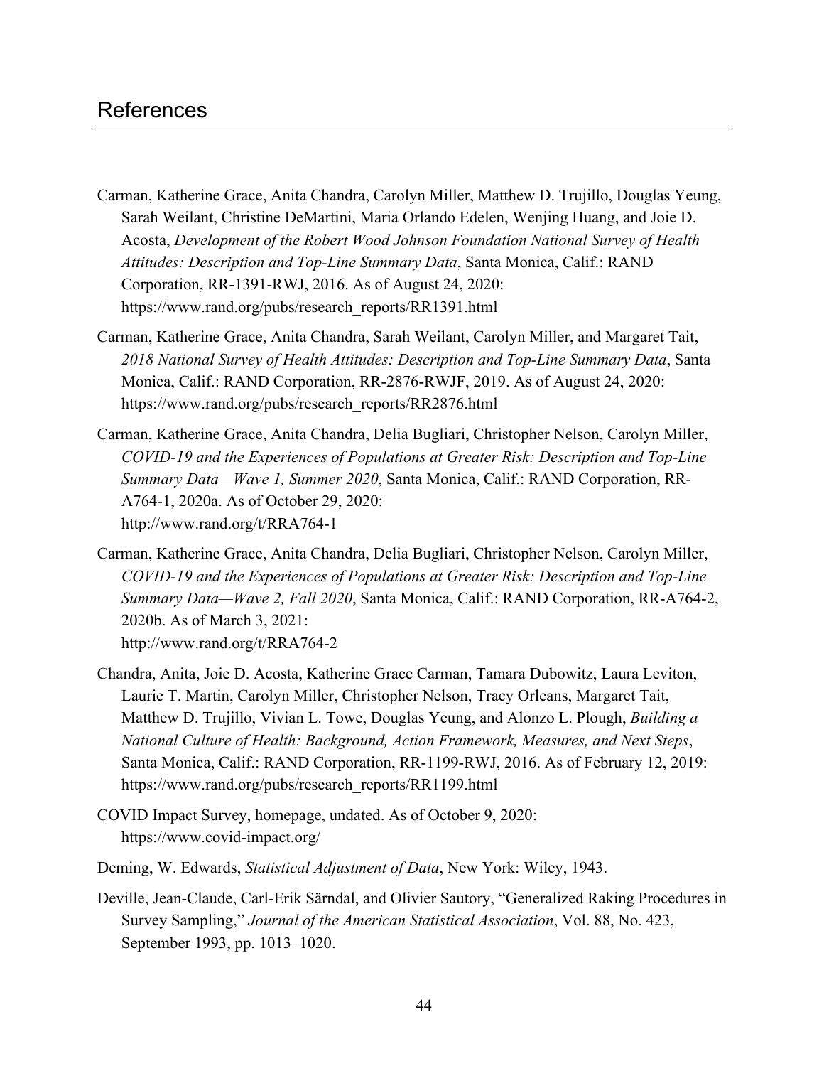# References

Carman, Katherine Grace, Anita Chandra, Carolyn Miller, Matthew D. Trujillo, Douglas Yeung, Sarah Weilant, Christine DeMartini, Maria Orlando Edelen, Wenjing Huang, and Joie D. Acosta, *Development of the Robert Wood Johnson Foundation National Survey of Health Attitudes: Description and Top-Line Summary Data*, Santa Monica, Calif.: RAND Corporation, RR-1391-RWJ, 2016. As of August 24, 2020: https://www.rand.org/pubs/research_reports/RR1391.html

Carman, Katherine Grace, Anita Chandra, Sarah Weilant, Carolyn Miller, and Margaret Tait, *2018 National Survey of Health Attitudes: Description and Top-Line Summary Data*, Santa Monica, Calif.: RAND Corporation, RR-2876-RWJF, 2019. As of August 24, 2020: https://www.rand.org/pubs/research_reports/RR2876.html

Carman, Katherine Grace, Anita Chandra, Delia Bugliari, Christopher Nelson, Carolyn Miller, *COVID-19 and the Experiences of Populations at Greater Risk: Description and Top-Line Summary Data—Wave 1, Summer 2020*, Santa Monica, Calif.: RAND Corporation, RR-A764-1, 2020a. As of October 29, 2020: http://www.rand.org/t/RRA764-1

Carman, Katherine Grace, Anita Chandra, Delia Bugliari, Christopher Nelson, Carolyn Miller, *COVID-19 and the Experiences of Populations at Greater Risk: Description and Top-Line Summary Data—Wave 2, Fall 2020*, Santa Monica, Calif.: RAND Corporation, RR-A764-2, 2020b. As of March 3, 2021: http://www.rand.org/t/RRA764-2

Chandra, Anita, Joie D. Acosta, Katherine Grace Carman, Tamara Dubowitz, Laura Leviton, Laurie T. Martin, Carolyn Miller, Christopher Nelson, Tracy Orleans, Margaret Tait, Matthew D. Trujillo, Vivian L. Towe, Douglas Yeung, and Alonzo L. Plough, *Building a National Culture of Health: Background, Action Framework, Measures, and Next Steps*, Santa Monica, Calif.: RAND Corporation, RR-1199-RWJ, 2016. As of February 12, 2019: https://www.rand.org/pubs/research_reports/RR1199.html

COVID Impact Survey, homepage, undated. As of October 9, 2020: https://www.covid-impact.org/

Deming, W. Edwards, *Statistical Adjustment of Data*, New York: Wiley, 1943.

Deville, Jean-Claude, Carl-Erik Särndal, and Olivier Sautory, "Generalized Raking Procedures in Survey Sampling," *Journal of the American Statistical Association*, Vol. 88, No. 423, September 1993, pp. 1013–1020.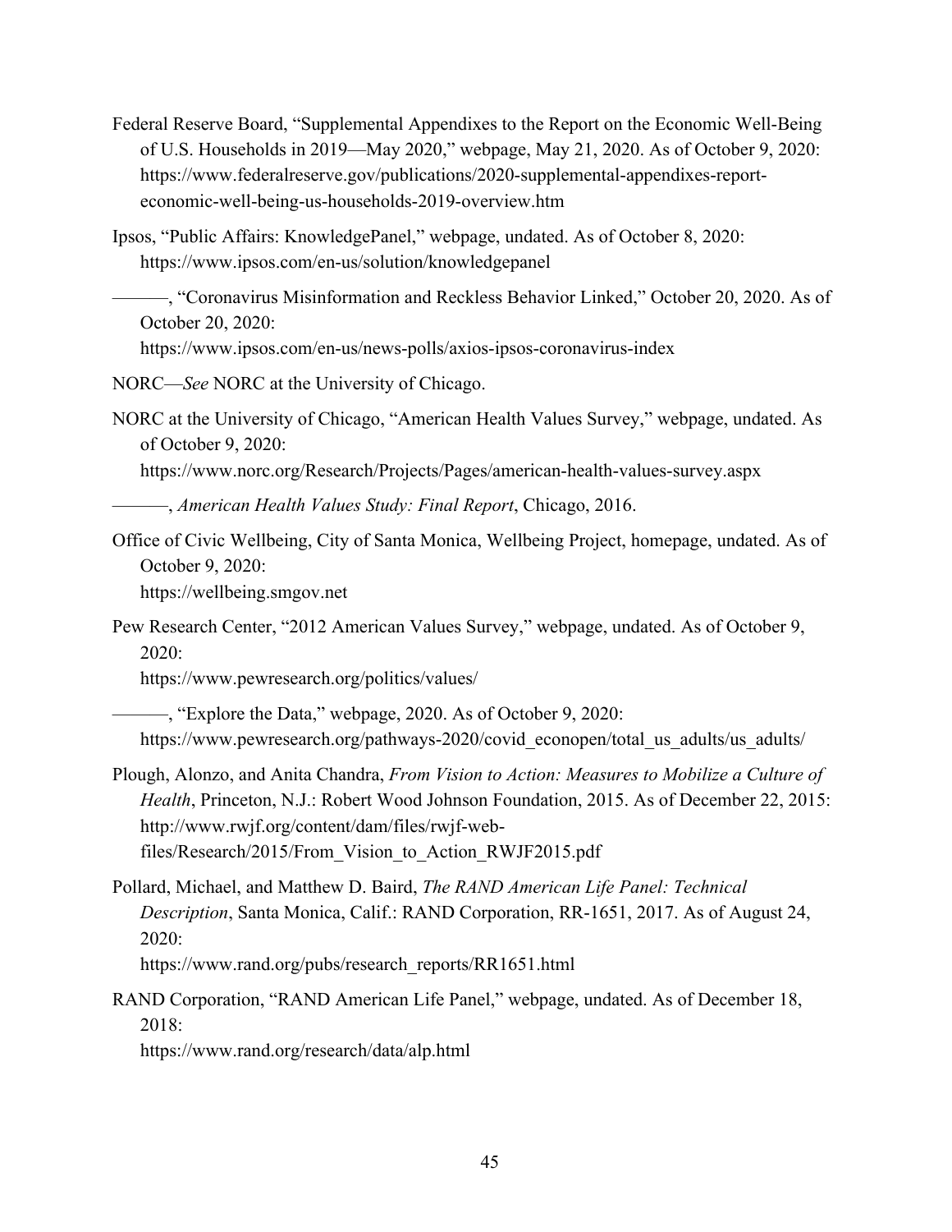Federal Reserve Board, "Supplemental Appendixes to the Report on the Economic Well-Being of U.S. Households in 2019—May 2020," webpage, May 21, 2020. As of October 9, 2020: https://www.federalreserve.gov/publications/2020-supplemental-appendixes-report-economic-well-being-us-households-2019-overview.htm

Ipsos, "Public Affairs: KnowledgePanel," webpage, undated. As of October 8, 2020: https://www.ipsos.com/en-us/solution/knowledgepanel

———, "Coronavirus Misinformation and Reckless Behavior Linked," October 20, 2020. As of October 20, 2020: https://www.ipsos.com/en-us/news-polls/axios-ipsos-coronavirus-index

NORC—*See* NORC at the University of Chicago.

NORC at the University of Chicago, "American Health Values Survey," webpage, undated. As of October 9, 2020: https://www.norc.org/Research/Projects/Pages/american-health-values-survey.aspx

———, *American Health Values Study: Final Report*, Chicago, 2016.

Office of Civic Wellbeing, City of Santa Monica, Wellbeing Project, homepage, undated. As of October 9, 2020: https://wellbeing.smgov.net

Pew Research Center, "2012 American Values Survey," webpage, undated. As of October 9, 2020: https://www.pewresearch.org/politics/values/

———, "Explore the Data," webpage, 2020. As of October 9, 2020: https://www.pewresearch.org/pathways-2020/covid_econopen/total_us_adults/us_adults/

Plough, Alonzo, and Anita Chandra, *From Vision to Action: Measures to Mobilize a Culture of Health*, Princeton, N.J.: Robert Wood Johnson Foundation, 2015. As of December 22, 2015: http://www.rwjf.org/content/dam/files/rwjf-web-files/Research/2015/From_Vision_to_Action_RWJF2015.pdf

Pollard, Michael, and Matthew D. Baird, *The RAND American Life Panel: Technical Description*, Santa Monica, Calif.: RAND Corporation, RR-1651, 2017. As of August 24, 2020: https://www.rand.org/pubs/research_reports/RR1651.html

RAND Corporation, "RAND American Life Panel," webpage, undated. As of December 18, 2018: https://www.rand.org/research/data/alp.html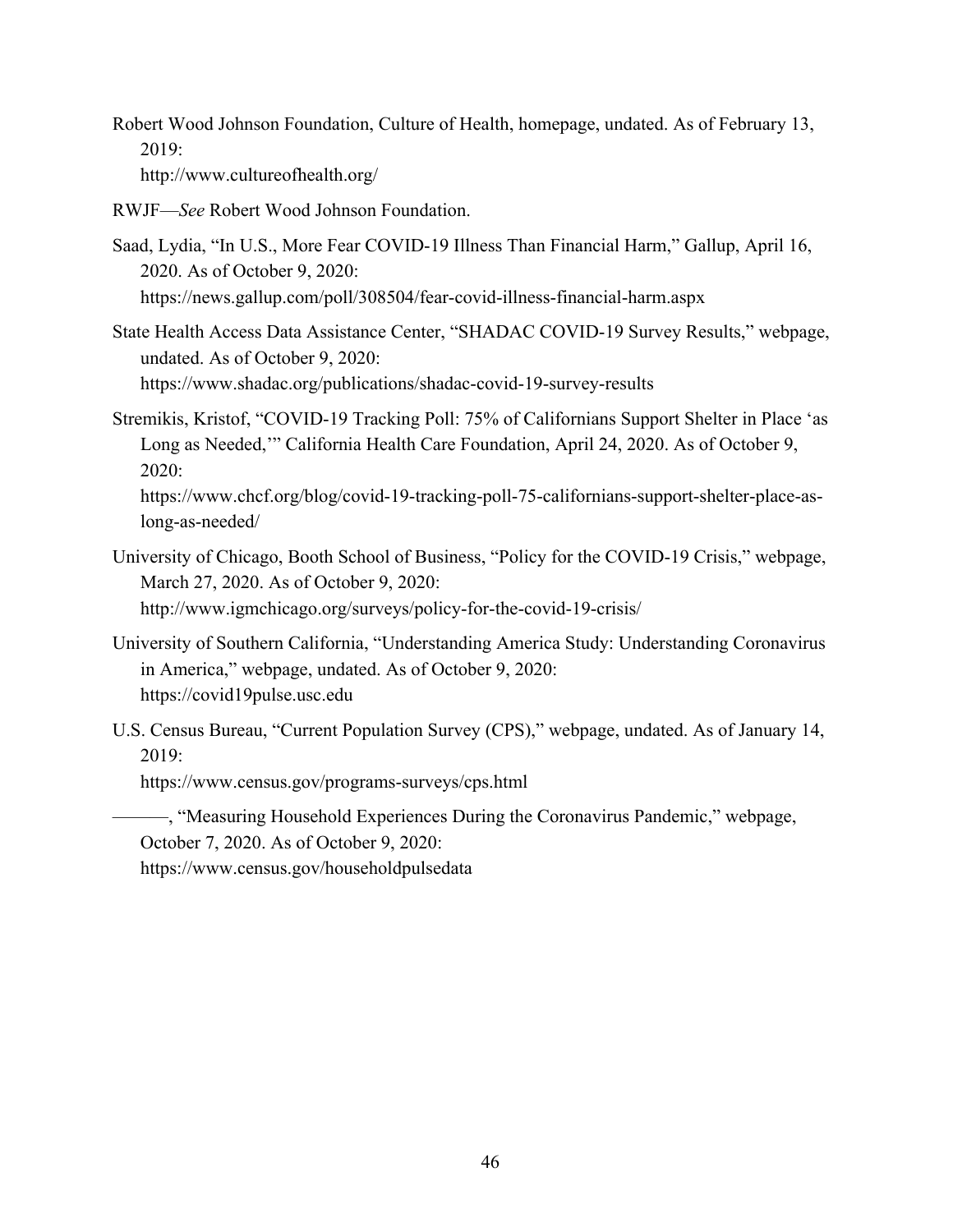Robert Wood Johnson Foundation, Culture of Health, homepage, undated. As of February 13, 2019:
http://www.cultureofhealth.org/

RWJF—*See* Robert Wood Johnson Foundation.

Saad, Lydia, "In U.S., More Fear COVID-19 Illness Than Financial Harm," Gallup, April 16, 2020. As of October 9, 2020:
https://news.gallup.com/poll/308504/fear-covid-illness-financial-harm.aspx

State Health Access Data Assistance Center, "SHADAC COVID-19 Survey Results," webpage, undated. As of October 9, 2020:
https://www.shadac.org/publications/shadac-covid-19-survey-results

Stremikis, Kristof, "COVID-19 Tracking Poll: 75% of Californians Support Shelter in Place 'as Long as Needed,'" California Health Care Foundation, April 24, 2020. As of October 9, 2020:
https://www.chcf.org/blog/covid-19-tracking-poll-75-californians-support-shelter-place-as-long-as-needed/

University of Chicago, Booth School of Business, "Policy for the COVID-19 Crisis," webpage, March 27, 2020. As of October 9, 2020:
http://www.igmchicago.org/surveys/policy-for-the-covid-19-crisis/

University of Southern California, "Understanding America Study: Understanding Coronavirus in America," webpage, undated. As of October 9, 2020:
https://covid19pulse.usc.edu

U.S. Census Bureau, "Current Population Survey (CPS)," webpage, undated. As of January 14, 2019:
https://www.census.gov/programs-surveys/cps.html

———, "Measuring Household Experiences During the Coronavirus Pandemic," webpage, October 7, 2020. As of October 9, 2020:
https://www.census.gov/householdpulsedata